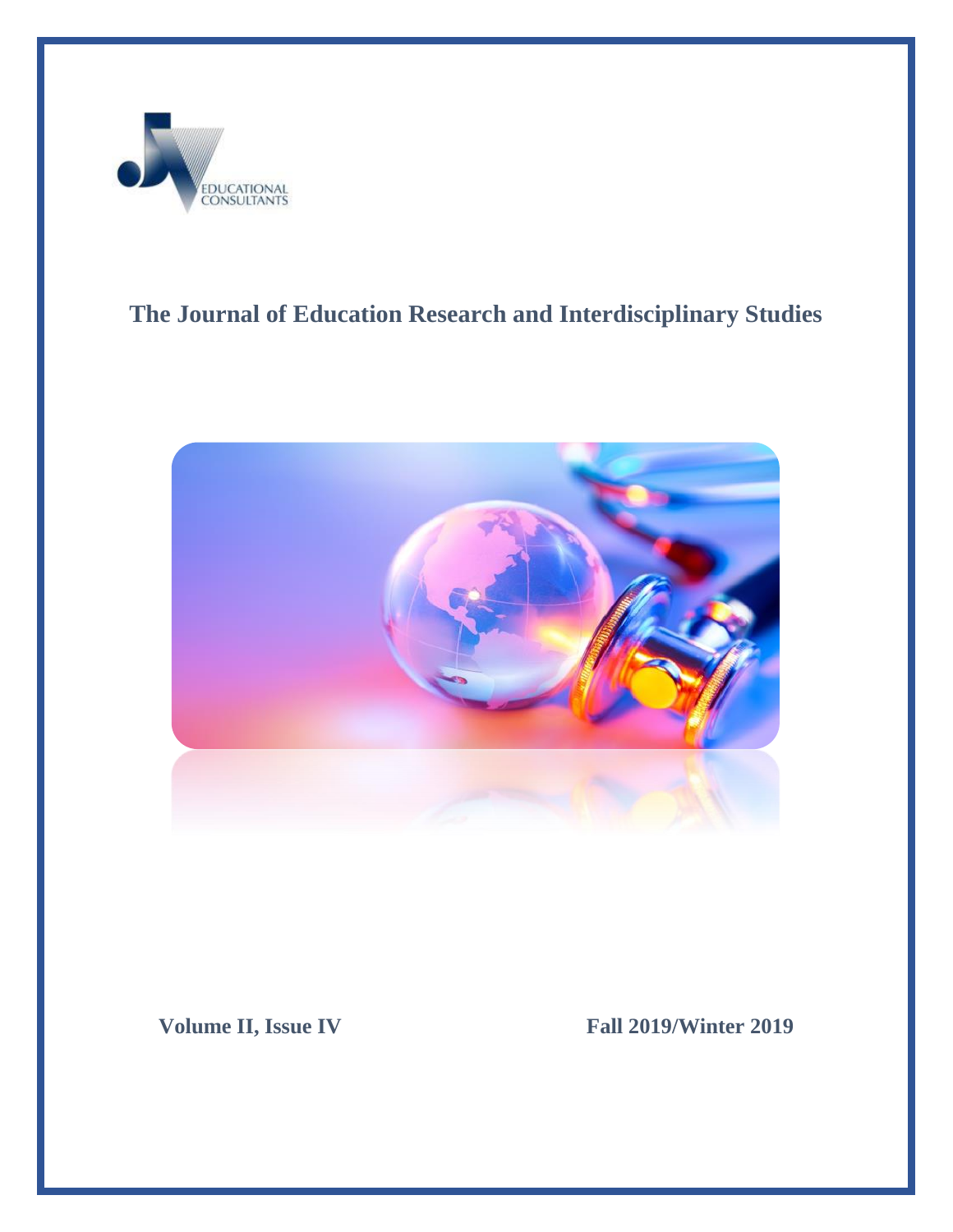EDUCATIONAL CONSULTANTS

# The Journal of Education Research and Interdisciplinary Studies

**Volume II, Issue IV** **Fall 2019/Winter 2019**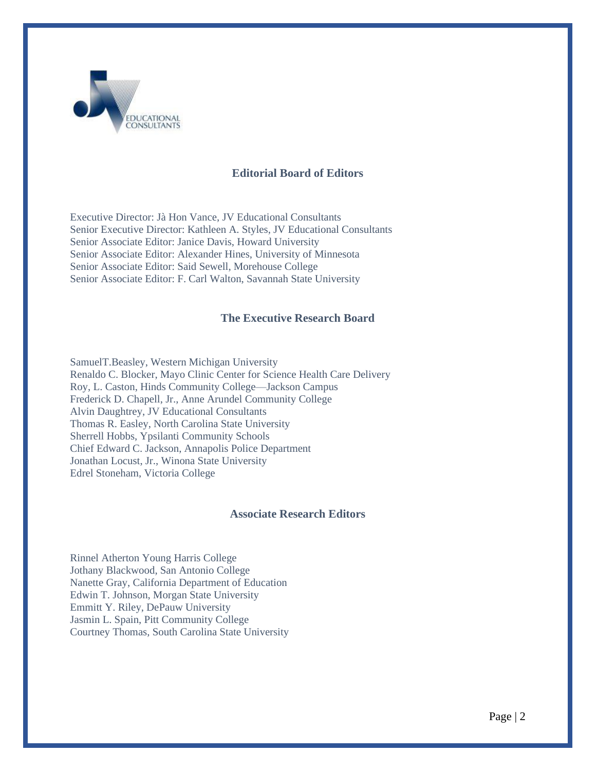## Editorial Board of Editors

Executive Director: Jà Hon Vance, JV Educational Consultants
Senior Executive Director: Kathleen A. Styles, JV Educational Consultants
Senior Associate Editor: Janice Davis, Howard University
Senior Associate Editor: Alexander Hines, University of Minnesota
Senior Associate Editor: Said Sewell, Morehouse College
Senior Associate Editor: F. Carl Walton, Savannah State University

## The Executive Research Board

SamuelT.Beasley, Western Michigan University
Renaldo C. Blocker, Mayo Clinic Center for Science Health Care Delivery
Roy, L. Caston, Hinds Community College—Jackson Campus
Frederick D. Chapell, Jr., Anne Arundel Community College
Alvin Daughtrey, JV Educational Consultants
Thomas R. Easley, North Carolina State University
Sherrell Hobbs, Ypsilanti Community Schools
Chief Edward C. Jackson, Annapolis Police Department
Jonathan Locust, Jr., Winona State University
Edrel Stoneham, Victoria College

## Associate Research Editors

Rinnel Atherton Young Harris College
Jothany Blackwood, San Antonio College
Nanette Gray, California Department of Education
Edwin T. Johnson, Morgan State University
Emmitt Y. Riley, DePauw University
Jasmin L. Spain, Pitt Community College
Courtney Thomas, South Carolina State University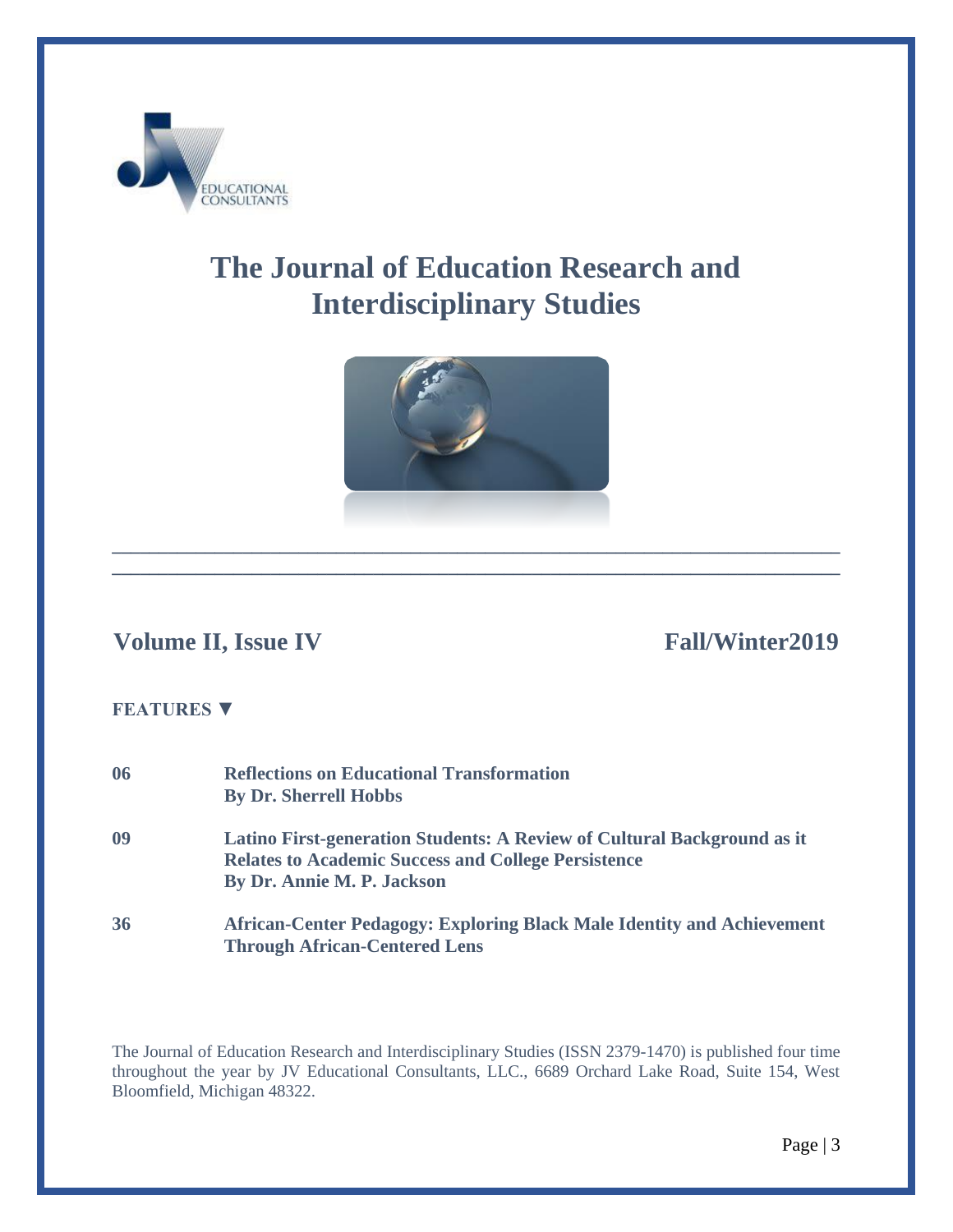EDUCATIONAL CONSULTANTS

# The Journal of Education Research and Interdisciplinary Studies

## Volume II, Issue IV

## Fall/Winter2019

**FEATURES ▼**

| | |
|---|---|
| **06** | **Reflections on Educational Transformation**<br>**By Dr. Sherrell Hobbs** |
| **09** | **Latino First-generation Students: A Review of Cultural Background as it Relates to Academic Success and College Persistence**<br>**By Dr. Annie M. P. Jackson** |
| **36** | **African-Center Pedagogy: Exploring Black Male Identity and Achievement Through African-Centered Lens** |

The Journal of Education Research and Interdisciplinary Studies (ISSN 2379-1470) is published four time throughout the year by JV Educational Consultants, LLC., 6689 Orchard Lake Road, Suite 154, West Bloomfield, Michigan 48322.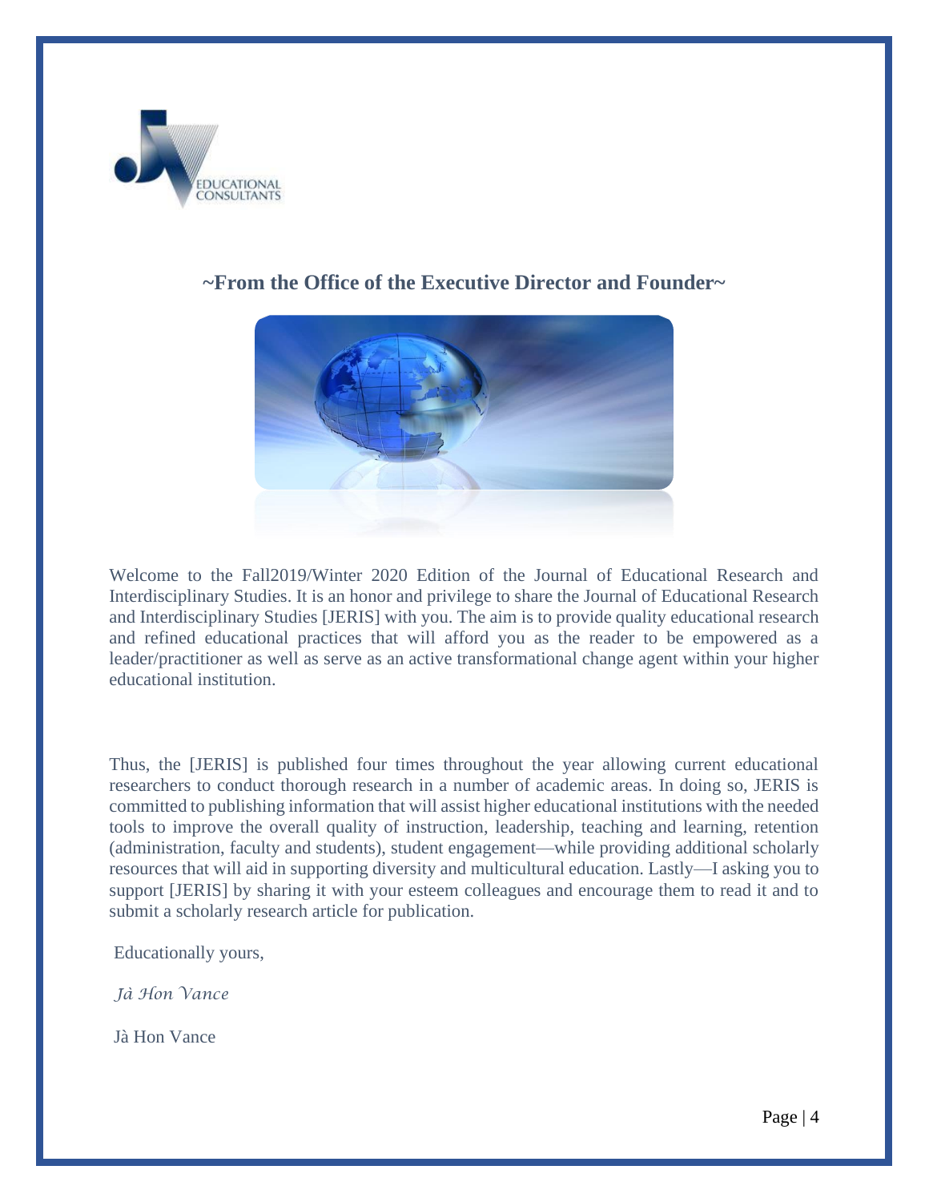## ~From the Office of the Executive Director and Founder~

Welcome to the Fall2019/Winter 2020 Edition of the Journal of Educational Research and Interdisciplinary Studies. It is an honor and privilege to share the Journal of Educational Research and Interdisciplinary Studies [JERIS] with you. The aim is to provide quality educational research and refined educational practices that will afford you as the reader to be empowered as a leader/practitioner as well as serve as an active transformational change agent within your higher educational institution.

Thus, the [JERIS] is published four times throughout the year allowing current educational researchers to conduct thorough research in a number of academic areas. In doing so, JERIS is committed to publishing information that will assist higher educational institutions with the needed tools to improve the overall quality of instruction, leadership, teaching and learning, retention (administration, faculty and students), student engagement—while providing additional scholarly resources that will aid in supporting diversity and multicultural education. Lastly—I asking you to support [JERIS] by sharing it with your esteem colleagues and encourage them to read it and to submit a scholarly research article for publication.

Educationally yours,

*Jà Hon Vance*

Jà Hon Vance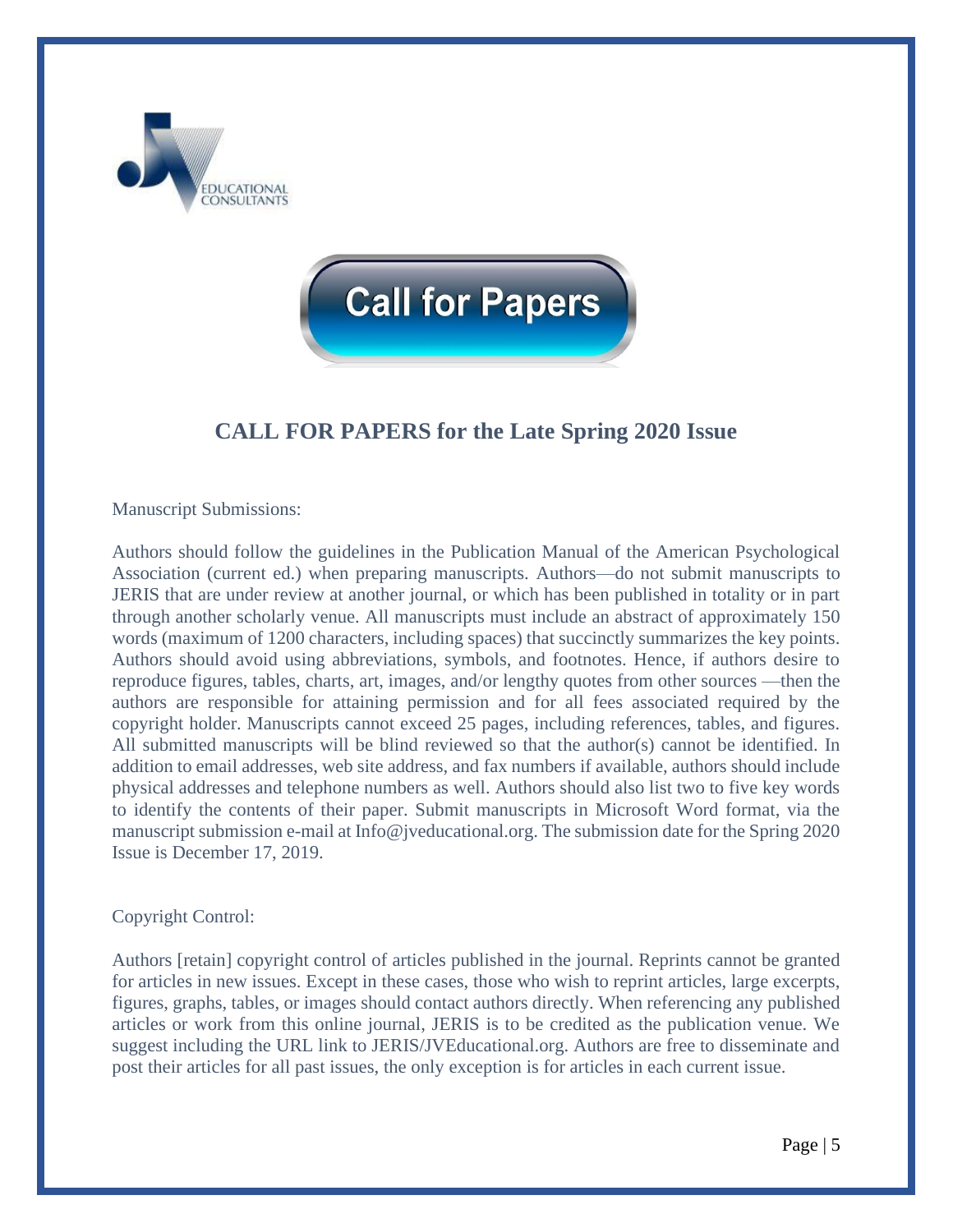## CALL FOR PAPERS for the Late Spring 2020 Issue

Manuscript Submissions:

Authors should follow the guidelines in the Publication Manual of the American Psychological Association (current ed.) when preparing manuscripts. Authors—do not submit manuscripts to JERIS that are under review at another journal, or which has been published in totality or in part through another scholarly venue. All manuscripts must include an abstract of approximately 150 words (maximum of 1200 characters, including spaces) that succinctly summarizes the key points. Authors should avoid using abbreviations, symbols, and footnotes. Hence, if authors desire to reproduce figures, tables, charts, art, images, and/or lengthy quotes from other sources —then the authors are responsible for attaining permission and for all fees associated required by the copyright holder. Manuscripts cannot exceed 25 pages, including references, tables, and figures. All submitted manuscripts will be blind reviewed so that the author(s) cannot be identified. In addition to email addresses, web site address, and fax numbers if available, authors should include physical addresses and telephone numbers as well. Authors should also list two to five key words to identify the contents of their paper. Submit manuscripts in Microsoft Word format, via the manuscript submission e-mail at Info@jveducational.org. The submission date for the Spring 2020 Issue is December 17, 2019.

Copyright Control:

Authors [retain] copyright control of articles published in the journal. Reprints cannot be granted for articles in new issues. Except in these cases, those who wish to reprint articles, large excerpts, figures, graphs, tables, or images should contact authors directly. When referencing any published articles or work from this online journal, JERIS is to be credited as the publication venue. We suggest including the URL link to JERIS/JVEducational.org. Authors are free to disseminate and post their articles for all past issues, the only exception is for articles in each current issue.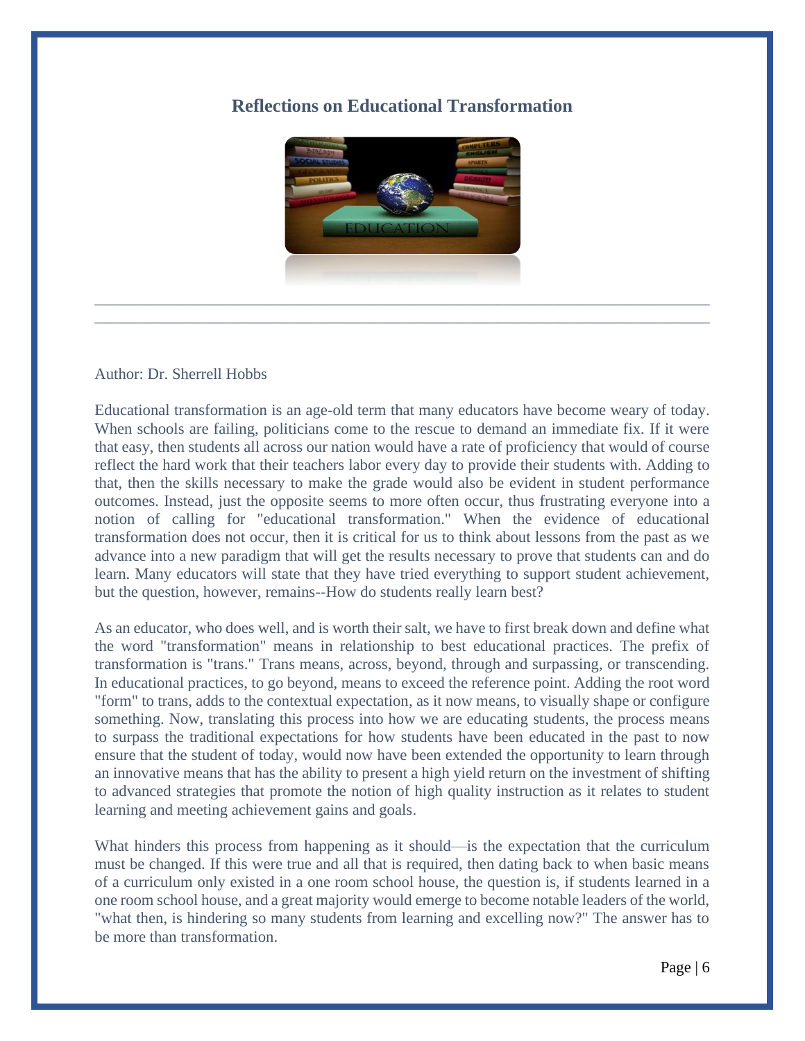## Reflections on Educational Transformation

Author: Dr. Sherrell Hobbs

Educational transformation is an age-old term that many educators have become weary of today. When schools are failing, politicians come to the rescue to demand an immediate fix. If it were that easy, then students all across our nation would have a rate of proficiency that would of course reflect the hard work that their teachers labor every day to provide their students with. Adding to that, then the skills necessary to make the grade would also be evident in student performance outcomes. Instead, just the opposite seems to more often occur, thus frustrating everyone into a notion of calling for "educational transformation." When the evidence of educational transformation does not occur, then it is critical for us to think about lessons from the past as we advance into a new paradigm that will get the results necessary to prove that students can and do learn. Many educators will state that they have tried everything to support student achievement, but the question, however, remains--How do students really learn best?

As an educator, who does well, and is worth their salt, we have to first break down and define what the word "transformation" means in relationship to best educational practices. The prefix of transformation is "trans." Trans means, across, beyond, through and surpassing, or transcending. In educational practices, to go beyond, means to exceed the reference point. Adding the root word "form" to trans, adds to the contextual expectation, as it now means, to visually shape or configure something. Now, translating this process into how we are educating students, the process means to surpass the traditional expectations for how students have been educated in the past to now ensure that the student of today, would now have been extended the opportunity to learn through an innovative means that has the ability to present a high yield return on the investment of shifting to advanced strategies that promote the notion of high quality instruction as it relates to student learning and meeting achievement gains and goals.

What hinders this process from happening as it should—is the expectation that the curriculum must be changed. If this were true and all that is required, then dating back to when basic means of a curriculum only existed in a one room school house, the question is, if students learned in a one room school house, and a great majority would emerge to become notable leaders of the world, "what then, is hindering so many students from learning and excelling now?" The answer has to be more than transformation.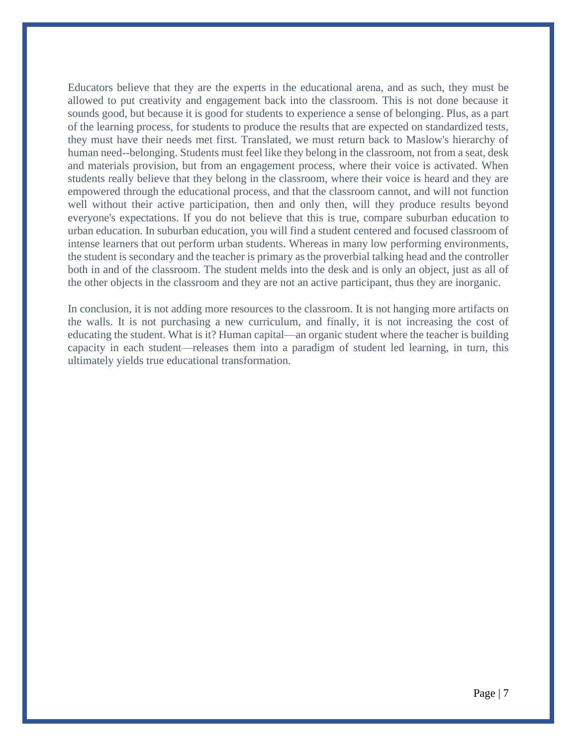Educators believe that they are the experts in the educational arena, and as such, they must be allowed to put creativity and engagement back into the classroom. This is not done because it sounds good, but because it is good for students to experience a sense of belonging. Plus, as a part of the learning process, for students to produce the results that are expected on standardized tests, they must have their needs met first. Translated, we must return back to Maslow's hierarchy of human need--belonging. Students must feel like they belong in the classroom, not from a seat, desk and materials provision, but from an engagement process, where their voice is activated. When students really believe that they belong in the classroom, where their voice is heard and they are empowered through the educational process, and that the classroom cannot, and will not function well without their active participation, then and only then, will they produce results beyond everyone's expectations. If you do not believe that this is true, compare suburban education to urban education. In suburban education, you will find a student centered and focused classroom of intense learners that out perform urban students. Whereas in many low performing environments, the student is secondary and the teacher is primary as the proverbial talking head and the controller both in and of the classroom. The student melds into the desk and is only an object, just as all of the other objects in the classroom and they are not an active participant, thus they are inorganic.

In conclusion, it is not adding more resources to the classroom. It is not hanging more artifacts on the walls. It is not purchasing a new curriculum, and finally, it is not increasing the cost of educating the student. What is it? Human capital—an organic student where the teacher is building capacity in each student—releases them into a paradigm of student led learning, in turn, this ultimately yields true educational transformation.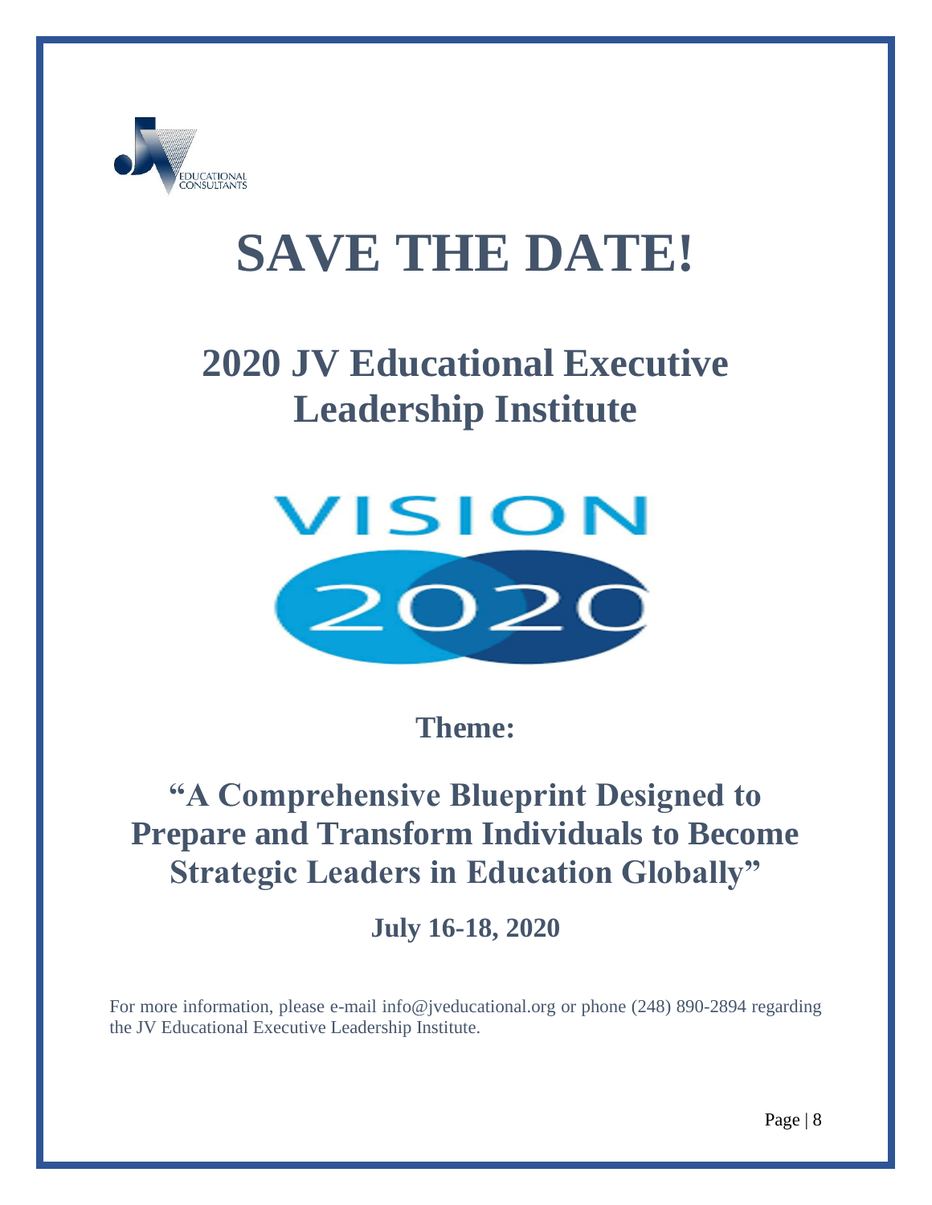# SAVE THE DATE!

## 2020 JV Educational Executive Leadership Institute

VISION 2020

### Theme:

## "A Comprehensive Blueprint Designed to Prepare and Transform Individuals to Become Strategic Leaders in Education Globally"

### July 16-18, 2020

For more information, please e-mail info@jveducational.org or phone (248) 890-2894 regarding the JV Educational Executive Leadership Institute.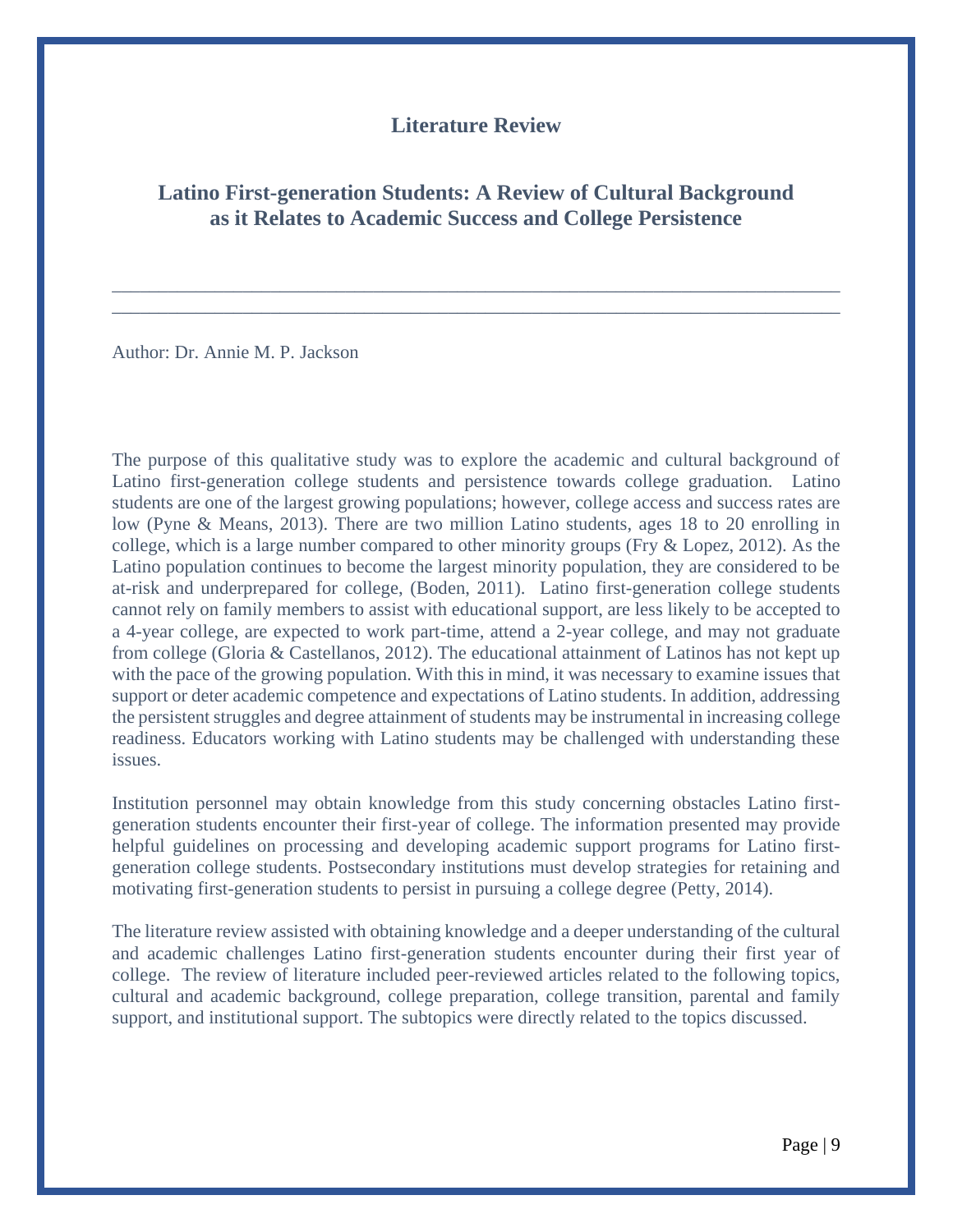# Literature Review

## Latino First-generation Students: A Review of Cultural Background as it Relates to Academic Success and College Persistence

---

Author: Dr. Annie M. P. Jackson

The purpose of this qualitative study was to explore the academic and cultural background of Latino first-generation college students and persistence towards college graduation. Latino students are one of the largest growing populations; however, college access and success rates are low (Pyne & Means, 2013). There are two million Latino students, ages 18 to 20 enrolling in college, which is a large number compared to other minority groups (Fry & Lopez, 2012). As the Latino population continues to become the largest minority population, they are considered to be at-risk and underprepared for college, (Boden, 2011). Latino first-generation college students cannot rely on family members to assist with educational support, are less likely to be accepted to a 4-year college, are expected to work part-time, attend a 2-year college, and may not graduate from college (Gloria & Castellanos, 2012). The educational attainment of Latinos has not kept up with the pace of the growing population. With this in mind, it was necessary to examine issues that support or deter academic competence and expectations of Latino students. In addition, addressing the persistent struggles and degree attainment of students may be instrumental in increasing college readiness. Educators working with Latino students may be challenged with understanding these issues.

Institution personnel may obtain knowledge from this study concerning obstacles Latino first-generation students encounter their first-year of college. The information presented may provide helpful guidelines on processing and developing academic support programs for Latino first-generation college students. Postsecondary institutions must develop strategies for retaining and motivating first-generation students to persist in pursuing a college degree (Petty, 2014).

The literature review assisted with obtaining knowledge and a deeper understanding of the cultural and academic challenges Latino first-generation students encounter during their first year of college. The review of literature included peer-reviewed articles related to the following topics, cultural and academic background, college preparation, college transition, parental and family support, and institutional support. The subtopics were directly related to the topics discussed.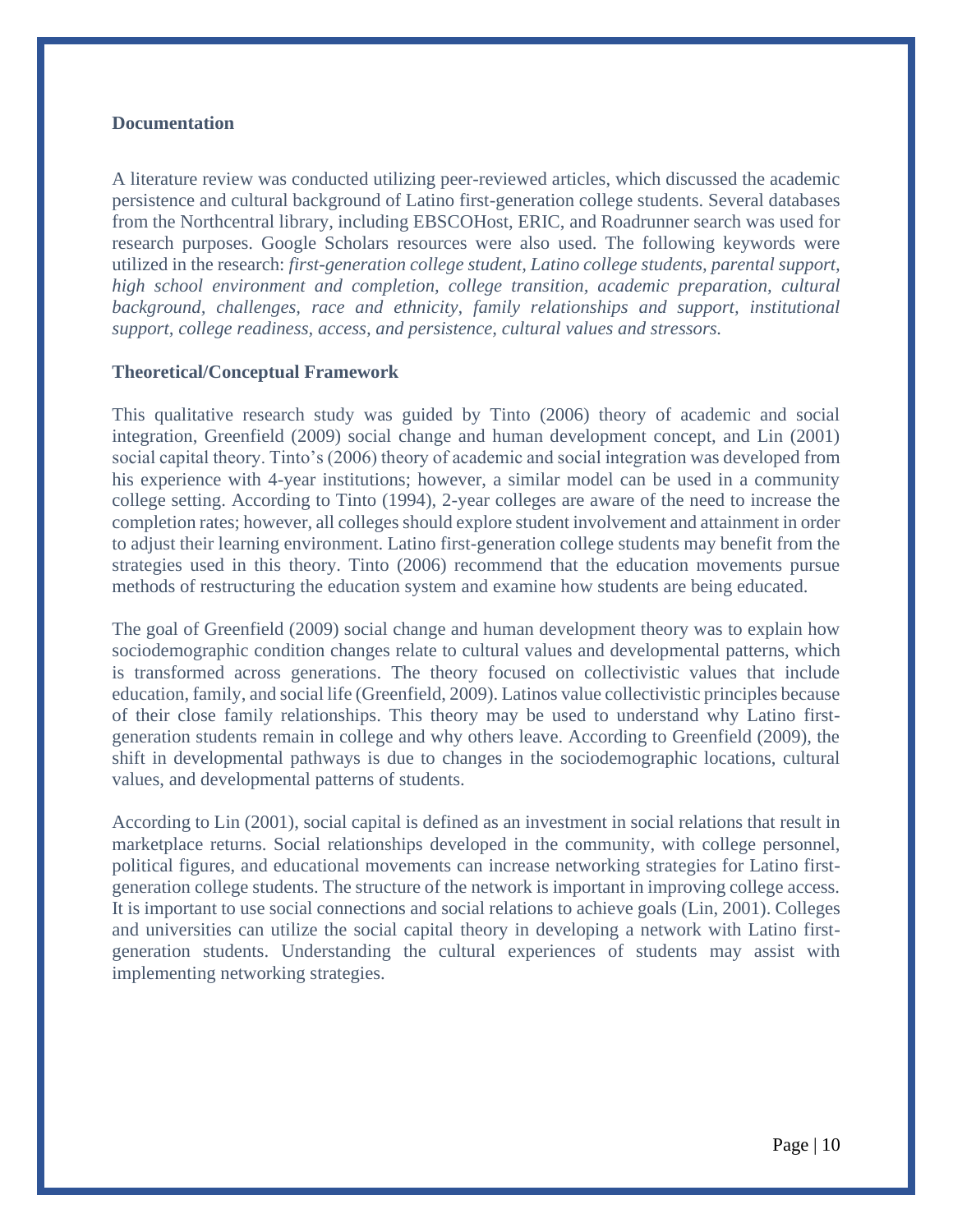**Documentation**

A literature review was conducted utilizing peer-reviewed articles, which discussed the academic persistence and cultural background of Latino first-generation college students. Several databases from the Northcentral library, including EBSCOHost, ERIC, and Roadrunner search was used for research purposes. Google Scholars resources were also used. The following keywords were utilized in the research: *first-generation college student, Latino college students, parental support, high school environment and completion, college transition, academic preparation, cultural background, challenges, race and ethnicity, family relationships and support, institutional support, college readiness, access, and persistence, cultural values and stressors.*

**Theoretical/Conceptual Framework**

This qualitative research study was guided by Tinto (2006) theory of academic and social integration, Greenfield (2009) social change and human development concept, and Lin (2001) social capital theory. Tinto's (2006) theory of academic and social integration was developed from his experience with 4-year institutions; however, a similar model can be used in a community college setting. According to Tinto (1994), 2-year colleges are aware of the need to increase the completion rates; however, all colleges should explore student involvement and attainment in order to adjust their learning environment. Latino first-generation college students may benefit from the strategies used in this theory. Tinto (2006) recommend that the education movements pursue methods of restructuring the education system and examine how students are being educated.

The goal of Greenfield (2009) social change and human development theory was to explain how sociodemographic condition changes relate to cultural values and developmental patterns, which is transformed across generations. The theory focused on collectivistic values that include education, family, and social life (Greenfield, 2009). Latinos value collectivistic principles because of their close family relationships. This theory may be used to understand why Latino first-generation students remain in college and why others leave. According to Greenfield (2009), the shift in developmental pathways is due to changes in the sociodemographic locations, cultural values, and developmental patterns of students.

According to Lin (2001), social capital is defined as an investment in social relations that result in marketplace returns. Social relationships developed in the community, with college personnel, political figures, and educational movements can increase networking strategies for Latino first-generation college students. The structure of the network is important in improving college access. It is important to use social connections and social relations to achieve goals (Lin, 2001). Colleges and universities can utilize the social capital theory in developing a network with Latino first-generation students. Understanding the cultural experiences of students may assist with implementing networking strategies.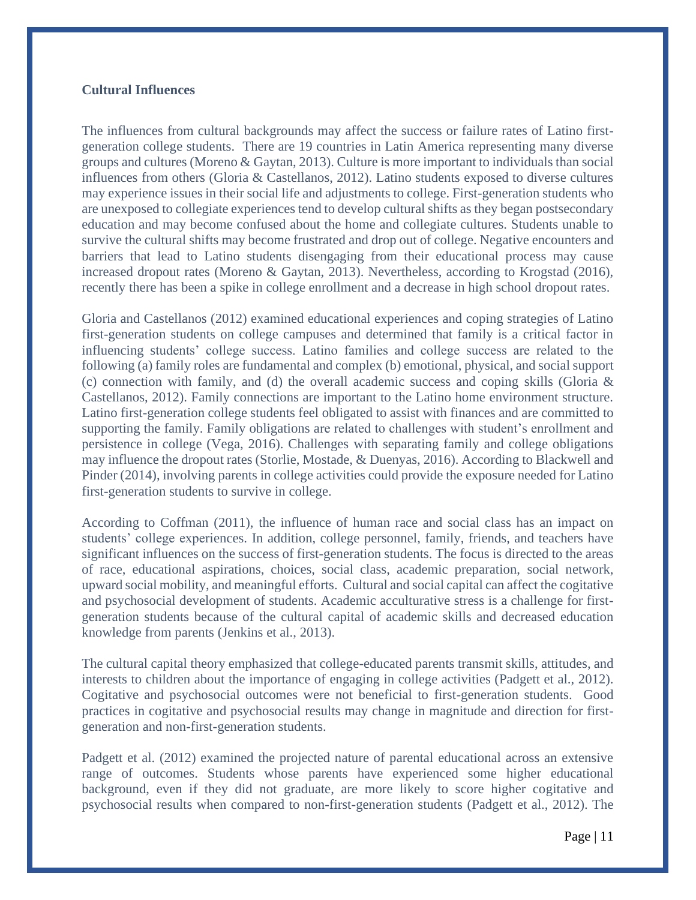**Cultural Influences**

The influences from cultural backgrounds may affect the success or failure rates of Latino first-generation college students. There are 19 countries in Latin America representing many diverse groups and cultures (Moreno & Gaytan, 2013). Culture is more important to individuals than social influences from others (Gloria & Castellanos, 2012). Latino students exposed to diverse cultures may experience issues in their social life and adjustments to college. First-generation students who are unexposed to collegiate experiences tend to develop cultural shifts as they began postsecondary education and may become confused about the home and collegiate cultures. Students unable to survive the cultural shifts may become frustrated and drop out of college. Negative encounters and barriers that lead to Latino students disengaging from their educational process may cause increased dropout rates (Moreno & Gaytan, 2013). Nevertheless, according to Krogstad (2016), recently there has been a spike in college enrollment and a decrease in high school dropout rates.

Gloria and Castellanos (2012) examined educational experiences and coping strategies of Latino first-generation students on college campuses and determined that family is a critical factor in influencing students' college success. Latino families and college success are related to the following (a) family roles are fundamental and complex (b) emotional, physical, and social support (c) connection with family, and (d) the overall academic success and coping skills (Gloria & Castellanos, 2012). Family connections are important to the Latino home environment structure. Latino first-generation college students feel obligated to assist with finances and are committed to supporting the family. Family obligations are related to challenges with student's enrollment and persistence in college (Vega, 2016). Challenges with separating family and college obligations may influence the dropout rates (Storlie, Mostade, & Duenyas, 2016). According to Blackwell and Pinder (2014), involving parents in college activities could provide the exposure needed for Latino first-generation students to survive in college.

According to Coffman (2011), the influence of human race and social class has an impact on students' college experiences. In addition, college personnel, family, friends, and teachers have significant influences on the success of first-generation students. The focus is directed to the areas of race, educational aspirations, choices, social class, academic preparation, social network, upward social mobility, and meaningful efforts. Cultural and social capital can affect the cogitative and psychosocial development of students. Academic acculturative stress is a challenge for first-generation students because of the cultural capital of academic skills and decreased education knowledge from parents (Jenkins et al., 2013).

The cultural capital theory emphasized that college-educated parents transmit skills, attitudes, and interests to children about the importance of engaging in college activities (Padgett et al., 2012). Cogitative and psychosocial outcomes were not beneficial to first-generation students. Good practices in cogitative and psychosocial results may change in magnitude and direction for first-generation and non-first-generation students.

Padgett et al. (2012) examined the projected nature of parental educational across an extensive range of outcomes. Students whose parents have experienced some higher educational background, even if they did not graduate, are more likely to score higher cogitative and psychosocial results when compared to non-first-generation students (Padgett et al., 2012). The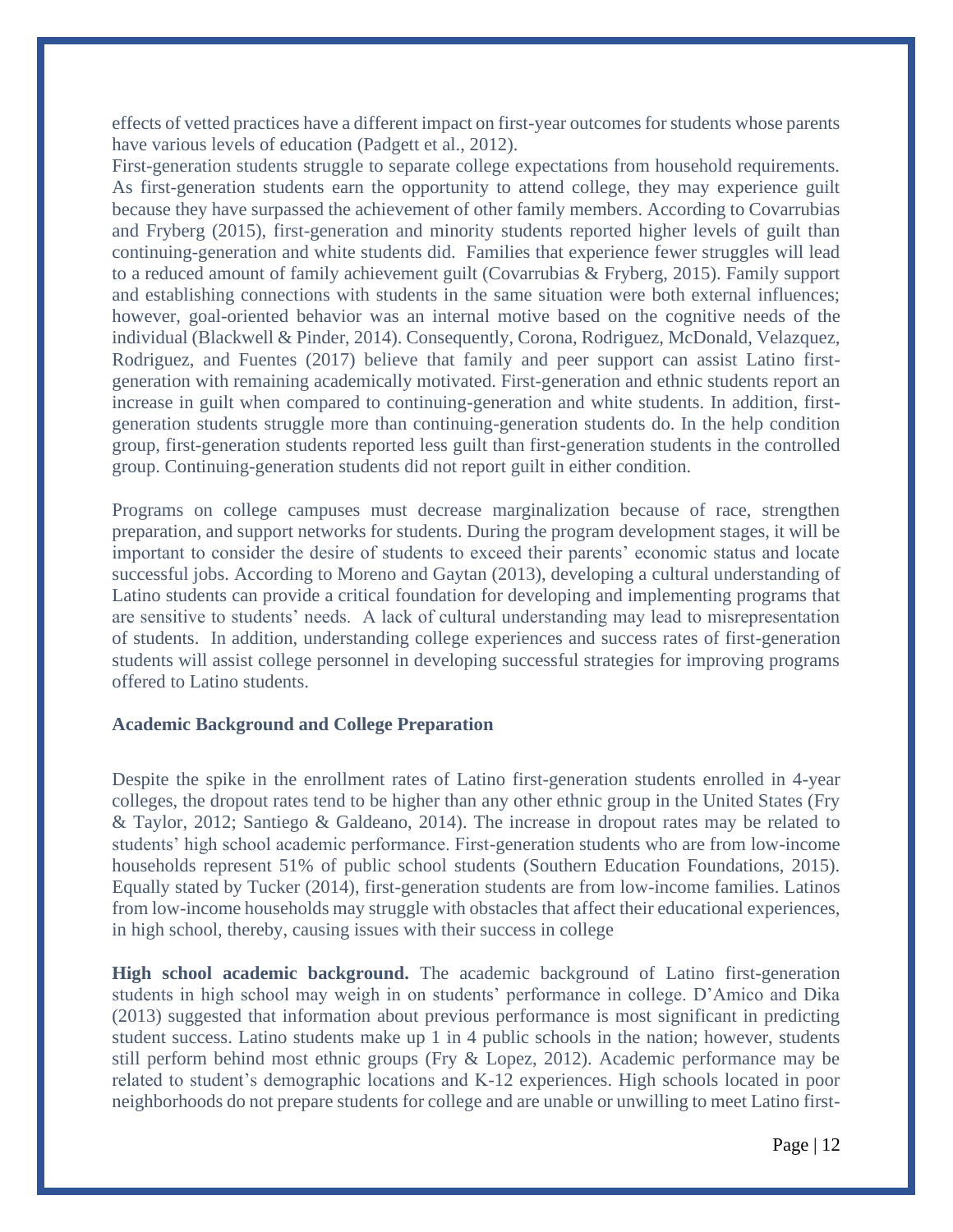effects of vetted practices have a different impact on first-year outcomes for students whose parents have various levels of education (Padgett et al., 2012).

First-generation students struggle to separate college expectations from household requirements. As first-generation students earn the opportunity to attend college, they may experience guilt because they have surpassed the achievement of other family members. According to Covarrubias and Fryberg (2015), first-generation and minority students reported higher levels of guilt than continuing-generation and white students did. Families that experience fewer struggles will lead to a reduced amount of family achievement guilt (Covarrubias & Fryberg, 2015). Family support and establishing connections with students in the same situation were both external influences; however, goal-oriented behavior was an internal motive based on the cognitive needs of the individual (Blackwell & Pinder, 2014). Consequently, Corona, Rodriguez, McDonald, Velazquez, Rodriguez, and Fuentes (2017) believe that family and peer support can assist Latino first-generation with remaining academically motivated. First-generation and ethnic students report an increase in guilt when compared to continuing-generation and white students. In addition, first-generation students struggle more than continuing-generation students do. In the help condition group, first-generation students reported less guilt than first-generation students in the controlled group. Continuing-generation students did not report guilt in either condition.

Programs on college campuses must decrease marginalization because of race, strengthen preparation, and support networks for students. During the program development stages, it will be important to consider the desire of students to exceed their parents' economic status and locate successful jobs. According to Moreno and Gaytan (2013), developing a cultural understanding of Latino students can provide a critical foundation for developing and implementing programs that are sensitive to students' needs. A lack of cultural understanding may lead to misrepresentation of students. In addition, understanding college experiences and success rates of first-generation students will assist college personnel in developing successful strategies for improving programs offered to Latino students.

## Academic Background and College Preparation

Despite the spike in the enrollment rates of Latino first-generation students enrolled in 4-year colleges, the dropout rates tend to be higher than any other ethnic group in the United States (Fry & Taylor, 2012; Santiego & Galdeano, 2014). The increase in dropout rates may be related to students' high school academic performance. First-generation students who are from low-income households represent 51% of public school students (Southern Education Foundations, 2015). Equally stated by Tucker (2014), first-generation students are from low-income families. Latinos from low-income households may struggle with obstacles that affect their educational experiences, in high school, thereby, causing issues with their success in college

**High school academic background.** The academic background of Latino first-generation students in high school may weigh in on students' performance in college. D'Amico and Dika (2013) suggested that information about previous performance is most significant in predicting student success. Latino students make up 1 in 4 public schools in the nation; however, students still perform behind most ethnic groups (Fry & Lopez, 2012). Academic performance may be related to student's demographic locations and K-12 experiences. High schools located in poor neighborhoods do not prepare students for college and are unable or unwilling to meet Latino first-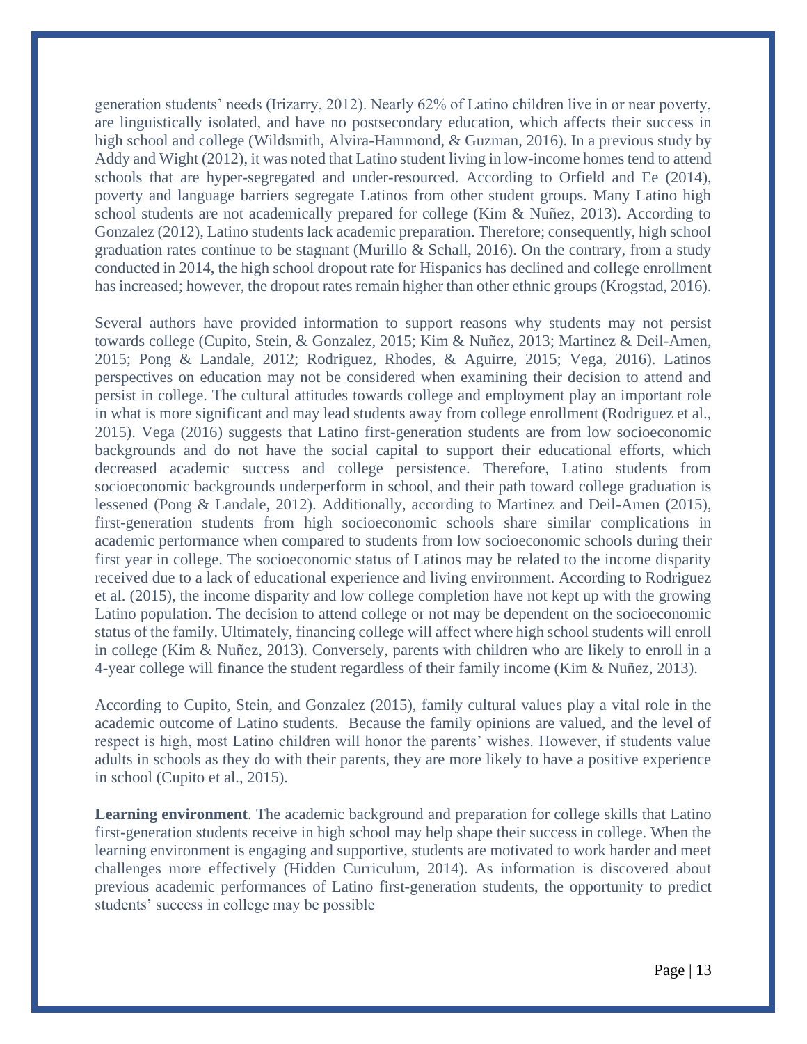generation students' needs (Irizarry, 2012). Nearly 62% of Latino children live in or near poverty, are linguistically isolated, and have no postsecondary education, which affects their success in high school and college (Wildsmith, Alvira-Hammond, & Guzman, 2016). In a previous study by Addy and Wight (2012), it was noted that Latino student living in low-income homes tend to attend schools that are hyper-segregated and under-resourced. According to Orfield and Ee (2014), poverty and language barriers segregate Latinos from other student groups. Many Latino high school students are not academically prepared for college (Kim & Nuñez, 2013). According to Gonzalez (2012), Latino students lack academic preparation. Therefore; consequently, high school graduation rates continue to be stagnant (Murillo & Schall, 2016). On the contrary, from a study conducted in 2014, the high school dropout rate for Hispanics has declined and college enrollment has increased; however, the dropout rates remain higher than other ethnic groups (Krogstad, 2016).

Several authors have provided information to support reasons why students may not persist towards college (Cupito, Stein, & Gonzalez, 2015; Kim & Nuñez, 2013; Martinez & Deil-Amen, 2015; Pong & Landale, 2012; Rodriguez, Rhodes, & Aguirre, 2015; Vega, 2016). Latinos perspectives on education may not be considered when examining their decision to attend and persist in college. The cultural attitudes towards college and employment play an important role in what is more significant and may lead students away from college enrollment (Rodriguez et al., 2015). Vega (2016) suggests that Latino first-generation students are from low socioeconomic backgrounds and do not have the social capital to support their educational efforts, which decreased academic success and college persistence. Therefore, Latino students from socioeconomic backgrounds underperform in school, and their path toward college graduation is lessened (Pong & Landale, 2012). Additionally, according to Martinez and Deil-Amen (2015), first-generation students from high socioeconomic schools share similar complications in academic performance when compared to students from low socioeconomic schools during their first year in college. The socioeconomic status of Latinos may be related to the income disparity received due to a lack of educational experience and living environment. According to Rodriguez et al. (2015), the income disparity and low college completion have not kept up with the growing Latino population. The decision to attend college or not may be dependent on the socioeconomic status of the family. Ultimately, financing college will affect where high school students will enroll in college (Kim & Nuñez, 2013). Conversely, parents with children who are likely to enroll in a 4-year college will finance the student regardless of their family income (Kim & Nuñez, 2013).

According to Cupito, Stein, and Gonzalez (2015), family cultural values play a vital role in the academic outcome of Latino students. Because the family opinions are valued, and the level of respect is high, most Latino children will honor the parents' wishes. However, if students value adults in schools as they do with their parents, they are more likely to have a positive experience in school (Cupito et al., 2015).

**Learning environment**. The academic background and preparation for college skills that Latino first-generation students receive in high school may help shape their success in college. When the learning environment is engaging and supportive, students are motivated to work harder and meet challenges more effectively (Hidden Curriculum, 2014). As information is discovered about previous academic performances of Latino first-generation students, the opportunity to predict students' success in college may be possible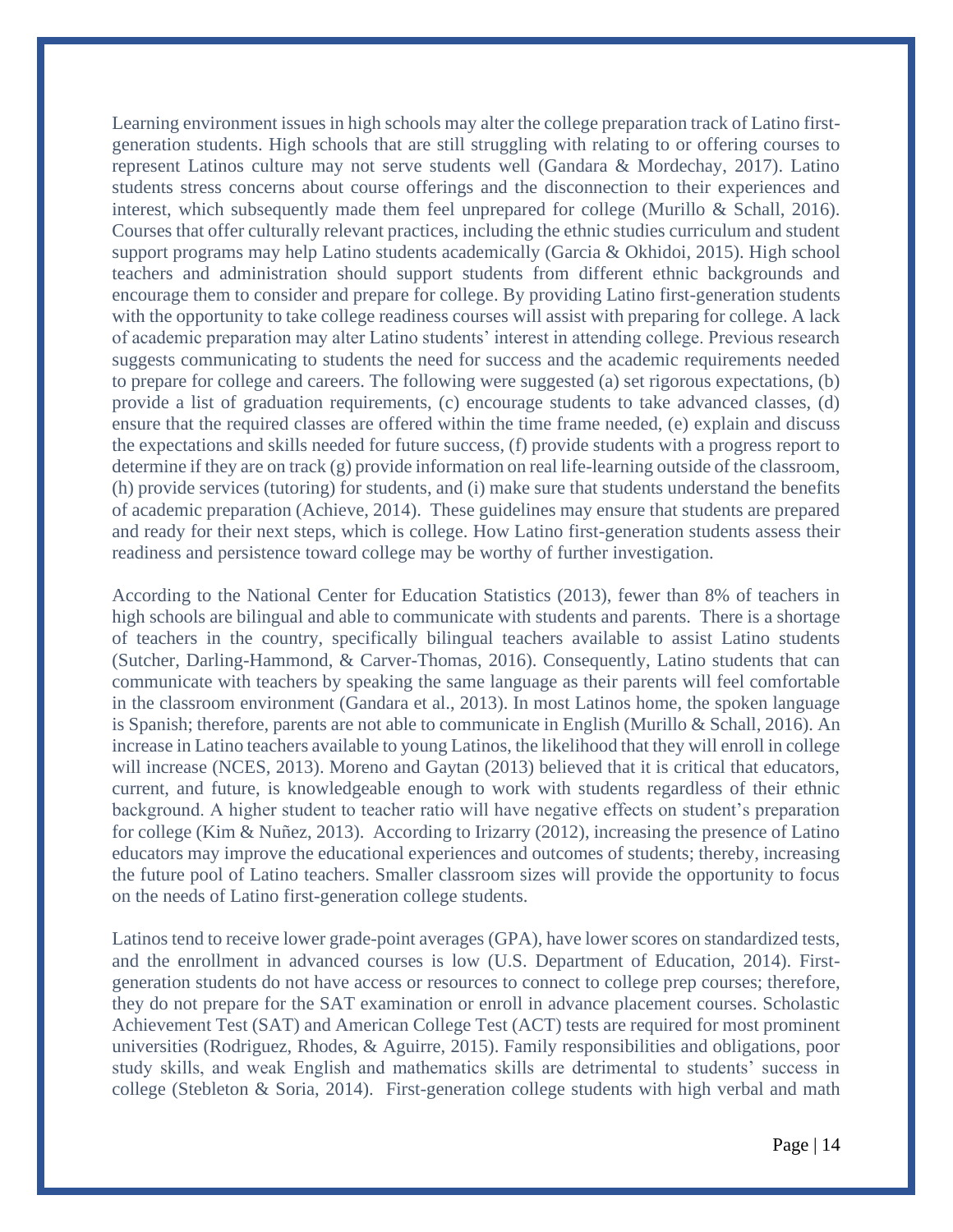Learning environment issues in high schools may alter the college preparation track of Latino first-generation students. High schools that are still struggling with relating to or offering courses to represent Latinos culture may not serve students well (Gandara & Mordechay, 2017). Latino students stress concerns about course offerings and the disconnection to their experiences and interest, which subsequently made them feel unprepared for college (Murillo & Schall, 2016). Courses that offer culturally relevant practices, including the ethnic studies curriculum and student support programs may help Latino students academically (Garcia & Okhidoi, 2015). High school teachers and administration should support students from different ethnic backgrounds and encourage them to consider and prepare for college. By providing Latino first-generation students with the opportunity to take college readiness courses will assist with preparing for college. A lack of academic preparation may alter Latino students' interest in attending college. Previous research suggests communicating to students the need for success and the academic requirements needed to prepare for college and careers. The following were suggested (a) set rigorous expectations, (b) provide a list of graduation requirements, (c) encourage students to take advanced classes, (d) ensure that the required classes are offered within the time frame needed, (e) explain and discuss the expectations and skills needed for future success, (f) provide students with a progress report to determine if they are on track (g) provide information on real life-learning outside of the classroom, (h) provide services (tutoring) for students, and (i) make sure that students understand the benefits of academic preparation (Achieve, 2014). These guidelines may ensure that students are prepared and ready for their next steps, which is college. How Latino first-generation students assess their readiness and persistence toward college may be worthy of further investigation.

According to the National Center for Education Statistics (2013), fewer than 8% of teachers in high schools are bilingual and able to communicate with students and parents. There is a shortage of teachers in the country, specifically bilingual teachers available to assist Latino students (Sutcher, Darling-Hammond, & Carver-Thomas, 2016). Consequently, Latino students that can communicate with teachers by speaking the same language as their parents will feel comfortable in the classroom environment (Gandara et al., 2013). In most Latinos home, the spoken language is Spanish; therefore, parents are not able to communicate in English (Murillo & Schall, 2016). An increase in Latino teachers available to young Latinos, the likelihood that they will enroll in college will increase (NCES, 2013). Moreno and Gaytan (2013) believed that it is critical that educators, current, and future, is knowledgeable enough to work with students regardless of their ethnic background. A higher student to teacher ratio will have negative effects on student's preparation for college (Kim & Nuñez, 2013). According to Irizarry (2012), increasing the presence of Latino educators may improve the educational experiences and outcomes of students; thereby, increasing the future pool of Latino teachers. Smaller classroom sizes will provide the opportunity to focus on the needs of Latino first-generation college students.

Latinos tend to receive lower grade-point averages (GPA), have lower scores on standardized tests, and the enrollment in advanced courses is low (U.S. Department of Education, 2014). First-generation students do not have access or resources to connect to college prep courses; therefore, they do not prepare for the SAT examination or enroll in advance placement courses. Scholastic Achievement Test (SAT) and American College Test (ACT) tests are required for most prominent universities (Rodriguez, Rhodes, & Aguirre, 2015). Family responsibilities and obligations, poor study skills, and weak English and mathematics skills are detrimental to students' success in college (Stebleton & Soria, 2014). First-generation college students with high verbal and math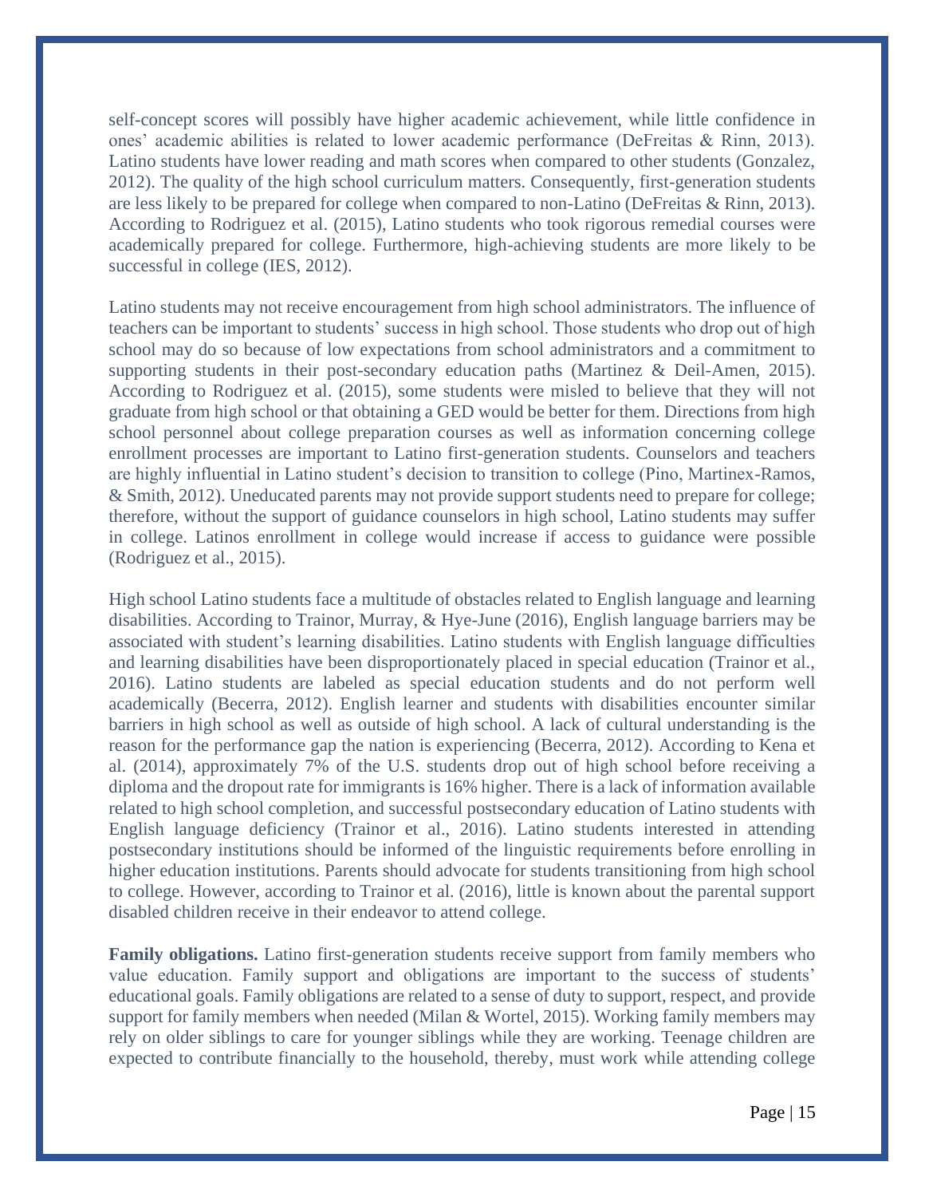self-concept scores will possibly have higher academic achievement, while little confidence in ones' academic abilities is related to lower academic performance (DeFreitas & Rinn, 2013). Latino students have lower reading and math scores when compared to other students (Gonzalez, 2012). The quality of the high school curriculum matters. Consequently, first-generation students are less likely to be prepared for college when compared to non-Latino (DeFreitas & Rinn, 2013). According to Rodriguez et al. (2015), Latino students who took rigorous remedial courses were academically prepared for college. Furthermore, high-achieving students are more likely to be successful in college (IES, 2012).

Latino students may not receive encouragement from high school administrators. The influence of teachers can be important to students' success in high school. Those students who drop out of high school may do so because of low expectations from school administrators and a commitment to supporting students in their post-secondary education paths (Martinez & Deil-Amen, 2015). According to Rodriguez et al. (2015), some students were misled to believe that they will not graduate from high school or that obtaining a GED would be better for them. Directions from high school personnel about college preparation courses as well as information concerning college enrollment processes are important to Latino first-generation students. Counselors and teachers are highly influential in Latino student's decision to transition to college (Pino, Martinex-Ramos, & Smith, 2012). Uneducated parents may not provide support students need to prepare for college; therefore, without the support of guidance counselors in high school, Latino students may suffer in college. Latinos enrollment in college would increase if access to guidance were possible (Rodriguez et al., 2015).

High school Latino students face a multitude of obstacles related to English language and learning disabilities. According to Trainor, Murray, & Hye-June (2016), English language barriers may be associated with student's learning disabilities. Latino students with English language difficulties and learning disabilities have been disproportionately placed in special education (Trainor et al., 2016). Latino students are labeled as special education students and do not perform well academically (Becerra, 2012). English learner and students with disabilities encounter similar barriers in high school as well as outside of high school. A lack of cultural understanding is the reason for the performance gap the nation is experiencing (Becerra, 2012). According to Kena et al. (2014), approximately 7% of the U.S. students drop out of high school before receiving a diploma and the dropout rate for immigrants is 16% higher. There is a lack of information available related to high school completion, and successful postsecondary education of Latino students with English language deficiency (Trainor et al., 2016). Latino students interested in attending postsecondary institutions should be informed of the linguistic requirements before enrolling in higher education institutions. Parents should advocate for students transitioning from high school to college. However, according to Trainor et al. (2016), little is known about the parental support disabled children receive in their endeavor to attend college.

**Family obligations.** Latino first-generation students receive support from family members who value education. Family support and obligations are important to the success of students' educational goals. Family obligations are related to a sense of duty to support, respect, and provide support for family members when needed (Milan & Wortel, 2015). Working family members may rely on older siblings to care for younger siblings while they are working. Teenage children are expected to contribute financially to the household, thereby, must work while attending college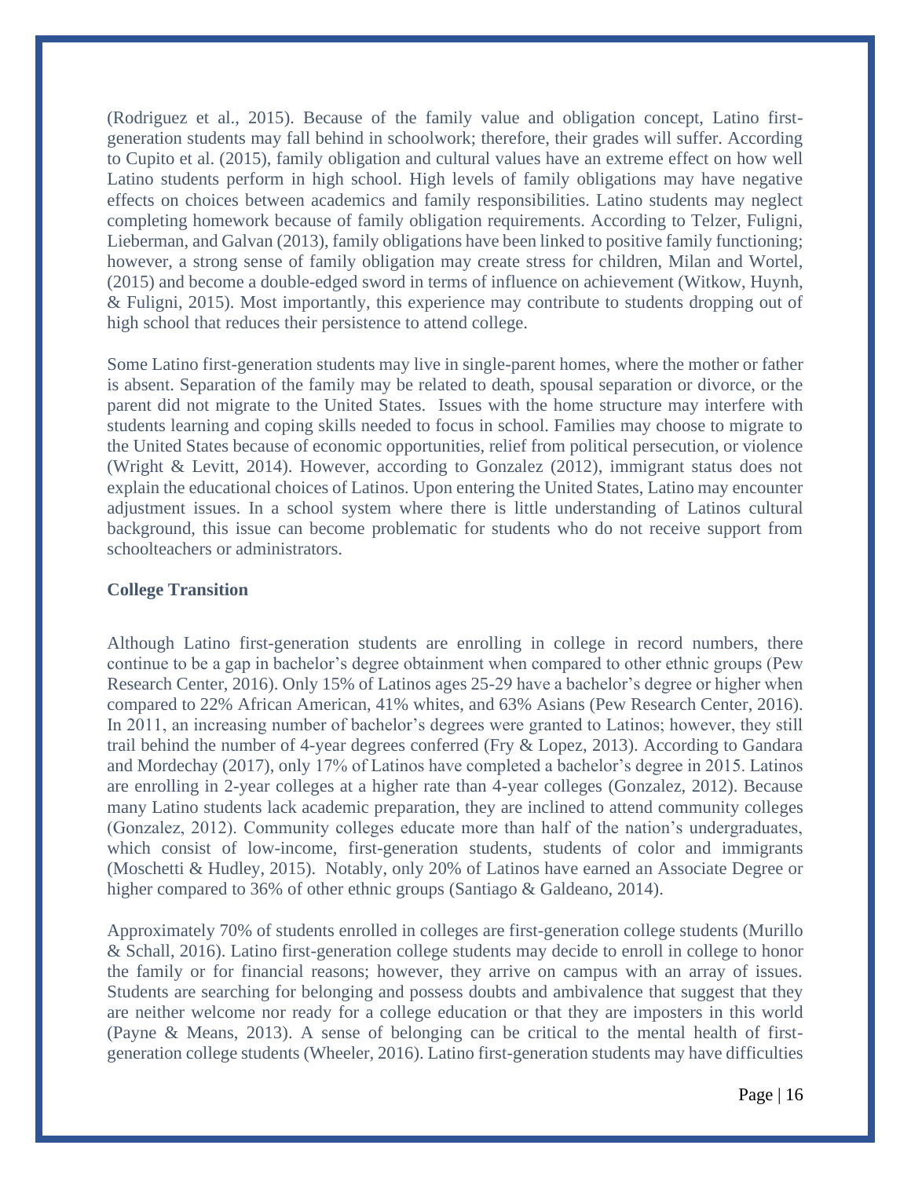(Rodriguez et al., 2015). Because of the family value and obligation concept, Latino first-generation students may fall behind in schoolwork; therefore, their grades will suffer. According to Cupito et al. (2015), family obligation and cultural values have an extreme effect on how well Latino students perform in high school. High levels of family obligations may have negative effects on choices between academics and family responsibilities. Latino students may neglect completing homework because of family obligation requirements. According to Telzer, Fuligni, Lieberman, and Galvan (2013), family obligations have been linked to positive family functioning; however, a strong sense of family obligation may create stress for children, Milan and Wortel, (2015) and become a double-edged sword in terms of influence on achievement (Witkow, Huynh, & Fuligni, 2015). Most importantly, this experience may contribute to students dropping out of high school that reduces their persistence to attend college.

Some Latino first-generation students may live in single-parent homes, where the mother or father is absent. Separation of the family may be related to death, spousal separation or divorce, or the parent did not migrate to the United States. Issues with the home structure may interfere with students learning and coping skills needed to focus in school. Families may choose to migrate to the United States because of economic opportunities, relief from political persecution, or violence (Wright & Levitt, 2014). However, according to Gonzalez (2012), immigrant status does not explain the educational choices of Latinos. Upon entering the United States, Latino may encounter adjustment issues. In a school system where there is little understanding of Latinos cultural background, this issue can become problematic for students who do not receive support from schoolteachers or administrators.

**College Transition**

Although Latino first-generation students are enrolling in college in record numbers, there continue to be a gap in bachelor's degree obtainment when compared to other ethnic groups (Pew Research Center, 2016). Only 15% of Latinos ages 25-29 have a bachelor's degree or higher when compared to 22% African American, 41% whites, and 63% Asians (Pew Research Center, 2016). In 2011, an increasing number of bachelor's degrees were granted to Latinos; however, they still trail behind the number of 4-year degrees conferred (Fry & Lopez, 2013). According to Gandara and Mordechay (2017), only 17% of Latinos have completed a bachelor's degree in 2015. Latinos are enrolling in 2-year colleges at a higher rate than 4-year colleges (Gonzalez, 2012). Because many Latino students lack academic preparation, they are inclined to attend community colleges (Gonzalez, 2012). Community colleges educate more than half of the nation's undergraduates, which consist of low-income, first-generation students, students of color and immigrants (Moschetti & Hudley, 2015). Notably, only 20% of Latinos have earned an Associate Degree or higher compared to 36% of other ethnic groups (Santiago & Galdeano, 2014).

Approximately 70% of students enrolled in colleges are first-generation college students (Murillo & Schall, 2016). Latino first-generation college students may decide to enroll in college to honor the family or for financial reasons; however, they arrive on campus with an array of issues. Students are searching for belonging and possess doubts and ambivalence that suggest that they are neither welcome nor ready for a college education or that they are imposters in this world (Payne & Means, 2013). A sense of belonging can be critical to the mental health of first-generation college students (Wheeler, 2016). Latino first-generation students may have difficulties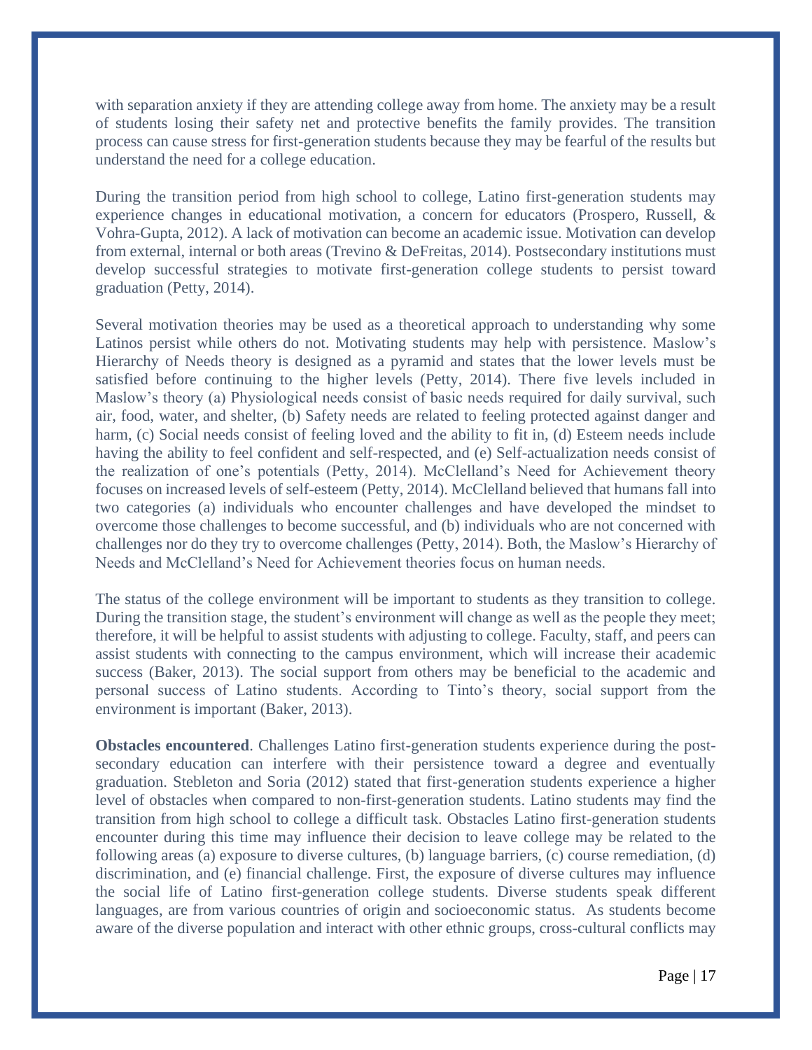with separation anxiety if they are attending college away from home. The anxiety may be a result of students losing their safety net and protective benefits the family provides. The transition process can cause stress for first-generation students because they may be fearful of the results but understand the need for a college education.

During the transition period from high school to college, Latino first-generation students may experience changes in educational motivation, a concern for educators (Prospero, Russell, & Vohra-Gupta, 2012). A lack of motivation can become an academic issue. Motivation can develop from external, internal or both areas (Trevino & DeFreitas, 2014). Postsecondary institutions must develop successful strategies to motivate first-generation college students to persist toward graduation (Petty, 2014).

Several motivation theories may be used as a theoretical approach to understanding why some Latinos persist while others do not. Motivating students may help with persistence. Maslow's Hierarchy of Needs theory is designed as a pyramid and states that the lower levels must be satisfied before continuing to the higher levels (Petty, 2014). There five levels included in Maslow's theory (a) Physiological needs consist of basic needs required for daily survival, such air, food, water, and shelter, (b) Safety needs are related to feeling protected against danger and harm, (c) Social needs consist of feeling loved and the ability to fit in, (d) Esteem needs include having the ability to feel confident and self-respected, and (e) Self-actualization needs consist of the realization of one's potentials (Petty, 2014). McClelland's Need for Achievement theory focuses on increased levels of self-esteem (Petty, 2014). McClelland believed that humans fall into two categories (a) individuals who encounter challenges and have developed the mindset to overcome those challenges to become successful, and (b) individuals who are not concerned with challenges nor do they try to overcome challenges (Petty, 2014). Both, the Maslow's Hierarchy of Needs and McClelland's Need for Achievement theories focus on human needs.

The status of the college environment will be important to students as they transition to college. During the transition stage, the student's environment will change as well as the people they meet; therefore, it will be helpful to assist students with adjusting to college. Faculty, staff, and peers can assist students with connecting to the campus environment, which will increase their academic success (Baker, 2013). The social support from others may be beneficial to the academic and personal success of Latino students. According to Tinto's theory, social support from the environment is important (Baker, 2013).

**Obstacles encountered**. Challenges Latino first-generation students experience during the post-secondary education can interfere with their persistence toward a degree and eventually graduation. Stebleton and Soria (2012) stated that first-generation students experience a higher level of obstacles when compared to non-first-generation students. Latino students may find the transition from high school to college a difficult task. Obstacles Latino first-generation students encounter during this time may influence their decision to leave college may be related to the following areas (a) exposure to diverse cultures, (b) language barriers, (c) course remediation, (d) discrimination, and (e) financial challenge. First, the exposure of diverse cultures may influence the social life of Latino first-generation college students. Diverse students speak different languages, are from various countries of origin and socioeconomic status. As students become aware of the diverse population and interact with other ethnic groups, cross-cultural conflicts may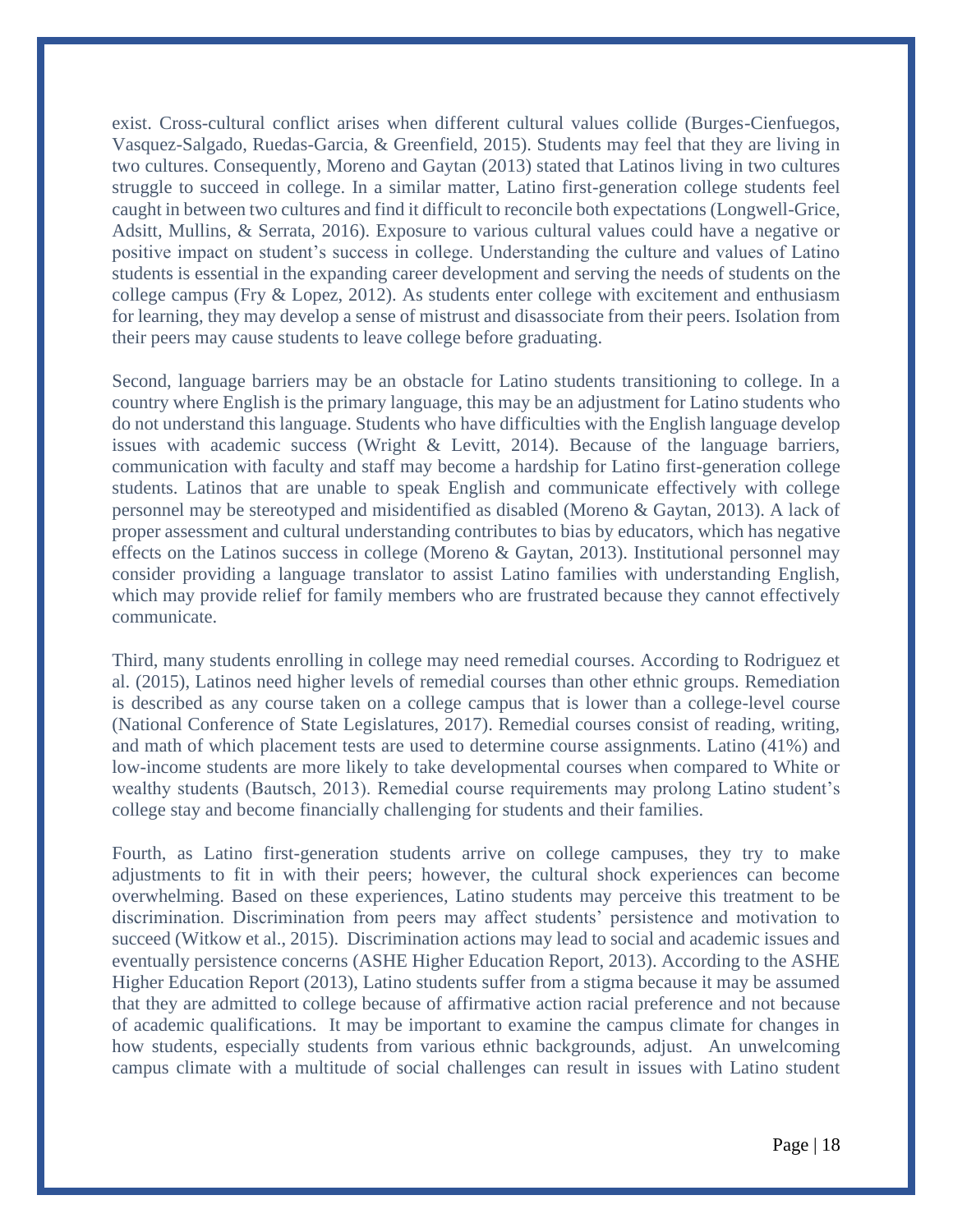exist. Cross-cultural conflict arises when different cultural values collide (Burges-Cienfuegos, Vasquez-Salgado, Ruedas-Garcia, & Greenfield, 2015). Students may feel that they are living in two cultures. Consequently, Moreno and Gaytan (2013) stated that Latinos living in two cultures struggle to succeed in college. In a similar matter, Latino first-generation college students feel caught in between two cultures and find it difficult to reconcile both expectations (Longwell-Grice, Adsitt, Mullins, & Serrata, 2016). Exposure to various cultural values could have a negative or positive impact on student's success in college. Understanding the culture and values of Latino students is essential in the expanding career development and serving the needs of students on the college campus (Fry & Lopez, 2012). As students enter college with excitement and enthusiasm for learning, they may develop a sense of mistrust and disassociate from their peers. Isolation from their peers may cause students to leave college before graduating.

Second, language barriers may be an obstacle for Latino students transitioning to college. In a country where English is the primary language, this may be an adjustment for Latino students who do not understand this language. Students who have difficulties with the English language develop issues with academic success (Wright & Levitt, 2014). Because of the language barriers, communication with faculty and staff may become a hardship for Latino first-generation college students. Latinos that are unable to speak English and communicate effectively with college personnel may be stereotyped and misidentified as disabled (Moreno & Gaytan, 2013). A lack of proper assessment and cultural understanding contributes to bias by educators, which has negative effects on the Latinos success in college (Moreno & Gaytan, 2013). Institutional personnel may consider providing a language translator to assist Latino families with understanding English, which may provide relief for family members who are frustrated because they cannot effectively communicate.

Third, many students enrolling in college may need remedial courses. According to Rodriguez et al. (2015), Latinos need higher levels of remedial courses than other ethnic groups. Remediation is described as any course taken on a college campus that is lower than a college-level course (National Conference of State Legislatures, 2017). Remedial courses consist of reading, writing, and math of which placement tests are used to determine course assignments. Latino (41%) and low-income students are more likely to take developmental courses when compared to White or wealthy students (Bautsch, 2013). Remedial course requirements may prolong Latino student's college stay and become financially challenging for students and their families.

Fourth, as Latino first-generation students arrive on college campuses, they try to make adjustments to fit in with their peers; however, the cultural shock experiences can become overwhelming. Based on these experiences, Latino students may perceive this treatment to be discrimination. Discrimination from peers may affect students' persistence and motivation to succeed (Witkow et al., 2015). Discrimination actions may lead to social and academic issues and eventually persistence concerns (ASHE Higher Education Report, 2013). According to the ASHE Higher Education Report (2013), Latino students suffer from a stigma because it may be assumed that they are admitted to college because of affirmative action racial preference and not because of academic qualifications. It may be important to examine the campus climate for changes in how students, especially students from various ethnic backgrounds, adjust. An unwelcoming campus climate with a multitude of social challenges can result in issues with Latino student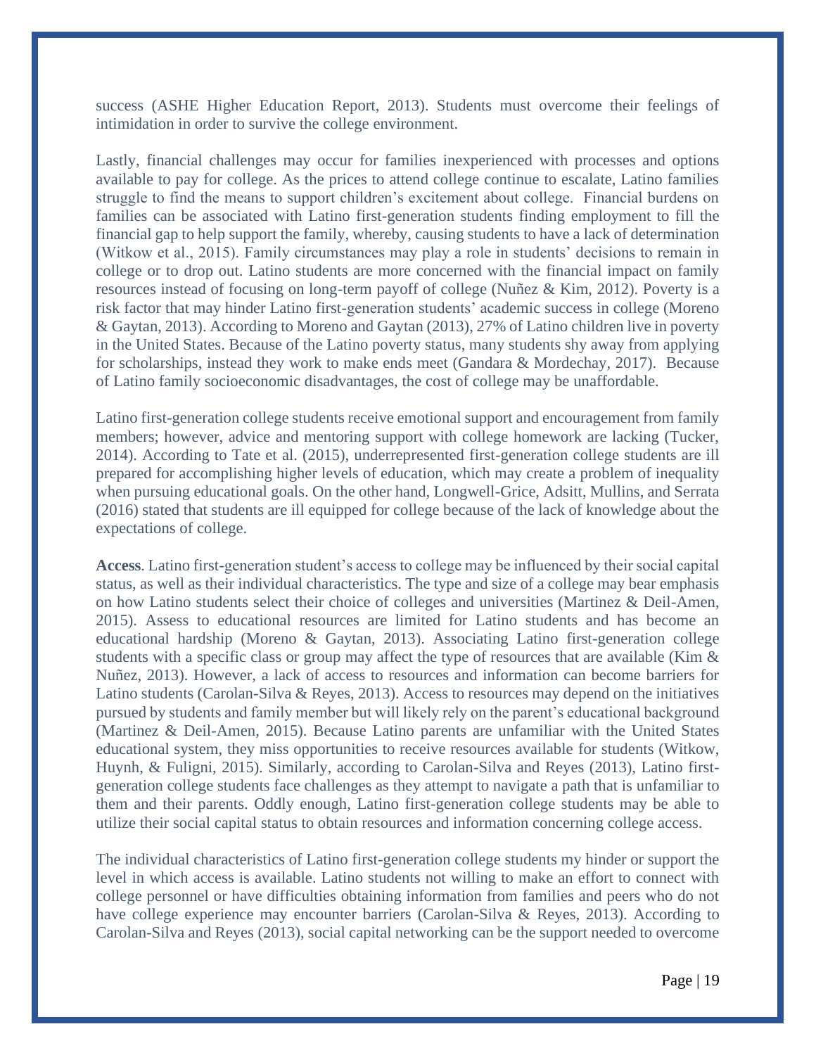success (ASHE Higher Education Report, 2013). Students must overcome their feelings of intimidation in order to survive the college environment.

Lastly, financial challenges may occur for families inexperienced with processes and options available to pay for college. As the prices to attend college continue to escalate, Latino families struggle to find the means to support children's excitement about college. Financial burdens on families can be associated with Latino first-generation students finding employment to fill the financial gap to help support the family, whereby, causing students to have a lack of determination (Witkow et al., 2015). Family circumstances may play a role in students' decisions to remain in college or to drop out. Latino students are more concerned with the financial impact on family resources instead of focusing on long-term payoff of college (Nuñez & Kim, 2012). Poverty is a risk factor that may hinder Latino first-generation students' academic success in college (Moreno & Gaytan, 2013). According to Moreno and Gaytan (2013), 27% of Latino children live in poverty in the United States. Because of the Latino poverty status, many students shy away from applying for scholarships, instead they work to make ends meet (Gandara & Mordechay, 2017). Because of Latino family socioeconomic disadvantages, the cost of college may be unaffordable.

Latino first-generation college students receive emotional support and encouragement from family members; however, advice and mentoring support with college homework are lacking (Tucker, 2014). According to Tate et al. (2015), underrepresented first-generation college students are ill prepared for accomplishing higher levels of education, which may create a problem of inequality when pursuing educational goals. On the other hand, Longwell-Grice, Adsitt, Mullins, and Serrata (2016) stated that students are ill equipped for college because of the lack of knowledge about the expectations of college.

**Access**. Latino first-generation student's access to college may be influenced by their social capital status, as well as their individual characteristics. The type and size of a college may bear emphasis on how Latino students select their choice of colleges and universities (Martinez & Deil-Amen, 2015). Assess to educational resources are limited for Latino students and has become an educational hardship (Moreno & Gaytan, 2013). Associating Latino first-generation college students with a specific class or group may affect the type of resources that are available (Kim & Nuñez, 2013). However, a lack of access to resources and information can become barriers for Latino students (Carolan-Silva & Reyes, 2013). Access to resources may depend on the initiatives pursued by students and family member but will likely rely on the parent's educational background (Martinez & Deil-Amen, 2015). Because Latino parents are unfamiliar with the United States educational system, they miss opportunities to receive resources available for students (Witkow, Huynh, & Fuligni, 2015). Similarly, according to Carolan-Silva and Reyes (2013), Latino first-generation college students face challenges as they attempt to navigate a path that is unfamiliar to them and their parents. Oddly enough, Latino first-generation college students may be able to utilize their social capital status to obtain resources and information concerning college access.

The individual characteristics of Latino first-generation college students my hinder or support the level in which access is available. Latino students not willing to make an effort to connect with college personnel or have difficulties obtaining information from families and peers who do not have college experience may encounter barriers (Carolan-Silva & Reyes, 2013). According to Carolan-Silva and Reyes (2013), social capital networking can be the support needed to overcome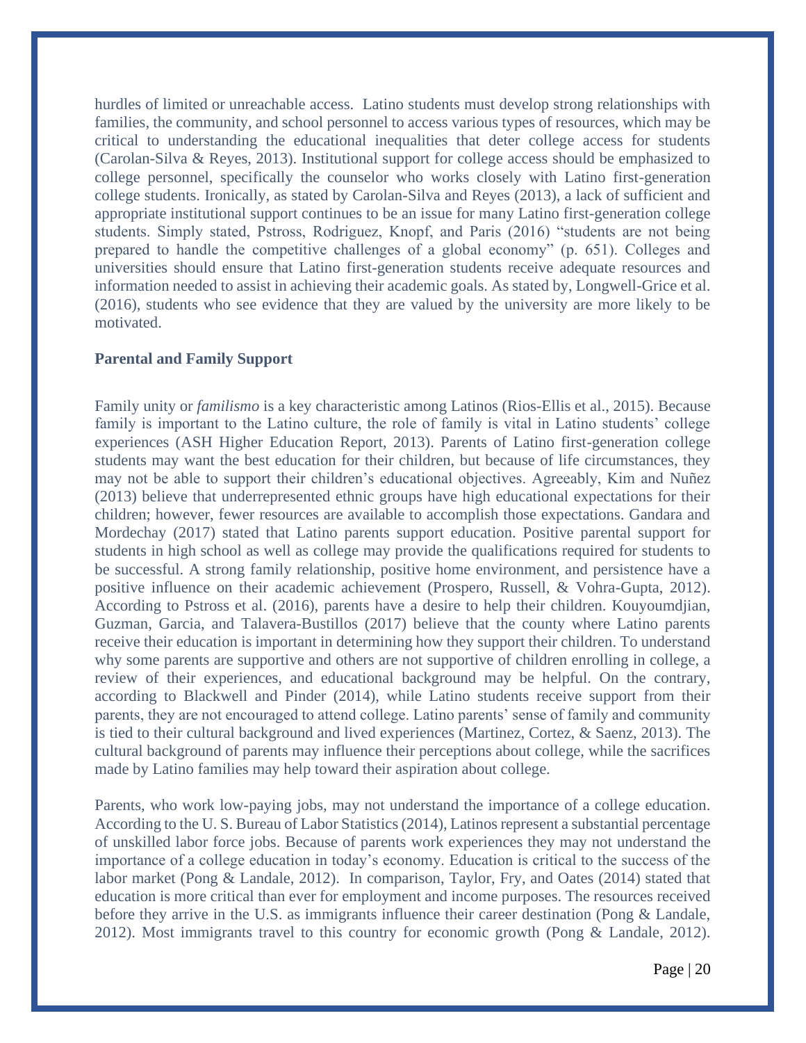hurdles of limited or unreachable access. Latino students must develop strong relationships with families, the community, and school personnel to access various types of resources, which may be critical to understanding the educational inequalities that deter college access for students (Carolan-Silva & Reyes, 2013). Institutional support for college access should be emphasized to college personnel, specifically the counselor who works closely with Latino first-generation college students. Ironically, as stated by Carolan-Silva and Reyes (2013), a lack of sufficient and appropriate institutional support continues to be an issue for many Latino first-generation college students. Simply stated, Pstross, Rodriguez, Knopf, and Paris (2016) "students are not being prepared to handle the competitive challenges of a global economy" (p. 651). Colleges and universities should ensure that Latino first-generation students receive adequate resources and information needed to assist in achieving their academic goals. As stated by, Longwell-Grice et al. (2016), students who see evidence that they are valued by the university are more likely to be motivated.

**Parental and Family Support**

Family unity or *familismo* is a key characteristic among Latinos (Rios-Ellis et al., 2015). Because family is important to the Latino culture, the role of family is vital in Latino students' college experiences (ASH Higher Education Report, 2013). Parents of Latino first-generation college students may want the best education for their children, but because of life circumstances, they may not be able to support their children's educational objectives. Agreeably, Kim and Nuñez (2013) believe that underrepresented ethnic groups have high educational expectations for their children; however, fewer resources are available to accomplish those expectations. Gandara and Mordechay (2017) stated that Latino parents support education. Positive parental support for students in high school as well as college may provide the qualifications required for students to be successful. A strong family relationship, positive home environment, and persistence have a positive influence on their academic achievement (Prospero, Russell, & Vohra-Gupta, 2012). According to Pstross et al. (2016), parents have a desire to help their children. Kouyoumdjian, Guzman, Garcia, and Talavera-Bustillos (2017) believe that the county where Latino parents receive their education is important in determining how they support their children. To understand why some parents are supportive and others are not supportive of children enrolling in college, a review of their experiences, and educational background may be helpful. On the contrary, according to Blackwell and Pinder (2014), while Latino students receive support from their parents, they are not encouraged to attend college. Latino parents' sense of family and community is tied to their cultural background and lived experiences (Martinez, Cortez, & Saenz, 2013). The cultural background of parents may influence their perceptions about college, while the sacrifices made by Latino families may help toward their aspiration about college.

Parents, who work low-paying jobs, may not understand the importance of a college education. According to the U. S. Bureau of Labor Statistics (2014), Latinos represent a substantial percentage of unskilled labor force jobs. Because of parents work experiences they may not understand the importance of a college education in today's economy. Education is critical to the success of the labor market (Pong & Landale, 2012). In comparison, Taylor, Fry, and Oates (2014) stated that education is more critical than ever for employment and income purposes. The resources received before they arrive in the U.S. as immigrants influence their career destination (Pong & Landale, 2012). Most immigrants travel to this country for economic growth (Pong & Landale, 2012).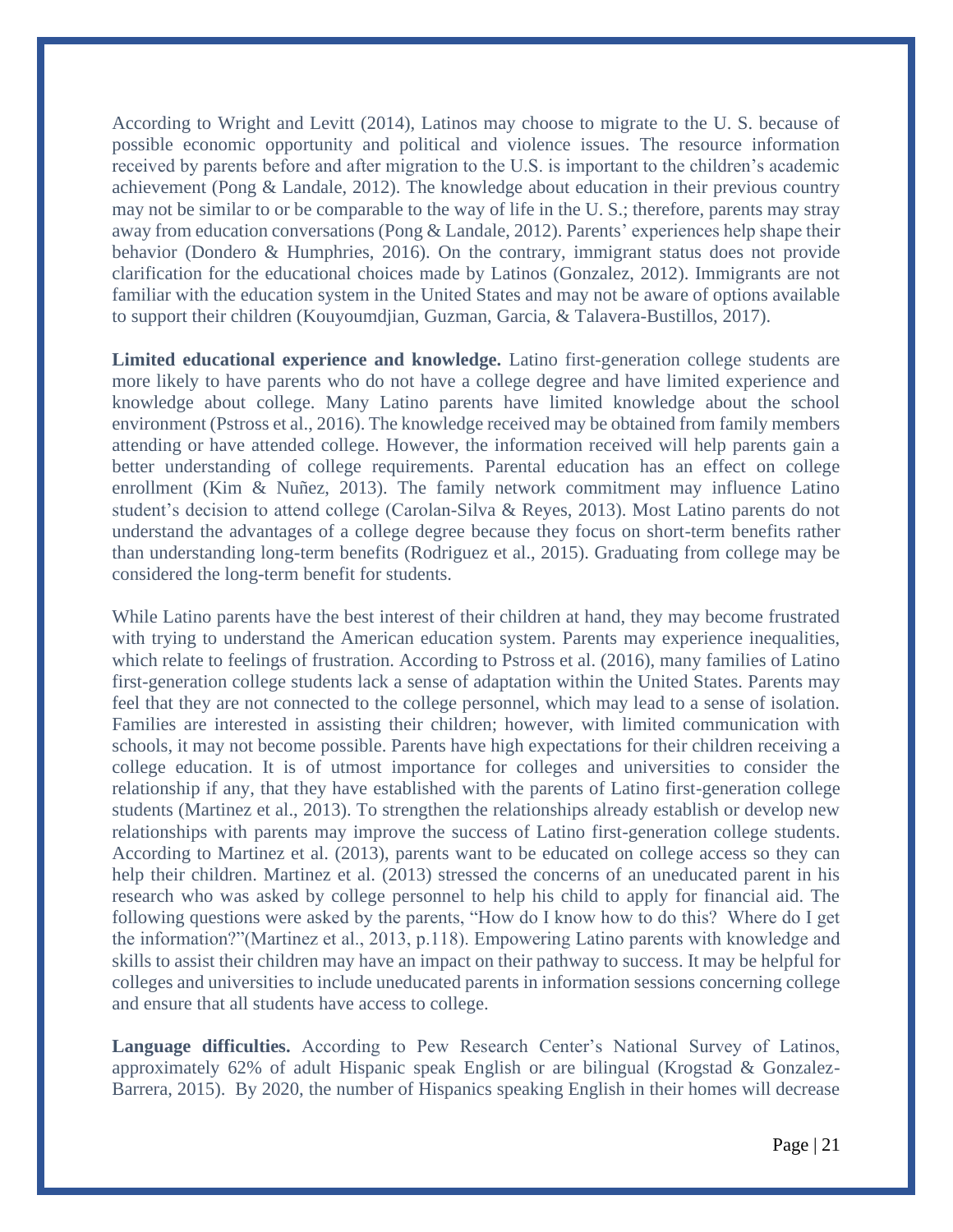According to Wright and Levitt (2014), Latinos may choose to migrate to the U. S. because of possible economic opportunity and political and violence issues. The resource information received by parents before and after migration to the U.S. is important to the children's academic achievement (Pong & Landale, 2012). The knowledge about education in their previous country may not be similar to or be comparable to the way of life in the U. S.; therefore, parents may stray away from education conversations (Pong & Landale, 2012). Parents' experiences help shape their behavior (Dondero & Humphries, 2016). On the contrary, immigrant status does not provide clarification for the educational choices made by Latinos (Gonzalez, 2012). Immigrants are not familiar with the education system in the United States and may not be aware of options available to support their children (Kouyoumdjian, Guzman, Garcia, & Talavera-Bustillos, 2017).

**Limited educational experience and knowledge.** Latino first-generation college students are more likely to have parents who do not have a college degree and have limited experience and knowledge about college. Many Latino parents have limited knowledge about the school environment (Pstross et al., 2016). The knowledge received may be obtained from family members attending or have attended college. However, the information received will help parents gain a better understanding of college requirements. Parental education has an effect on college enrollment (Kim & Nuñez, 2013). The family network commitment may influence Latino student's decision to attend college (Carolan-Silva & Reyes, 2013). Most Latino parents do not understand the advantages of a college degree because they focus on short-term benefits rather than understanding long-term benefits (Rodriguez et al., 2015). Graduating from college may be considered the long-term benefit for students.

While Latino parents have the best interest of their children at hand, they may become frustrated with trying to understand the American education system. Parents may experience inequalities, which relate to feelings of frustration. According to Pstross et al. (2016), many families of Latino first-generation college students lack a sense of adaptation within the United States. Parents may feel that they are not connected to the college personnel, which may lead to a sense of isolation. Families are interested in assisting their children; however, with limited communication with schools, it may not become possible. Parents have high expectations for their children receiving a college education. It is of utmost importance for colleges and universities to consider the relationship if any, that they have established with the parents of Latino first-generation college students (Martinez et al., 2013). To strengthen the relationships already establish or develop new relationships with parents may improve the success of Latino first-generation college students. According to Martinez et al. (2013), parents want to be educated on college access so they can help their children. Martinez et al. (2013) stressed the concerns of an uneducated parent in his research who was asked by college personnel to help his child to apply for financial aid. The following questions were asked by the parents, "How do I know how to do this? Where do I get the information?"(Martinez et al., 2013, p.118). Empowering Latino parents with knowledge and skills to assist their children may have an impact on their pathway to success. It may be helpful for colleges and universities to include uneducated parents in information sessions concerning college and ensure that all students have access to college.

**Language difficulties.** According to Pew Research Center's National Survey of Latinos, approximately 62% of adult Hispanic speak English or are bilingual (Krogstad & Gonzalez-Barrera, 2015). By 2020, the number of Hispanics speaking English in their homes will decrease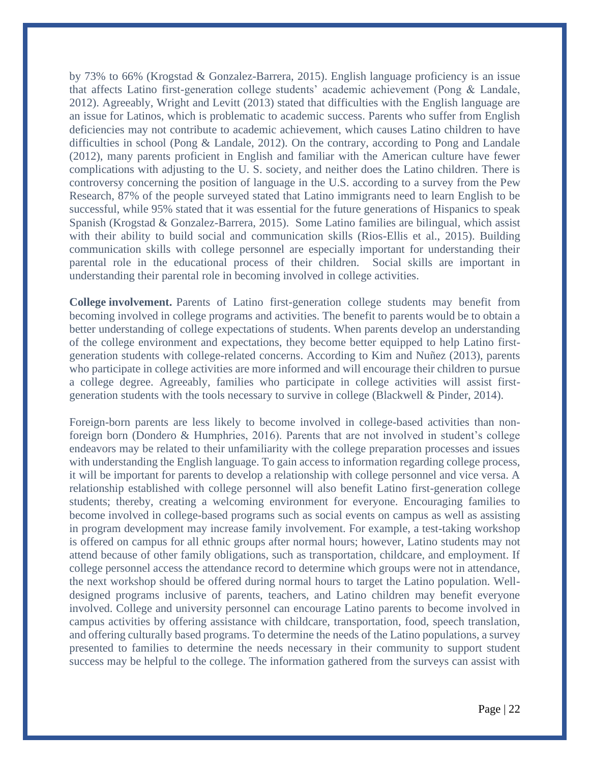by 73% to 66% (Krogstad & Gonzalez-Barrera, 2015). English language proficiency is an issue that affects Latino first-generation college students' academic achievement (Pong & Landale, 2012). Agreeably, Wright and Levitt (2013) stated that difficulties with the English language are an issue for Latinos, which is problematic to academic success. Parents who suffer from English deficiencies may not contribute to academic achievement, which causes Latino children to have difficulties in school (Pong & Landale, 2012). On the contrary, according to Pong and Landale (2012), many parents proficient in English and familiar with the American culture have fewer complications with adjusting to the U. S. society, and neither does the Latino children. There is controversy concerning the position of language in the U.S. according to a survey from the Pew Research, 87% of the people surveyed stated that Latino immigrants need to learn English to be successful, while 95% stated that it was essential for the future generations of Hispanics to speak Spanish (Krogstad & Gonzalez-Barrera, 2015). Some Latino families are bilingual, which assist with their ability to build social and communication skills (Rios-Ellis et al., 2015). Building communication skills with college personnel are especially important for understanding their parental role in the educational process of their children. Social skills are important in understanding their parental role in becoming involved in college activities.

**College involvement.** Parents of Latino first-generation college students may benefit from becoming involved in college programs and activities. The benefit to parents would be to obtain a better understanding of college expectations of students. When parents develop an understanding of the college environment and expectations, they become better equipped to help Latino first-generation students with college-related concerns. According to Kim and Nuñez (2013), parents who participate in college activities are more informed and will encourage their children to pursue a college degree. Agreeably, families who participate in college activities will assist first-generation students with the tools necessary to survive in college (Blackwell & Pinder, 2014).

Foreign-born parents are less likely to become involved in college-based activities than non-foreign born (Dondero & Humphries, 2016). Parents that are not involved in student's college endeavors may be related to their unfamiliarity with the college preparation processes and issues with understanding the English language. To gain access to information regarding college process, it will be important for parents to develop a relationship with college personnel and vice versa. A relationship established with college personnel will also benefit Latino first-generation college students; thereby, creating a welcoming environment for everyone. Encouraging families to become involved in college-based programs such as social events on campus as well as assisting in program development may increase family involvement. For example, a test-taking workshop is offered on campus for all ethnic groups after normal hours; however, Latino students may not attend because of other family obligations, such as transportation, childcare, and employment. If college personnel access the attendance record to determine which groups were not in attendance, the next workshop should be offered during normal hours to target the Latino population. Well-designed programs inclusive of parents, teachers, and Latino children may benefit everyone involved. College and university personnel can encourage Latino parents to become involved in campus activities by offering assistance with childcare, transportation, food, speech translation, and offering culturally based programs. To determine the needs of the Latino populations, a survey presented to families to determine the needs necessary in their community to support student success may be helpful to the college. The information gathered from the surveys can assist with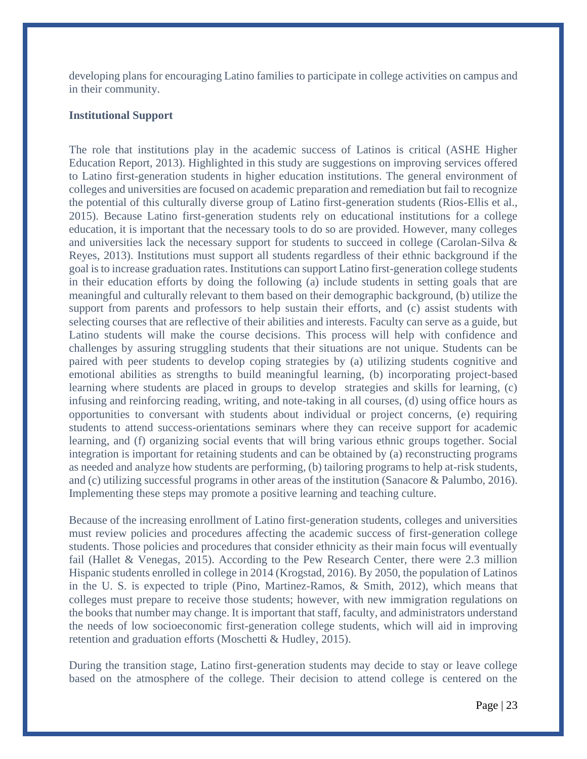developing plans for encouraging Latino families to participate in college activities on campus and in their community.

**Institutional Support**

The role that institutions play in the academic success of Latinos is critical (ASHE Higher Education Report, 2013). Highlighted in this study are suggestions on improving services offered to Latino first-generation students in higher education institutions. The general environment of colleges and universities are focused on academic preparation and remediation but fail to recognize the potential of this culturally diverse group of Latino first-generation students (Rios-Ellis et al., 2015). Because Latino first-generation students rely on educational institutions for a college education, it is important that the necessary tools to do so are provided. However, many colleges and universities lack the necessary support for students to succeed in college (Carolan-Silva & Reyes, 2013). Institutions must support all students regardless of their ethnic background if the goal is to increase graduation rates. Institutions can support Latino first-generation college students in their education efforts by doing the following (a) include students in setting goals that are meaningful and culturally relevant to them based on their demographic background, (b) utilize the support from parents and professors to help sustain their efforts, and (c) assist students with selecting courses that are reflective of their abilities and interests. Faculty can serve as a guide, but Latino students will make the course decisions. This process will help with confidence and challenges by assuring struggling students that their situations are not unique. Students can be paired with peer students to develop coping strategies by (a) utilizing students cognitive and emotional abilities as strengths to build meaningful learning, (b) incorporating project-based learning where students are placed in groups to develop strategies and skills for learning, (c) infusing and reinforcing reading, writing, and note-taking in all courses, (d) using office hours as opportunities to conversant with students about individual or project concerns, (e) requiring students to attend success-orientations seminars where they can receive support for academic learning, and (f) organizing social events that will bring various ethnic groups together. Social integration is important for retaining students and can be obtained by (a) reconstructing programs as needed and analyze how students are performing, (b) tailoring programs to help at-risk students, and (c) utilizing successful programs in other areas of the institution (Sanacore & Palumbo, 2016). Implementing these steps may promote a positive learning and teaching culture.

Because of the increasing enrollment of Latino first-generation students, colleges and universities must review policies and procedures affecting the academic success of first-generation college students. Those policies and procedures that consider ethnicity as their main focus will eventually fail (Hallet & Venegas, 2015). According to the Pew Research Center, there were 2.3 million Hispanic students enrolled in college in 2014 (Krogstad, 2016). By 2050, the population of Latinos in the U. S. is expected to triple (Pino, Martinez-Ramos, & Smith, 2012), which means that colleges must prepare to receive those students; however, with new immigration regulations on the books that number may change. It is important that staff, faculty, and administrators understand the needs of low socioeconomic first-generation college students, which will aid in improving retention and graduation efforts (Moschetti & Hudley, 2015).

During the transition stage, Latino first-generation students may decide to stay or leave college based on the atmosphere of the college. Their decision to attend college is centered on the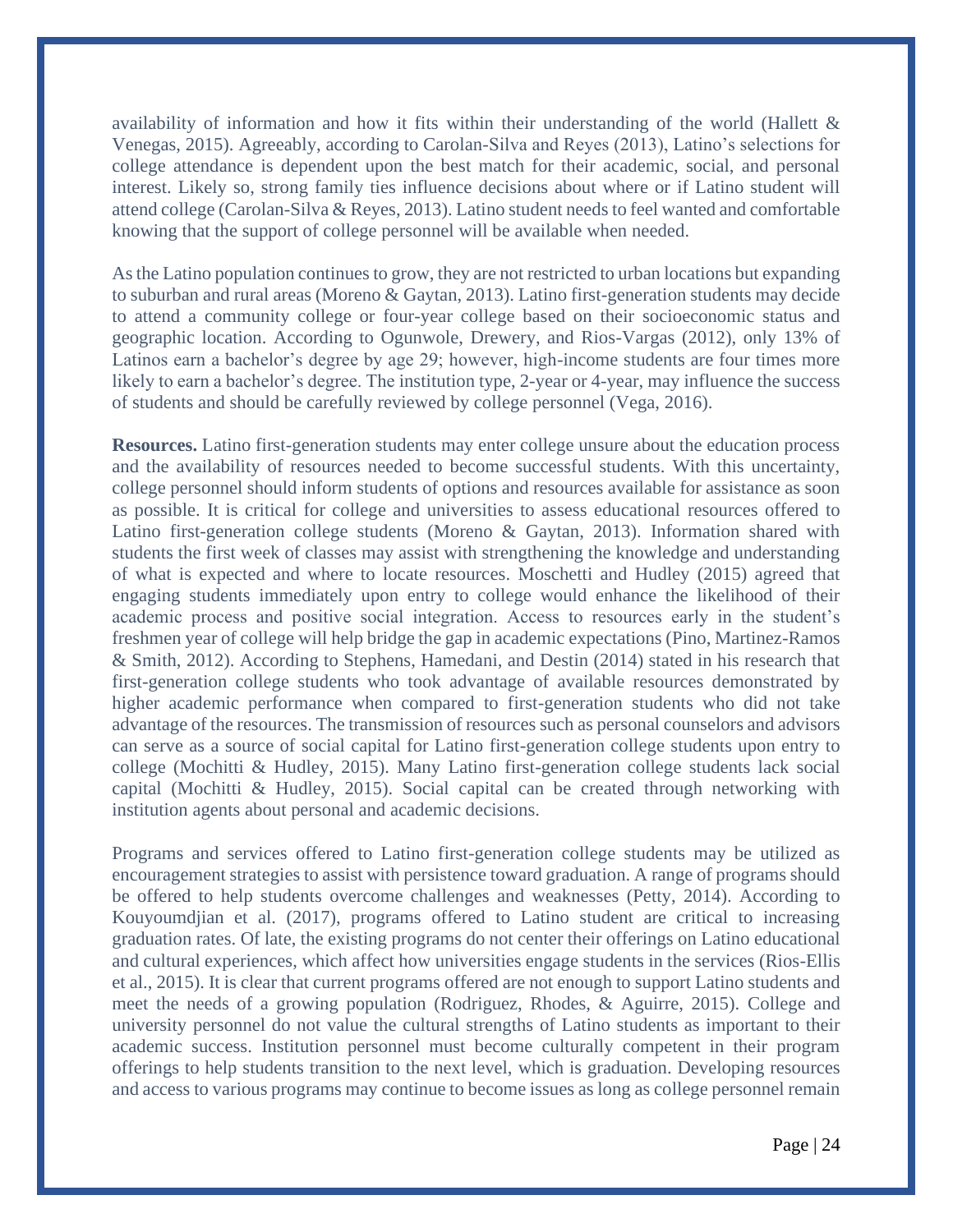availability of information and how it fits within their understanding of the world (Hallett & Venegas, 2015). Agreeably, according to Carolan-Silva and Reyes (2013), Latino's selections for college attendance is dependent upon the best match for their academic, social, and personal interest. Likely so, strong family ties influence decisions about where or if Latino student will attend college (Carolan-Silva & Reyes, 2013). Latino student needs to feel wanted and comfortable knowing that the support of college personnel will be available when needed.

As the Latino population continues to grow, they are not restricted to urban locations but expanding to suburban and rural areas (Moreno & Gaytan, 2013). Latino first-generation students may decide to attend a community college or four-year college based on their socioeconomic status and geographic location. According to Ogunwole, Drewery, and Rios-Vargas (2012), only 13% of Latinos earn a bachelor's degree by age 29; however, high-income students are four times more likely to earn a bachelor's degree. The institution type, 2-year or 4-year, may influence the success of students and should be carefully reviewed by college personnel (Vega, 2016).

**Resources.** Latino first-generation students may enter college unsure about the education process and the availability of resources needed to become successful students. With this uncertainty, college personnel should inform students of options and resources available for assistance as soon as possible. It is critical for college and universities to assess educational resources offered to Latino first-generation college students (Moreno & Gaytan, 2013). Information shared with students the first week of classes may assist with strengthening the knowledge and understanding of what is expected and where to locate resources. Moschetti and Hudley (2015) agreed that engaging students immediately upon entry to college would enhance the likelihood of their academic process and positive social integration. Access to resources early in the student's freshmen year of college will help bridge the gap in academic expectations (Pino, Martinez-Ramos & Smith, 2012). According to Stephens, Hamedani, and Destin (2014) stated in his research that first-generation college students who took advantage of available resources demonstrated by higher academic performance when compared to first-generation students who did not take advantage of the resources. The transmission of resources such as personal counselors and advisors can serve as a source of social capital for Latino first-generation college students upon entry to college (Mochitti & Hudley, 2015). Many Latino first-generation college students lack social capital (Mochitti & Hudley, 2015). Social capital can be created through networking with institution agents about personal and academic decisions.

Programs and services offered to Latino first-generation college students may be utilized as encouragement strategies to assist with persistence toward graduation. A range of programs should be offered to help students overcome challenges and weaknesses (Petty, 2014). According to Kouyoumdjian et al. (2017), programs offered to Latino student are critical to increasing graduation rates. Of late, the existing programs do not center their offerings on Latino educational and cultural experiences, which affect how universities engage students in the services (Rios-Ellis et al., 2015). It is clear that current programs offered are not enough to support Latino students and meet the needs of a growing population (Rodriguez, Rhodes, & Aguirre, 2015). College and university personnel do not value the cultural strengths of Latino students as important to their academic success. Institution personnel must become culturally competent in their program offerings to help students transition to the next level, which is graduation. Developing resources and access to various programs may continue to become issues as long as college personnel remain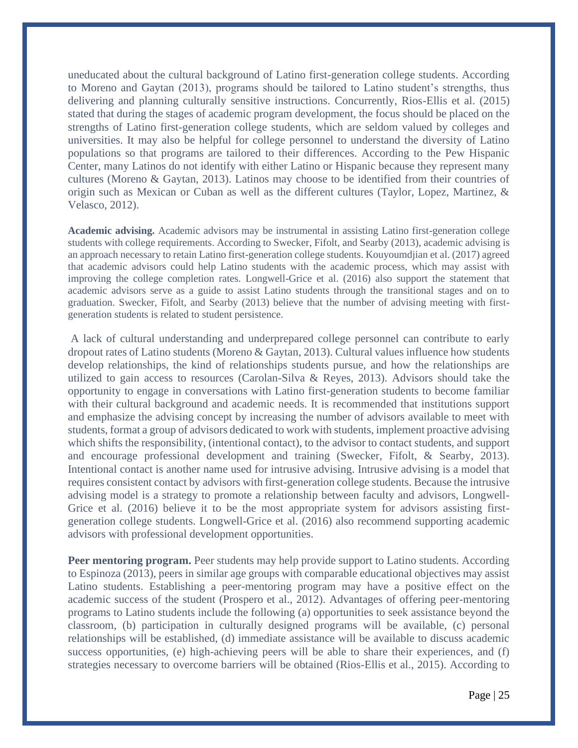uneducated about the cultural background of Latino first-generation college students. According to Moreno and Gaytan (2013), programs should be tailored to Latino student's strengths, thus delivering and planning culturally sensitive instructions. Concurrently, Rios-Ellis et al. (2015) stated that during the stages of academic program development, the focus should be placed on the strengths of Latino first-generation college students, which are seldom valued by colleges and universities. It may also be helpful for college personnel to understand the diversity of Latino populations so that programs are tailored to their differences. According to the Pew Hispanic Center, many Latinos do not identify with either Latino or Hispanic because they represent many cultures (Moreno & Gaytan, 2013). Latinos may choose to be identified from their countries of origin such as Mexican or Cuban as well as the different cultures (Taylor, Lopez, Martinez, & Velasco, 2012).

**Academic advising.** Academic advisors may be instrumental in assisting Latino first-generation college students with college requirements. According to Swecker, Fifolt, and Searby (2013), academic advising is an approach necessary to retain Latino first-generation college students. Kouyoumdjian et al. (2017) agreed that academic advisors could help Latino students with the academic process, which may assist with improving the college completion rates. Longwell-Grice et al. (2016) also support the statement that academic advisors serve as a guide to assist Latino students through the transitional stages and on to graduation. Swecker, Fifolt, and Searby (2013) believe that the number of advising meeting with first-generation students is related to student persistence.

A lack of cultural understanding and underprepared college personnel can contribute to early dropout rates of Latino students (Moreno & Gaytan, 2013). Cultural values influence how students develop relationships, the kind of relationships students pursue, and how the relationships are utilized to gain access to resources (Carolan-Silva & Reyes, 2013). Advisors should take the opportunity to engage in conversations with Latino first-generation students to become familiar with their cultural background and academic needs. It is recommended that institutions support and emphasize the advising concept by increasing the number of advisors available to meet with students, format a group of advisors dedicated to work with students, implement proactive advising which shifts the responsibility, (intentional contact), to the advisor to contact students, and support and encourage professional development and training (Swecker, Fifolt, & Searby, 2013). Intentional contact is another name used for intrusive advising. Intrusive advising is a model that requires consistent contact by advisors with first-generation college students. Because the intrusive advising model is a strategy to promote a relationship between faculty and advisors, Longwell-Grice et al. (2016) believe it to be the most appropriate system for advisors assisting first-generation college students. Longwell-Grice et al. (2016) also recommend supporting academic advisors with professional development opportunities.

**Peer mentoring program.** Peer students may help provide support to Latino students. According to Espinoza (2013), peers in similar age groups with comparable educational objectives may assist Latino students. Establishing a peer-mentoring program may have a positive effect on the academic success of the student (Prospero et al., 2012). Advantages of offering peer-mentoring programs to Latino students include the following (a) opportunities to seek assistance beyond the classroom, (b) participation in culturally designed programs will be available, (c) personal relationships will be established, (d) immediate assistance will be available to discuss academic success opportunities, (e) high-achieving peers will be able to share their experiences, and (f) strategies necessary to overcome barriers will be obtained (Rios-Ellis et al., 2015). According to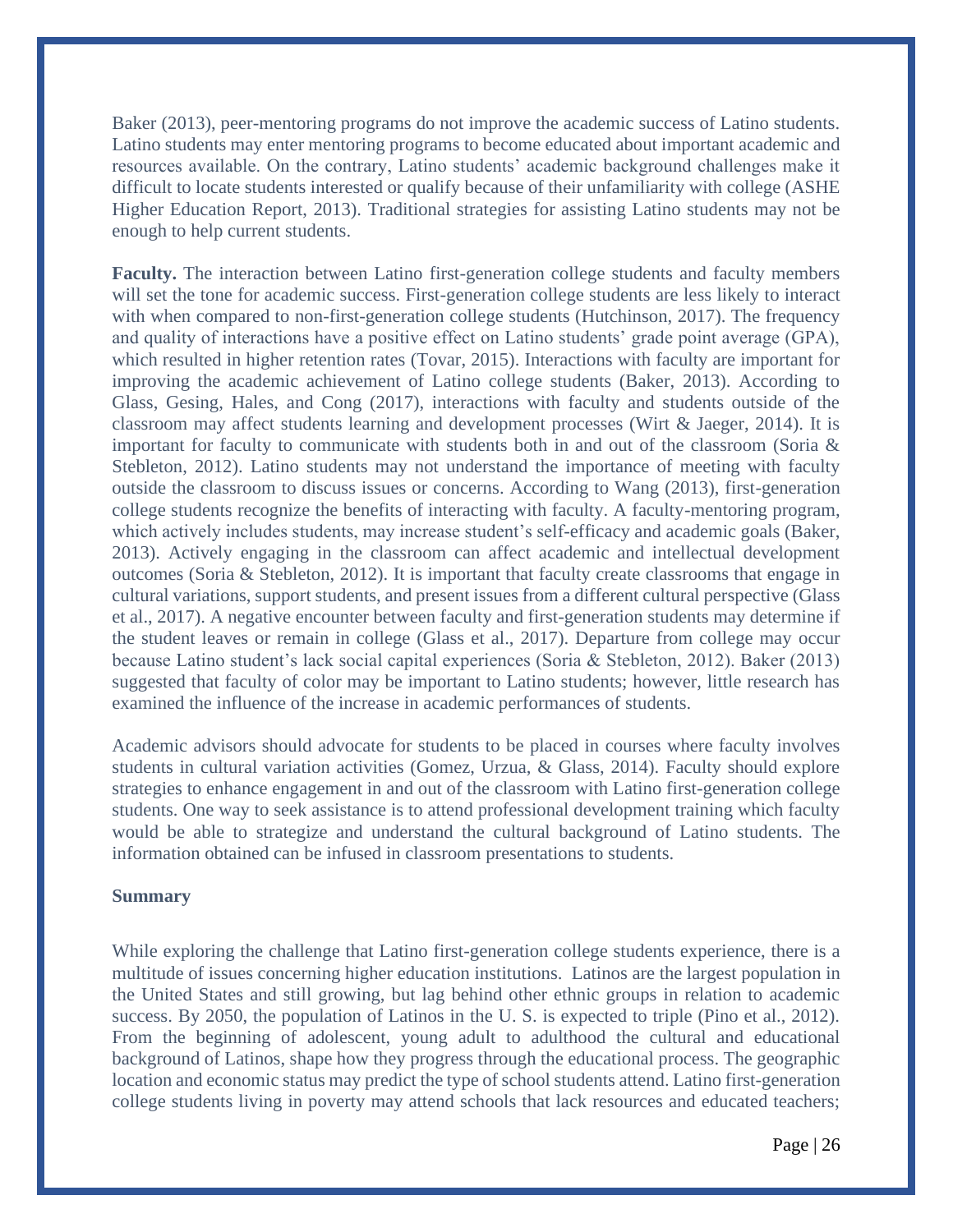Baker (2013), peer-mentoring programs do not improve the academic success of Latino students. Latino students may enter mentoring programs to become educated about important academic and resources available. On the contrary, Latino students' academic background challenges make it difficult to locate students interested or qualify because of their unfamiliarity with college (ASHE Higher Education Report, 2013). Traditional strategies for assisting Latino students may not be enough to help current students.

**Faculty.** The interaction between Latino first-generation college students and faculty members will set the tone for academic success. First-generation college students are less likely to interact with when compared to non-first-generation college students (Hutchinson, 2017). The frequency and quality of interactions have a positive effect on Latino students' grade point average (GPA), which resulted in higher retention rates (Tovar, 2015). Interactions with faculty are important for improving the academic achievement of Latino college students (Baker, 2013). According to Glass, Gesing, Hales, and Cong (2017), interactions with faculty and students outside of the classroom may affect students learning and development processes (Wirt & Jaeger, 2014). It is important for faculty to communicate with students both in and out of the classroom (Soria & Stebleton, 2012). Latino students may not understand the importance of meeting with faculty outside the classroom to discuss issues or concerns. According to Wang (2013), first-generation college students recognize the benefits of interacting with faculty. A faculty-mentoring program, which actively includes students, may increase student's self-efficacy and academic goals (Baker, 2013). Actively engaging in the classroom can affect academic and intellectual development outcomes (Soria & Stebleton, 2012). It is important that faculty create classrooms that engage in cultural variations, support students, and present issues from a different cultural perspective (Glass et al., 2017). A negative encounter between faculty and first-generation students may determine if the student leaves or remain in college (Glass et al., 2017). Departure from college may occur because Latino student's lack social capital experiences (Soria & Stebleton, 2012). Baker (2013) suggested that faculty of color may be important to Latino students; however, little research has examined the influence of the increase in academic performances of students.

Academic advisors should advocate for students to be placed in courses where faculty involves students in cultural variation activities (Gomez, Urzua, & Glass, 2014). Faculty should explore strategies to enhance engagement in and out of the classroom with Latino first-generation college students. One way to seek assistance is to attend professional development training which faculty would be able to strategize and understand the cultural background of Latino students. The information obtained can be infused in classroom presentations to students.

**Summary**

While exploring the challenge that Latino first-generation college students experience, there is a multitude of issues concerning higher education institutions. Latinos are the largest population in the United States and still growing, but lag behind other ethnic groups in relation to academic success. By 2050, the population of Latinos in the U. S. is expected to triple (Pino et al., 2012). From the beginning of adolescent, young adult to adulthood the cultural and educational background of Latinos, shape how they progress through the educational process. The geographic location and economic status may predict the type of school students attend. Latino first-generation college students living in poverty may attend schools that lack resources and educated teachers;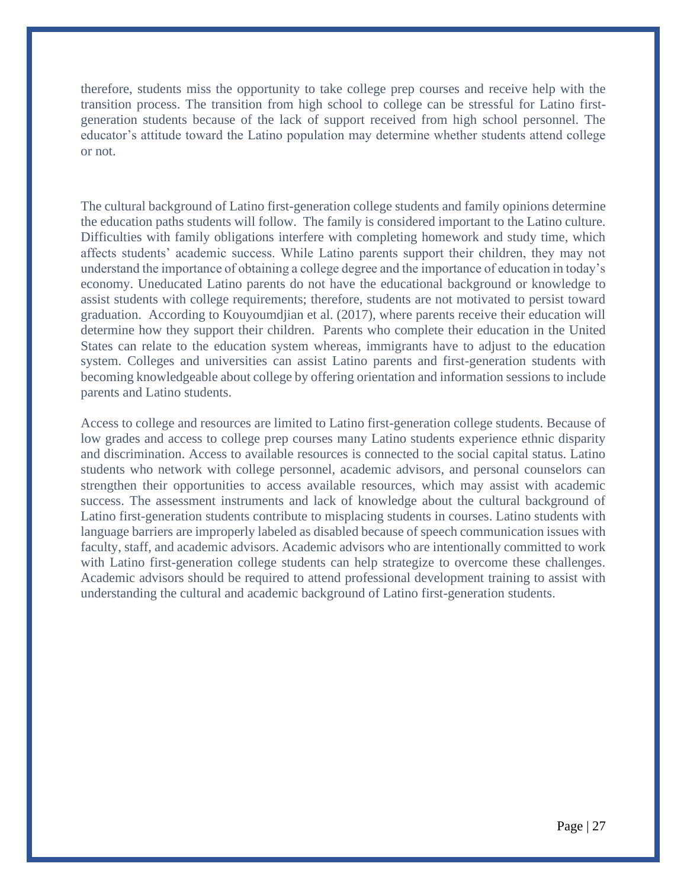therefore, students miss the opportunity to take college prep courses and receive help with the transition process. The transition from high school to college can be stressful for Latino first-generation students because of the lack of support received from high school personnel. The educator's attitude toward the Latino population may determine whether students attend college or not.

The cultural background of Latino first-generation college students and family opinions determine the education paths students will follow. The family is considered important to the Latino culture. Difficulties with family obligations interfere with completing homework and study time, which affects students' academic success. While Latino parents support their children, they may not understand the importance of obtaining a college degree and the importance of education in today's economy. Uneducated Latino parents do not have the educational background or knowledge to assist students with college requirements; therefore, students are not motivated to persist toward graduation. According to Kouyoumdjian et al. (2017), where parents receive their education will determine how they support their children. Parents who complete their education in the United States can relate to the education system whereas, immigrants have to adjust to the education system. Colleges and universities can assist Latino parents and first-generation students with becoming knowledgeable about college by offering orientation and information sessions to include parents and Latino students.

Access to college and resources are limited to Latino first-generation college students. Because of low grades and access to college prep courses many Latino students experience ethnic disparity and discrimination. Access to available resources is connected to the social capital status. Latino students who network with college personnel, academic advisors, and personal counselors can strengthen their opportunities to access available resources, which may assist with academic success. The assessment instruments and lack of knowledge about the cultural background of Latino first-generation students contribute to misplacing students in courses. Latino students with language barriers are improperly labeled as disabled because of speech communication issues with faculty, staff, and academic advisors. Academic advisors who are intentionally committed to work with Latino first-generation college students can help strategize to overcome these challenges. Academic advisors should be required to attend professional development training to assist with understanding the cultural and academic background of Latino first-generation students.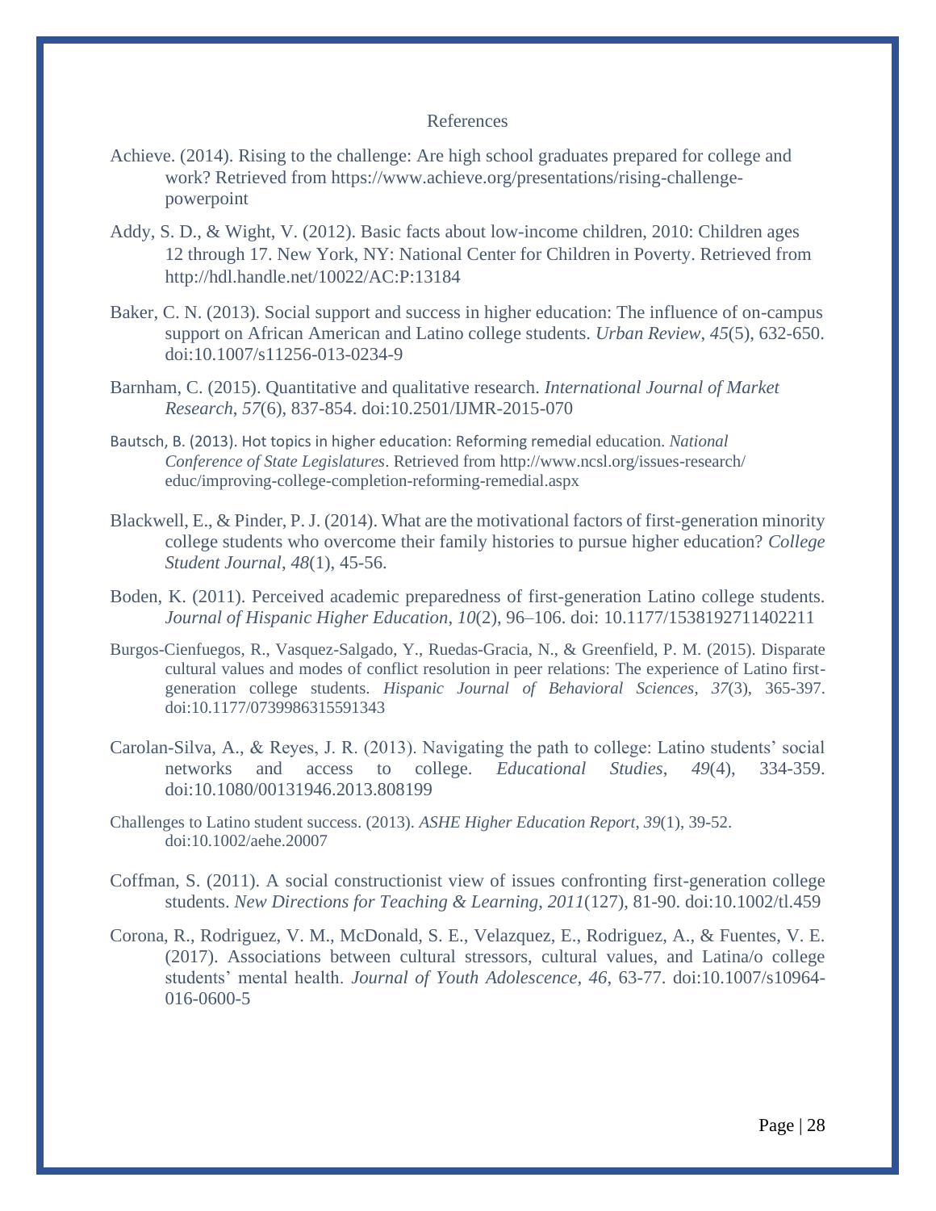# References

Achieve. (2014). Rising to the challenge: Are high school graduates prepared for college and work? Retrieved from https://www.achieve.org/presentations/rising-challenge-powerpoint

Addy, S. D., & Wight, V. (2012). Basic facts about low-income children, 2010: Children ages 12 through 17. New York, NY: National Center for Children in Poverty. Retrieved from http://hdl.handle.net/10022/AC:P:13184

Baker, C. N. (2013). Social support and success in higher education: The influence of on-campus support on African American and Latino college students. *Urban Review*, *45*(5), 632-650. doi:10.1007/s11256-013-0234-9

Barnham, C. (2015). Quantitative and qualitative research. *International Journal of Market Research*, *57*(6), 837-854. doi:10.2501/IJMR-2015-070

Bautsch, B. (2013). Hot topics in higher education: Reforming remedial education. *National Conference of State Legislatures*. Retrieved from http://www.ncsl.org/issues-research/educ/improving-college-completion-reforming-remedial.aspx

Blackwell, E., & Pinder, P. J. (2014). What are the motivational factors of first-generation minority college students who overcome their family histories to pursue higher education? *College Student Journal*, *48*(1), 45-56.

Boden, K. (2011). Perceived academic preparedness of first-generation Latino college students. *Journal of Hispanic Higher Education*, *10*(2), 96–106. doi: 10.1177/1538192711402211

Burgos-Cienfuegos, R., Vasquez-Salgado, Y., Ruedas-Gracia, N., & Greenfield, P. M. (2015). Disparate cultural values and modes of conflict resolution in peer relations: The experience of Latino first-generation college students. *Hispanic Journal of Behavioral Sciences*, *37*(3), 365-397. doi:10.1177/0739986315591343

Carolan-Silva, A., & Reyes, J. R. (2013). Navigating the path to college: Latino students' social networks and access to college. *Educational Studies*, *49*(4), 334-359. doi:10.1080/00131946.2013.808199

Challenges to Latino student success. (2013). *ASHE Higher Education Report*, *39*(1), 39-52. doi:10.1002/aehe.20007

Coffman, S. (2011). A social constructionist view of issues confronting first-generation college students. *New Directions for Teaching & Learning*, *2011*(127), 81-90. doi:10.1002/tl.459

Corona, R., Rodriguez, V. M., McDonald, S. E., Velazquez, E., Rodriguez, A., & Fuentes, V. E. (2017). Associations between cultural stressors, cultural values, and Latina/o college students' mental health. *Journal of Youth Adolescence*, *46*, 63-77. doi:10.1007/s10964-016-0600-5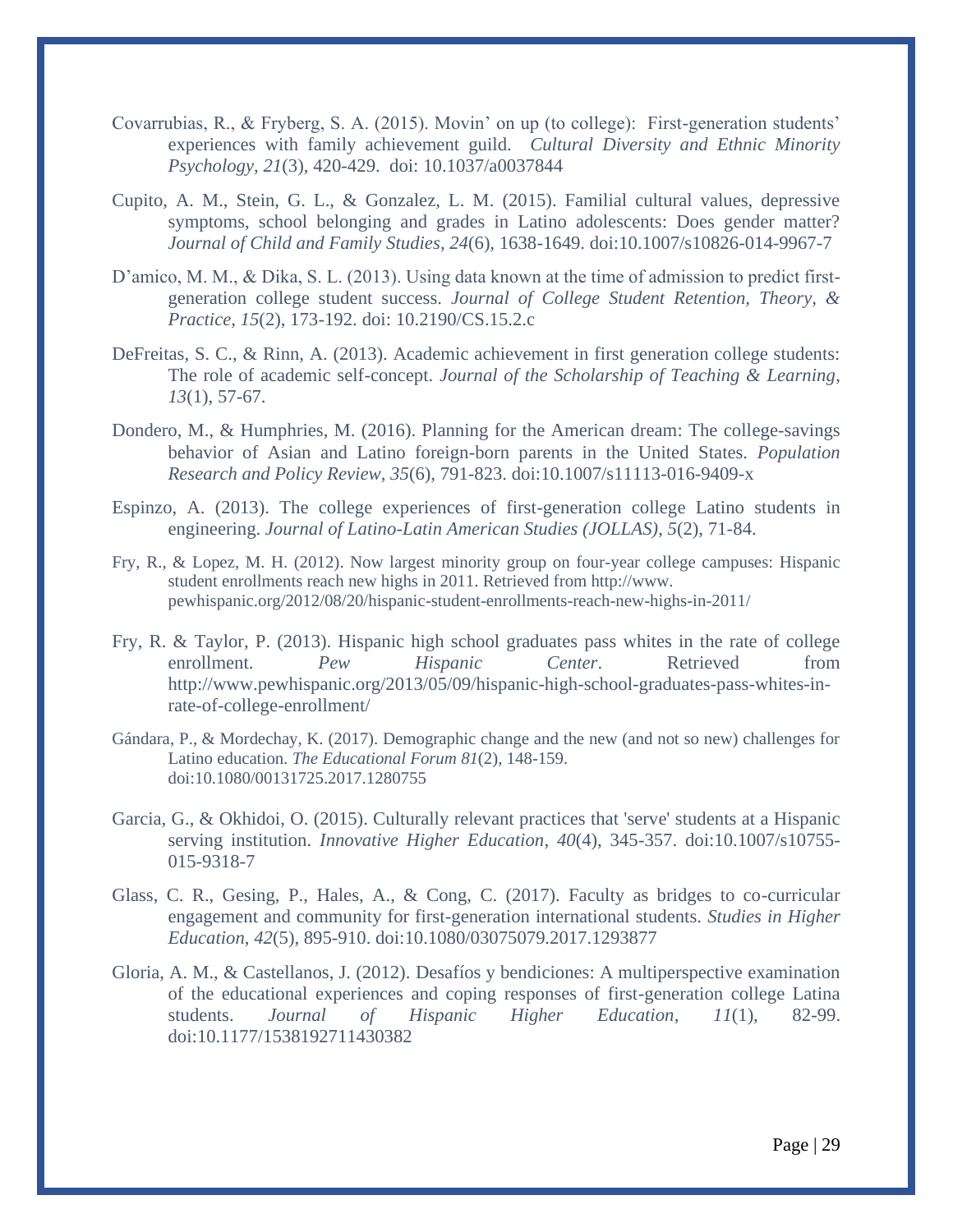Covarrubias, R., & Fryberg, S. A. (2015). Movin' on up (to college): First-generation students' experiences with family achievement guild. *Cultural Diversity and Ethnic Minority Psychology, 21*(3), 420-429. doi: 10.1037/a0037844

Cupito, A. M., Stein, G. L., & Gonzalez, L. M. (2015). Familial cultural values, depressive symptoms, school belonging and grades in Latino adolescents: Does gender matter? *Journal of Child and Family Studies*, *24*(6), 1638-1649. doi:10.1007/s10826-014-9967-7

D'amico, M. M., & Dika, S. L. (2013). Using data known at the time of admission to predict first-generation college student success. *Journal of College Student Retention, Theory, & Practice, 15*(2), 173-192. doi: 10.2190/CS.15.2.c

DeFreitas, S. C., & Rinn, A. (2013). Academic achievement in first generation college students: The role of academic self-concept. *Journal of the Scholarship of Teaching & Learning*, *13*(1), 57-67.

Dondero, M., & Humphries, M. (2016). Planning for the American dream: The college-savings behavior of Asian and Latino foreign-born parents in the United States. *Population Research and Policy Review*, *35*(6), 791-823. doi:10.1007/s11113-016-9409-x

Espinzo, A. (2013). The college experiences of first-generation college Latino students in engineering. *Journal of Latino-Latin American Studies (JOLLAS)*, *5*(2), 71-84.

Fry, R., & Lopez, M. H. (2012). Now largest minority group on four-year college campuses: Hispanic student enrollments reach new highs in 2011. Retrieved from http://www. pewhispanic.org/2012/08/20/hispanic-student-enrollments-reach-new-highs-in-2011/

Fry, R. & Taylor, P. (2013). Hispanic high school graduates pass whites in the rate of college enrollment. *Pew Hispanic Center*. Retrieved from http://www.pewhispanic.org/2013/05/09/hispanic-high-school-graduates-pass-whites-in-rate-of-college-enrollment/

Gándara, P., & Mordechay, K. (2017). Demographic change and the new (and not so new) challenges for Latino education. *The Educational Forum 81*(2), 148-159. doi:10.1080/00131725.2017.1280755

Garcia, G., & Okhidoi, O. (2015). Culturally relevant practices that 'serve' students at a Hispanic serving institution. *Innovative Higher Education*, *40*(4), 345-357. doi:10.1007/s10755-015-9318-7

Glass, C. R., Gesing, P., Hales, A., & Cong, C. (2017). Faculty as bridges to co-curricular engagement and community for first-generation international students. *Studies in Higher Education*, *42*(5), 895-910. doi:10.1080/03075079.2017.1293877

Gloria, A. M., & Castellanos, J. (2012). Desafíos y bendiciones: A multiperspective examination of the educational experiences and coping responses of first-generation college Latina students. *Journal of Hispanic Higher Education*, *11*(1), 82-99. doi:10.1177/1538192711430382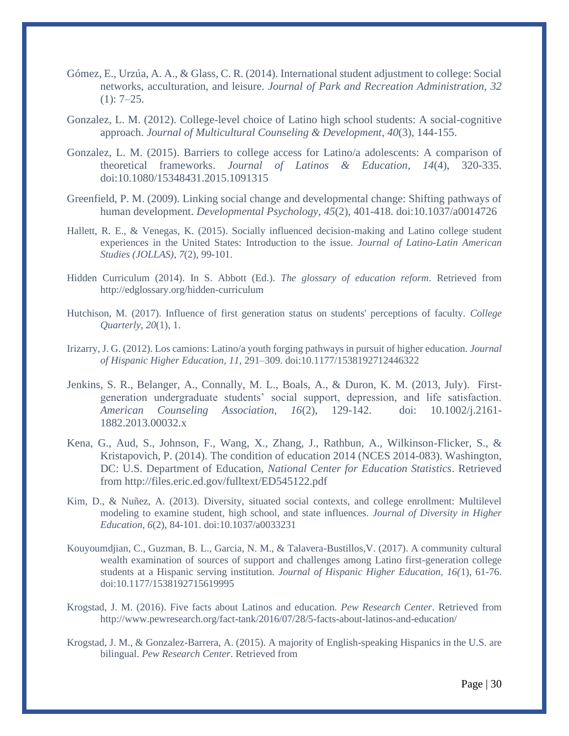Gómez, E., Urzúa, A. A., & Glass, C. R. (2014). International student adjustment to college: Social networks, acculturation, and leisure. *Journal of Park and Recreation Administration, 32* (1): 7–25.

Gonzalez, L. M. (2012). College-level choice of Latino high school students: A social-cognitive approach. *Journal of Multicultural Counseling & Development*, *40*(3), 144-155.

Gonzalez, L. M. (2015). Barriers to college access for Latino/a adolescents: A comparison of theoretical frameworks. *Journal of Latinos & Education*, *14*(4), 320-335. doi:10.1080/15348431.2015.1091315

Greenfield, P. M. (2009). Linking social change and developmental change: Shifting pathways of human development. *Developmental Psychology*, *45*(2), 401-418. doi:10.1037/a0014726

Hallett, R. E., & Venegas, K. (2015). Socially influenced decision-making and Latino college student experiences in the United States: Introduction to the issue. *Journal of Latino-Latin American Studies (JOLLAS)*, *7*(2), 99-101.

Hidden Curriculum (2014). In S. Abbott (Ed.). *The glossary of education reform*. Retrieved from http://edglossary.org/hidden-curriculum

Hutchison, M. (2017). Influence of first generation status on students' perceptions of faculty. *College Quarterly*, *20*(1), 1.

Irizarry, J. G. (2012). Los camions: Latino/a youth forging pathways in pursuit of higher education. *Journal of Hispanic Higher Education, 11*, 291–309. doi:10.1177/1538192712446322

Jenkins, S. R., Belanger, A., Connally, M. L., Boals, A., & Duron, K. M. (2013, July). First-generation undergraduate students' social support, depression, and life satisfaction. *American Counseling Association, 16*(2), 129-142. doi: 10.1002/j.2161-1882.2013.00032.x

Kena, G., Aud, S., Johnson, F., Wang, X., Zhang, J., Rathbun, A., Wilkinson-Flicker, S., & Kristapovich, P. (2014). The condition of education 2014 (NCES 2014-083). Washington, DC: U.S. Department of Education, *National Center for Education Statistics*. Retrieved from http://files.eric.ed.gov/fulltext/ED545122.pdf

Kim, D., & Nuñez, A. (2013). Diversity, situated social contexts, and college enrollment: Multilevel modeling to examine student, high school, and state influences. *Journal of Diversity in Higher Education*, *6*(2), 84-101. doi:10.1037/a0033231

Kouyoumdjian, C., Guzman, B. L., Garcia, N. M., & Talavera-Bustillos,V. (2017). A community cultural wealth examination of sources of support and challenges among Latino first-generation college students at a Hispanic serving institution. *Journal of Hispanic Higher Education, 16(*1), 61-76. doi:10.1177/1538192715619995

Krogstad, J. M. (2016). Five facts about Latinos and education*. Pew Research Center*. Retrieved from http://www.pewresearch.org/fact-tank/2016/07/28/5-facts-about-latinos-and-education/

Krogstad, J. M., & Gonzalez-Barrera, A. (2015). A majority of English-speaking Hispanics in the U.S. are bilingual. *Pew Research Center*. Retrieved from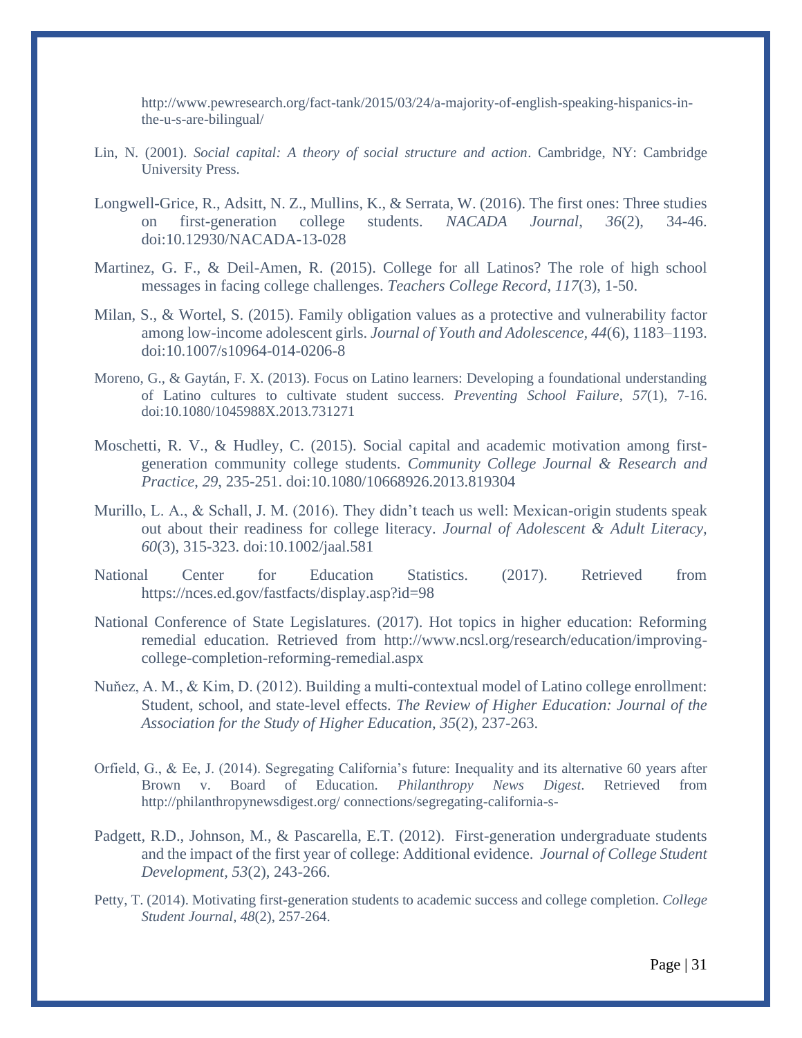http://www.pewresearch.org/fact-tank/2015/03/24/a-majority-of-english-speaking-hispanics-in-the-u-s-are-bilingual/

Lin, N. (2001). *Social capital: A theory of social structure and action*. Cambridge, NY: Cambridge University Press.

Longwell-Grice, R., Adsitt, N. Z., Mullins, K., & Serrata, W. (2016). The first ones: Three studies on first-generation college students. *NACADA Journal*, *36*(2), 34-46. doi:10.12930/NACADA-13-028

Martinez, G. F., & Deil-Amen, R. (2015). College for all Latinos? The role of high school messages in facing college challenges. *Teachers College Record*, *117*(3), 1-50.

Milan, S., & Wortel, S. (2015). Family obligation values as a protective and vulnerability factor among low-income adolescent girls. *Journal of Youth and Adolescence*, *44*(6), 1183–1193. doi:10.1007/s10964-014-0206-8

Moreno, G., & Gaytán, F. X. (2013). Focus on Latino learners: Developing a foundational understanding of Latino cultures to cultivate student success. *Preventing School Failure*, *57*(1), 7-16. doi:10.1080/1045988X.2013.731271

Moschetti, R. V., & Hudley, C. (2015). Social capital and academic motivation among first-generation community college students. *Community College Journal & Research and Practice*, *29*, 235-251. doi:10.1080/10668926.2013.819304

Murillo, L. A., & Schall, J. M. (2016). They didn't teach us well: Mexican-origin students speak out about their readiness for college literacy. *Journal of Adolescent & Adult Literacy*, *60*(3), 315-323. doi:10.1002/jaal.581

National Center for Education Statistics. (2017). Retrieved from https://nces.ed.gov/fastfacts/display.asp?id=98

National Conference of State Legislatures. (2017). Hot topics in higher education: Reforming remedial education. Retrieved from http://www.ncsl.org/research/education/improving-college-completion-reforming-remedial.aspx

Nuňez, A. M., & Kim, D. (2012). Building a multi-contextual model of Latino college enrollment: Student, school, and state-level effects. *The Review of Higher Education: Journal of the Association for the Study of Higher Education*, *35*(2), 237-263.

Orfield, G., & Ee, J. (2014). Segregating California's future: Inequality and its alternative 60 years after Brown v. Board of Education. *Philanthropy News Digest*. Retrieved from http://philanthropynewsdigest.org/ connections/segregating-california-s-

Padgett, R.D., Johnson, M., & Pascarella, E.T. (2012). First-generation undergraduate students and the impact of the first year of college: Additional evidence. *Journal of College Student Development*, *53*(2), 243-266.

Petty, T. (2014). Motivating first-generation students to academic success and college completion. *College Student Journal*, *48*(2), 257-264.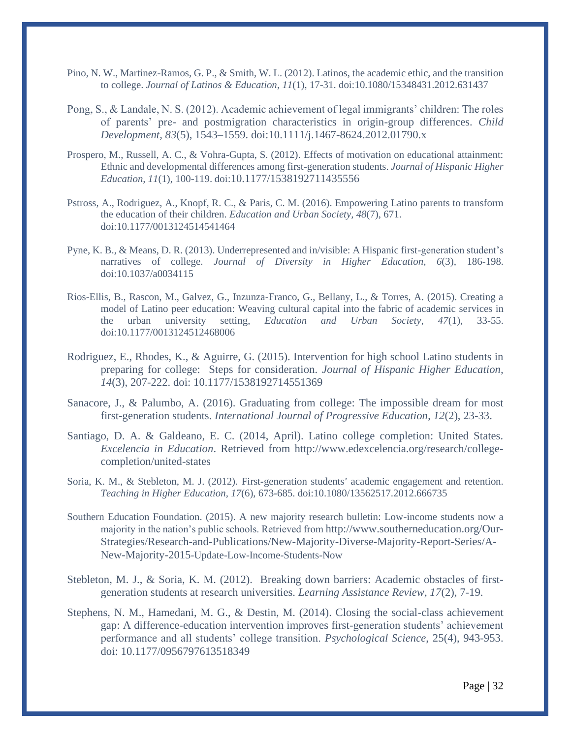Pino, N. W., Martinez-Ramos, G. P., & Smith, W. L. (2012). Latinos, the academic ethic, and the transition to college. *Journal of Latinos & Education*, *11*(1), 17-31. doi:10.1080/15348431.2012.631437

Pong, S., & Landale, N. S. (2012). Academic achievement of legal immigrants' children: The roles of parents' pre- and postmigration characteristics in origin-group differences. *Child Development*, *83*(5), 1543–1559. doi:10.1111/j.1467-8624.2012.01790.x

Prospero, M., Russell, A. C., & Vohra-Gupta, S. (2012). Effects of motivation on educational attainment: Ethnic and developmental differences among first-generation students. *Journal of Hispanic Higher Education*, *11*(1), 100-119. doi:10.1177/1538192711435556

Pstross, A., Rodriguez, A., Knopf, R. C., & Paris, C. M. (2016). Empowering Latino parents to transform the education of their children. *Education and Urban Society*, *48*(7), 671. doi:10.1177/0013124514541464

Pyne, K. B., & Means, D. R. (2013). Underrepresented and in/visible: A Hispanic first-generation student's narratives of college. *Journal of Diversity in Higher Education*, *6*(3), 186-198. doi:10.1037/a0034115

Rios-Ellis, B., Rascon, M., Galvez, G., Inzunza-Franco, G., Bellany, L., & Torres, A. (2015). Creating a model of Latino peer education: Weaving cultural capital into the fabric of academic services in the urban university setting, *Education and Urban Society*, *47*(1), 33-55. doi:10.1177/0013124512468006

Rodriguez, E., Rhodes, K., & Aguirre, G. (2015). Intervention for high school Latino students in preparing for college: Steps for consideration. *Journal of Hispanic Higher Education*, *14*(3), 207-222. doi: 10.1177/1538192714551369

Sanacore, J., & Palumbo, A. (2016). Graduating from college: The impossible dream for most first-generation students. *International Journal of Progressive Education*, *12*(2), 23-33.

Santiago, D. A. & Galdeano, E. C. (2014, April). Latino college completion: United States. *Excelencia in Education*. Retrieved from http://www.edexcelencia.org/research/college-completion/united-states

Soria, K. M., & Stebleton, M. J. (2012). First-generation students' academic engagement and retention. *Teaching in Higher Education, 17*(6), 673-685. doi:10.1080/13562517.2012.666735

Southern Education Foundation. (2015). A new majority research bulletin: Low-income students now a majority in the nation's public schools. Retrieved from http://www.southerneducation.org/Our-Strategies/Research-and-Publications/New-Majority-Diverse-Majority-Report-Series/A-New-Majority-2015-Update-Low-Income-Students-Now

Stebleton, M. J., & Soria, K. M. (2012). Breaking down barriers: Academic obstacles of first-generation students at research universities. *Learning Assistance Review*, *17*(2), 7-19.

Stephens, N. M., Hamedani, M. G., & Destin, M. (2014). Closing the social-class achievement gap: A difference-education intervention improves first-generation students' achievement performance and all students' college transition. *Psychological Science*, 25(4), 943-953. doi: 10.1177/0956797613518349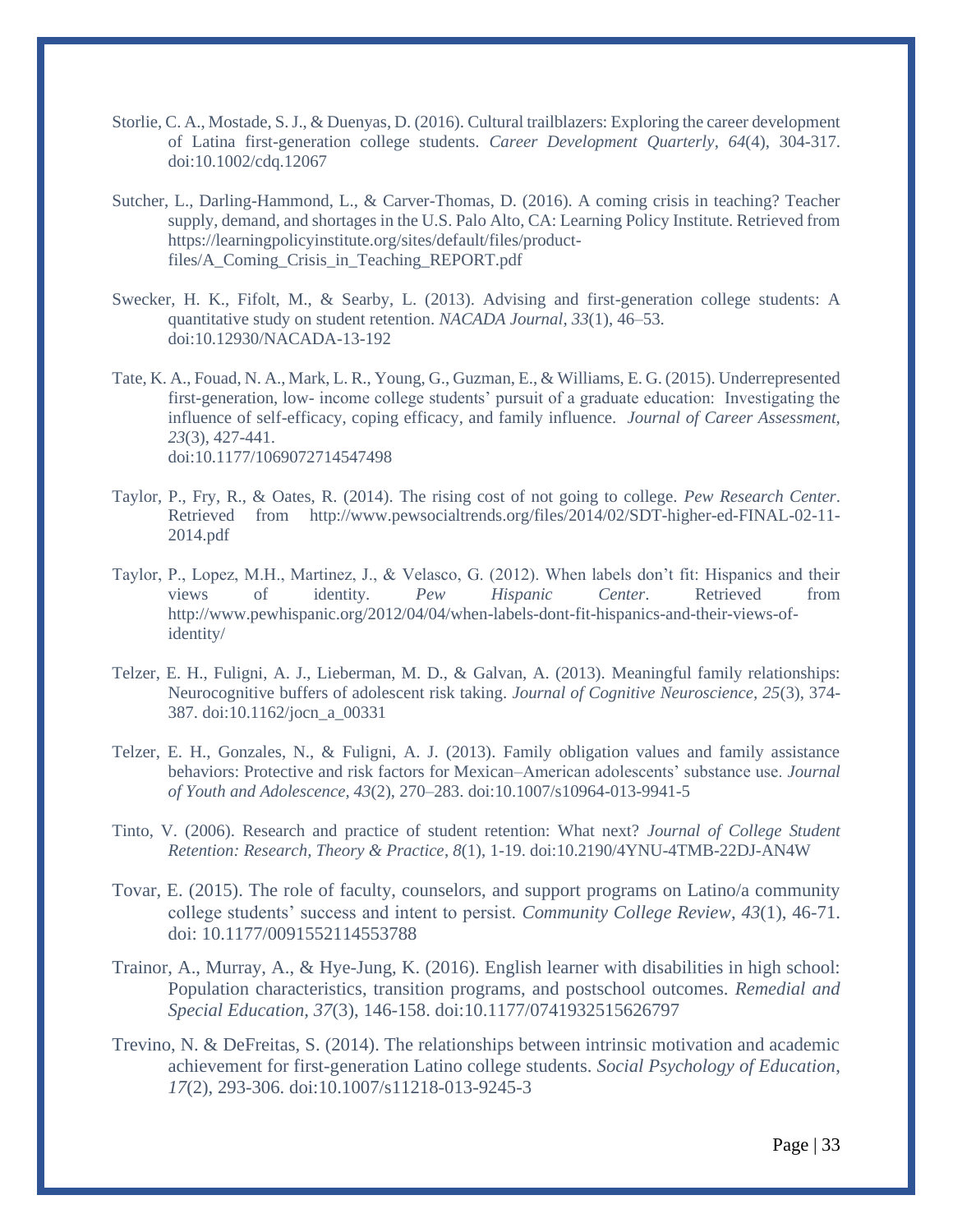Storlie, C. A., Mostade, S. J., & Duenyas, D. (2016). Cultural trailblazers: Exploring the career development of Latina first-generation college students. *Career Development Quarterly*, *64*(4), 304-317. doi:10.1002/cdq.12067

Sutcher, L., Darling-Hammond, L., & Carver-Thomas, D. (2016). A coming crisis in teaching? Teacher supply, demand, and shortages in the U.S. Palo Alto, CA: Learning Policy Institute. Retrieved from https://learningpolicyinstitute.org/sites/default/files/product-files/A_Coming_Crisis_in_Teaching_REPORT.pdf

Swecker, H. K., Fifolt, M., & Searby, L. (2013). Advising and first-generation college students: A quantitative study on student retention. *NACADA Journal*, *33*(1), 46–53. doi:10.12930/NACADA-13-192

Tate, K. A., Fouad, N. A., Mark, L. R., Young, G., Guzman, E., & Williams, E. G. (2015). Underrepresented first-generation, low- income college students' pursuit of a graduate education: Investigating the influence of self-efficacy, coping efficacy, and family influence. *Journal of Career Assessment, 23*(3), 427-441. doi:10.1177/1069072714547498

Taylor, P., Fry, R., & Oates, R. (2014). The rising cost of not going to college. *Pew Research Center*. Retrieved from http://www.pewsocialtrends.org/files/2014/02/SDT-higher-ed-FINAL-02-11-2014.pdf

Taylor, P., Lopez, M.H., Martinez, J., & Velasco, G. (2012). When labels don't fit: Hispanics and their views of identity. *Pew Hispanic Center*. Retrieved from http://www.pewhispanic.org/2012/04/04/when-labels-dont-fit-hispanics-and-their-views-of-identity/

Telzer, E. H., Fuligni, A. J., Lieberman, M. D., & Galvan, A. (2013). Meaningful family relationships: Neurocognitive buffers of adolescent risk taking. *Journal of Cognitive Neuroscience, 25*(3), 374-387. doi:10.1162/jocn_a_00331

Telzer, E. H., Gonzales, N., & Fuligni, A. J. (2013). Family obligation values and family assistance behaviors: Protective and risk factors for Mexican–American adolescents' substance use. *Journal of Youth and Adolescence, 43*(2), 270–283. doi:10.1007/s10964-013-9941-5

Tinto, V. (2006). Research and practice of student retention: What next? *Journal of College Student Retention: Research, Theory & Practice*, *8*(1), 1-19. doi:10.2190/4YNU-4TMB-22DJ-AN4W

Tovar, E. (2015). The role of faculty, counselors, and support programs on Latino/a community college students' success and intent to persist. *Community College Review*, *43*(1), 46-71. doi: 10.1177/0091552114553788

Trainor, A., Murray, A., & Hye-Jung, K. (2016). English learner with disabilities in high school: Population characteristics, transition programs, and postschool outcomes. *Remedial and Special Education*, *37*(3), 146-158. doi:10.1177/0741932515626797

Trevino, N. & DeFreitas, S. (2014). The relationships between intrinsic motivation and academic achievement for first-generation Latino college students. *Social Psychology of Education*, *17*(2), 293-306. doi:10.1007/s11218-013-9245-3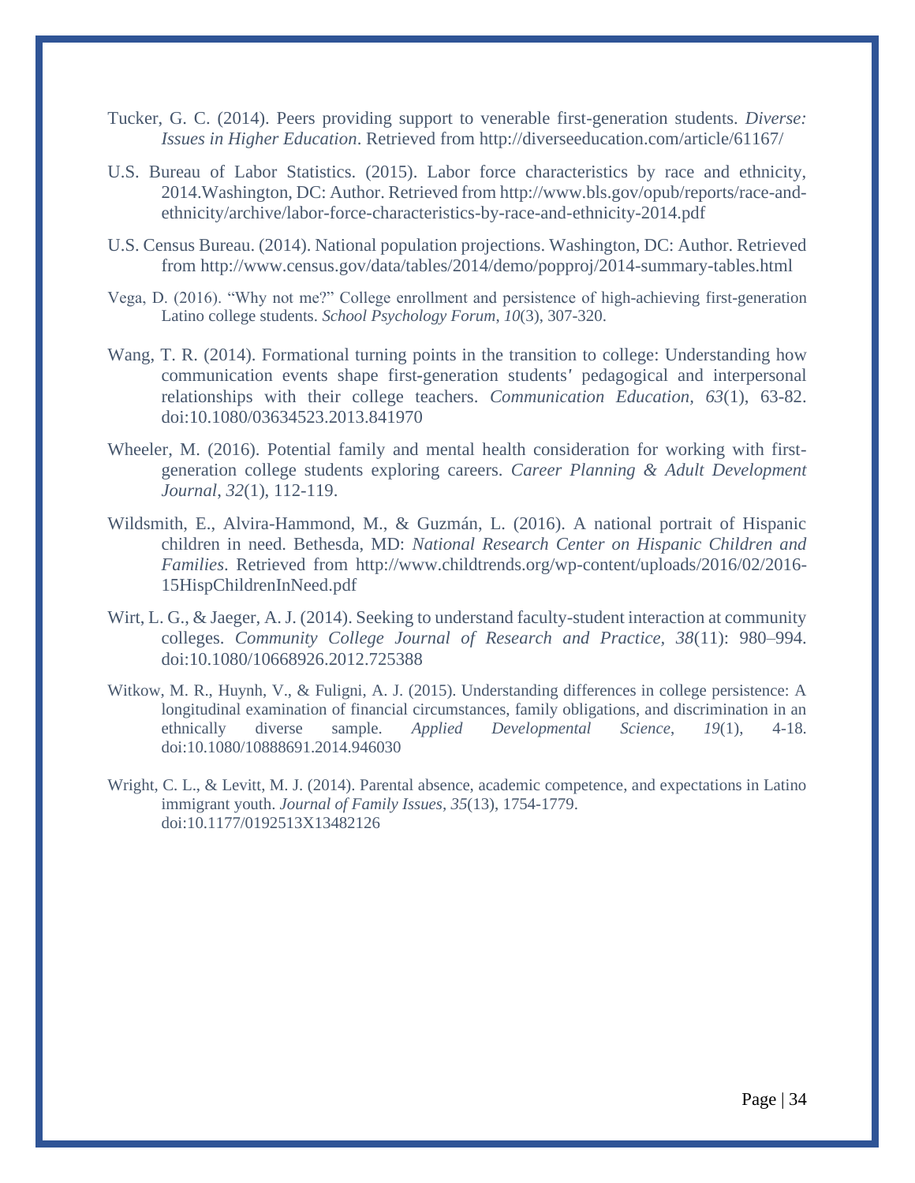Tucker, G. C. (2014). Peers providing support to venerable first-generation students. *Diverse: Issues in Higher Education*. Retrieved from http://diverseeducation.com/article/61167/

U.S. Bureau of Labor Statistics. (2015). Labor force characteristics by race and ethnicity, 2014.Washington, DC: Author. Retrieved from http://www.bls.gov/opub/reports/race-and-ethnicity/archive/labor-force-characteristics-by-race-and-ethnicity-2014.pdf

U.S. Census Bureau. (2014). National population projections. Washington, DC: Author. Retrieved from http://www.census.gov/data/tables/2014/demo/popproj/2014-summary-tables.html

Vega, D. (2016). "Why not me?" College enrollment and persistence of high-achieving first-generation Latino college students. *School Psychology Forum*, *10*(3), 307-320.

Wang, T. R. (2014). Formational turning points in the transition to college: Understanding how communication events shape first-generation students′ pedagogical and interpersonal relationships with their college teachers. *Communication Education, 63*(1), 63-82. doi:10.1080/03634523.2013.841970

Wheeler, M. (2016). Potential family and mental health consideration for working with first-generation college students exploring careers. *Career Planning & Adult Development Journal*, *32*(1), 112-119.

Wildsmith, E., Alvira-Hammond, M., & Guzmán, L. (2016). A national portrait of Hispanic children in need. Bethesda, MD: *National Research Center on Hispanic Children and Families*. Retrieved from http://www.childtrends.org/wp-content/uploads/2016/02/2016-15HispChildrenInNeed.pdf

Wirt, L. G., & Jaeger, A. J. (2014). Seeking to understand faculty-student interaction at community colleges. *Community College Journal of Research and Practice, 38*(11): 980–994. doi:10.1080/10668926.2012.725388

Witkow, M. R., Huynh, V., & Fuligni, A. J. (2015). Understanding differences in college persistence: A longitudinal examination of financial circumstances, family obligations, and discrimination in an ethnically diverse sample. *Applied Developmental Science*, *19*(1), 4-18. doi:10.1080/10888691.2014.946030

Wright, C. L., & Levitt, M. J. (2014). Parental absence, academic competence, and expectations in Latino immigrant youth. *Journal of Family Issues*, *35*(13), 1754-1779. doi:10.1177/0192513X13482126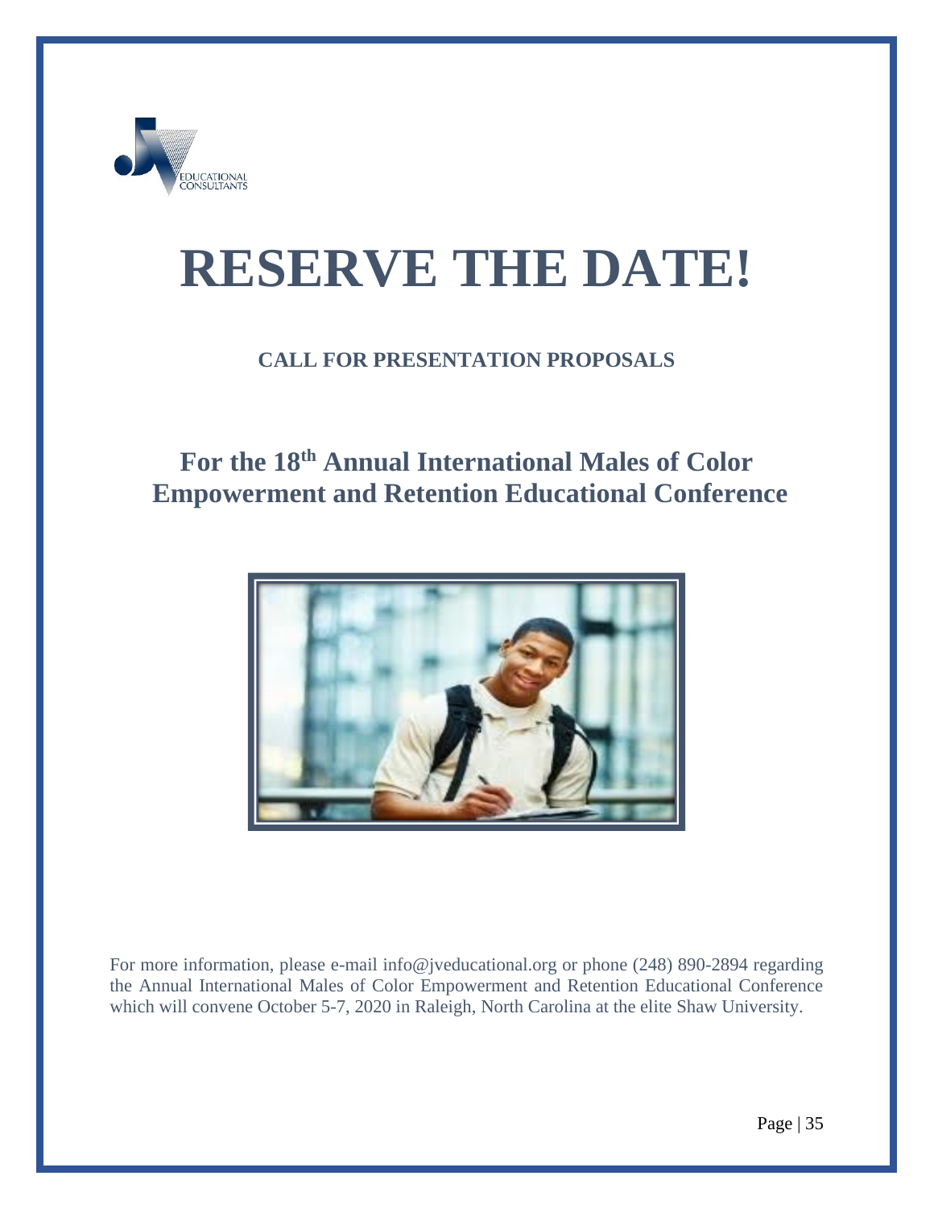# RESERVE THE DATE!

**CALL FOR PRESENTATION PROPOSALS**

## For the 18th Annual International Males of Color Empowerment and Retention Educational Conference

For more information, please e-mail info@jveducational.org or phone (248) 890-2894 regarding the Annual International Males of Color Empowerment and Retention Educational Conference which will convene October 5-7, 2020 in Raleigh, North Carolina at the elite Shaw University.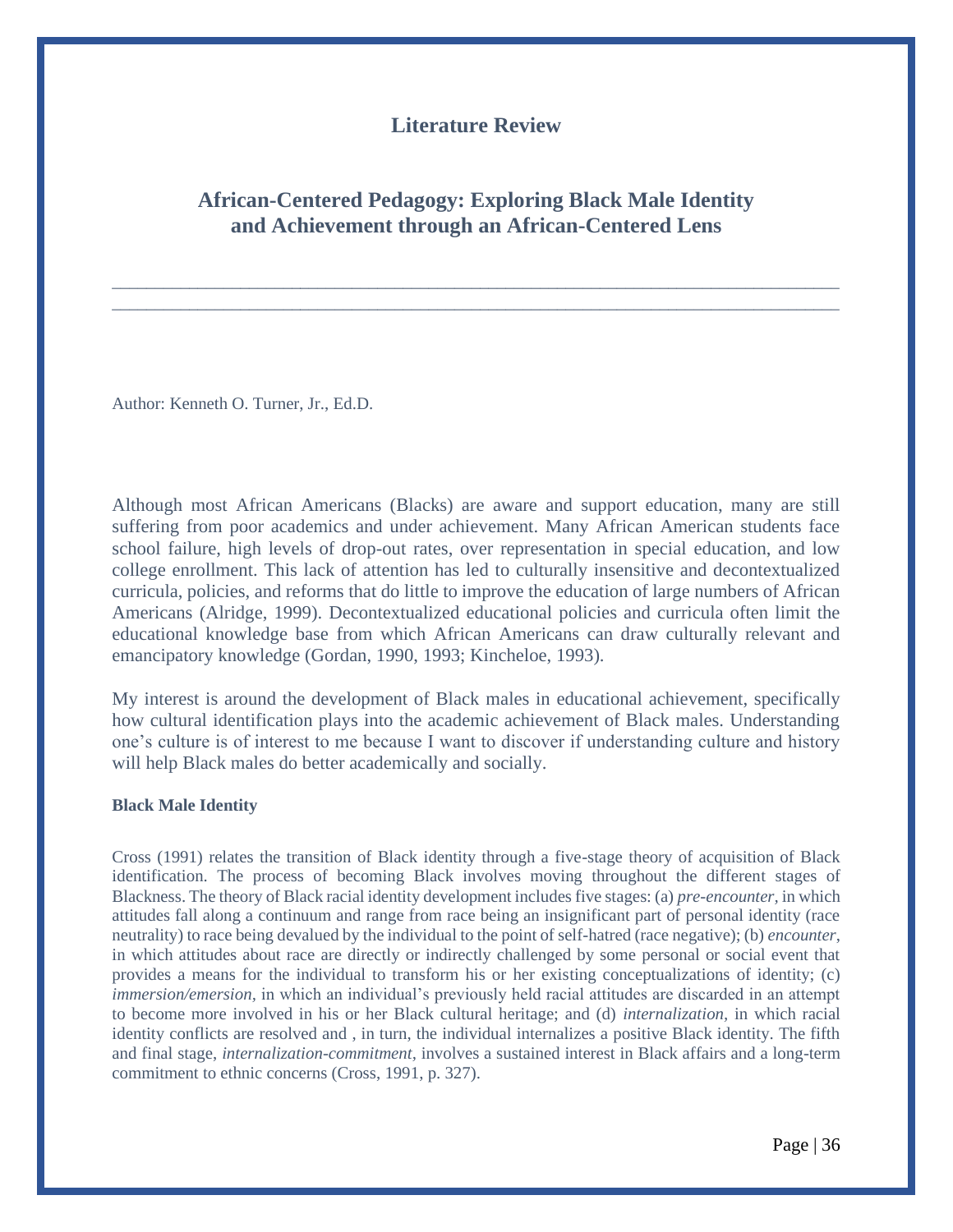# Literature Review

## African-Centered Pedagogy: Exploring Black Male Identity and Achievement through an African-Centered Lens

---

Author: Kenneth O. Turner, Jr., Ed.D.

Although most African Americans (Blacks) are aware and support education, many are still suffering from poor academics and under achievement. Many African American students face school failure, high levels of drop-out rates, over representation in special education, and low college enrollment. This lack of attention has led to culturally insensitive and decontextualized curricula, policies, and reforms that do little to improve the education of large numbers of African Americans (Alridge, 1999). Decontextualized educational policies and curricula often limit the educational knowledge base from which African Americans can draw culturally relevant and emancipatory knowledge (Gordan, 1990, 1993; Kincheloe, 1993).

My interest is around the development of Black males in educational achievement, specifically how cultural identification plays into the academic achievement of Black males. Understanding one's culture is of interest to me because I want to discover if understanding culture and history will help Black males do better academically and socially.

### Black Male Identity

Cross (1991) relates the transition of Black identity through a five-stage theory of acquisition of Black identification. The process of becoming Black involves moving throughout the different stages of Blackness. The theory of Black racial identity development includes five stages: (a) *pre-encounter,* in which attitudes fall along a continuum and range from race being an insignificant part of personal identity (race neutrality) to race being devalued by the individual to the point of self-hatred (race negative); (b) *encounter*, in which attitudes about race are directly or indirectly challenged by some personal or social event that provides a means for the individual to transform his or her existing conceptualizations of identity; (c) *immersion/emersion*, in which an individual's previously held racial attitudes are discarded in an attempt to become more involved in his or her Black cultural heritage; and (d) *internalization*, in which racial identity conflicts are resolved and , in turn, the individual internalizes a positive Black identity. The fifth and final stage, *internalization-commitment*, involves a sustained interest in Black affairs and a long-term commitment to ethnic concerns (Cross, 1991, p. 327).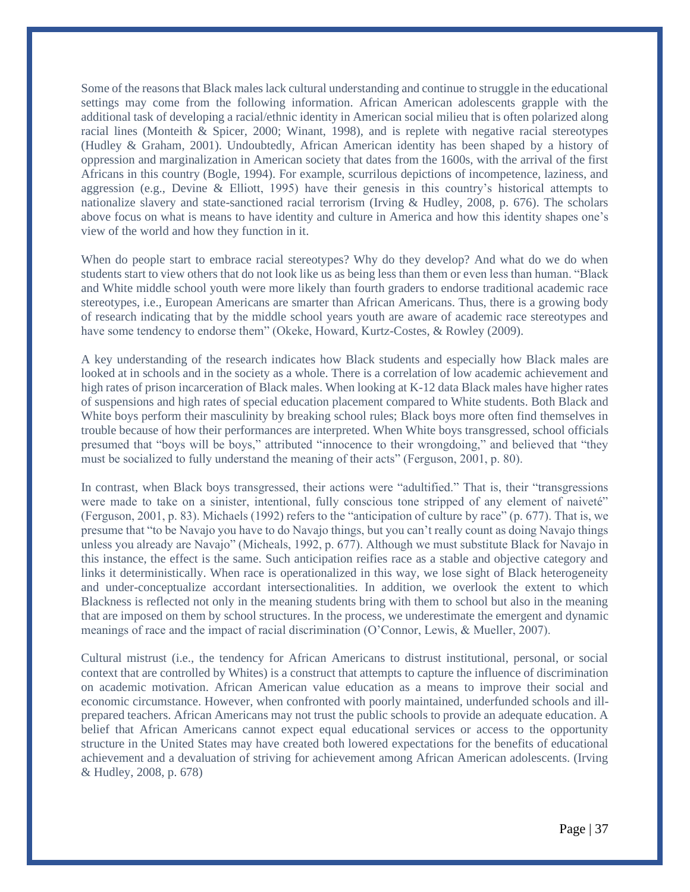Some of the reasons that Black males lack cultural understanding and continue to struggle in the educational settings may come from the following information. African American adolescents grapple with the additional task of developing a racial/ethnic identity in American social milieu that is often polarized along racial lines (Monteith & Spicer, 2000; Winant, 1998), and is replete with negative racial stereotypes (Hudley & Graham, 2001). Undoubtedly, African American identity has been shaped by a history of oppression and marginalization in American society that dates from the 1600s, with the arrival of the first Africans in this country (Bogle, 1994). For example, scurrilous depictions of incompetence, laziness, and aggression (e.g., Devine & Elliott, 1995) have their genesis in this country's historical attempts to nationalize slavery and state-sanctioned racial terrorism (Irving & Hudley, 2008, p. 676). The scholars above focus on what is means to have identity and culture in America and how this identity shapes one's view of the world and how they function in it.

When do people start to embrace racial stereotypes? Why do they develop? And what do we do when students start to view others that do not look like us as being less than them or even less than human. "Black and White middle school youth were more likely than fourth graders to endorse traditional academic race stereotypes, i.e., European Americans are smarter than African Americans. Thus, there is a growing body of research indicating that by the middle school years youth are aware of academic race stereotypes and have some tendency to endorse them" (Okeke, Howard, Kurtz-Costes, & Rowley (2009).

A key understanding of the research indicates how Black students and especially how Black males are looked at in schools and in the society as a whole. There is a correlation of low academic achievement and high rates of prison incarceration of Black males. When looking at K-12 data Black males have higher rates of suspensions and high rates of special education placement compared to White students. Both Black and White boys perform their masculinity by breaking school rules; Black boys more often find themselves in trouble because of how their performances are interpreted. When White boys transgressed, school officials presumed that "boys will be boys," attributed "innocence to their wrongdoing," and believed that "they must be socialized to fully understand the meaning of their acts" (Ferguson, 2001, p. 80).

In contrast, when Black boys transgressed, their actions were "adultified." That is, their "transgressions were made to take on a sinister, intentional, fully conscious tone stripped of any element of naiveté" (Ferguson, 2001, p. 83). Michaels (1992) refers to the "anticipation of culture by race" (p. 677). That is, we presume that "to be Navajo you have to do Navajo things, but you can't really count as doing Navajo things unless you already are Navajo" (Micheals, 1992, p. 677). Although we must substitute Black for Navajo in this instance, the effect is the same. Such anticipation reifies race as a stable and objective category and links it deterministically. When race is operationalized in this way, we lose sight of Black heterogeneity and under-conceptualize accordant intersectionalities. In addition, we overlook the extent to which Blackness is reflected not only in the meaning students bring with them to school but also in the meaning that are imposed on them by school structures. In the process, we underestimate the emergent and dynamic meanings of race and the impact of racial discrimination (O'Connor, Lewis, & Mueller, 2007).

Cultural mistrust (i.e., the tendency for African Americans to distrust institutional, personal, or social context that are controlled by Whites) is a construct that attempts to capture the influence of discrimination on academic motivation. African American value education as a means to improve their social and economic circumstance. However, when confronted with poorly maintained, underfunded schools and ill-prepared teachers. African Americans may not trust the public schools to provide an adequate education. A belief that African Americans cannot expect equal educational services or access to the opportunity structure in the United States may have created both lowered expectations for the benefits of educational achievement and a devaluation of striving for achievement among African American adolescents. (Irving & Hudley, 2008, p. 678)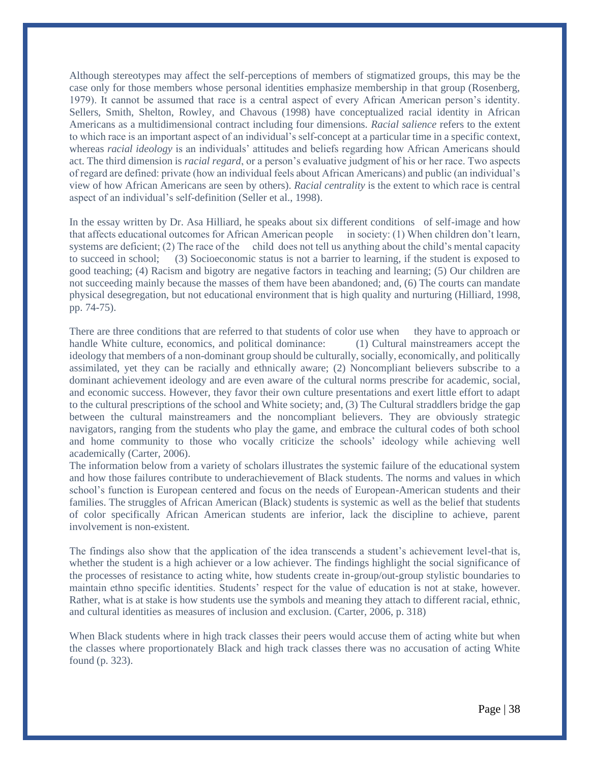Although stereotypes may affect the self-perceptions of members of stigmatized groups, this may be the case only for those members whose personal identities emphasize membership in that group (Rosenberg, 1979). It cannot be assumed that race is a central aspect of every African American person's identity. Sellers, Smith, Shelton, Rowley, and Chavous (1998) have conceptualized racial identity in African Americans as a multidimensional contract including four dimensions. *Racial salience* refers to the extent to which race is an important aspect of an individual's self-concept at a particular time in a specific context, whereas *racial ideology* is an individuals' attitudes and beliefs regarding how African Americans should act. The third dimension is *racial regard*, or a person's evaluative judgment of his or her race. Two aspects of regard are defined: private (how an individual feels about African Americans) and public (an individual's view of how African Americans are seen by others). *Racial centrality* is the extent to which race is central aspect of an individual's self-definition (Seller et al., 1998).

In the essay written by Dr. Asa Hilliard, he speaks about six different conditions of self-image and how that affects educational outcomes for African American people in society: (1) When children don't learn, systems are deficient; (2) The race of the child does not tell us anything about the child's mental capacity to succeed in school; (3) Socioeconomic status is not a barrier to learning, if the student is exposed to good teaching; (4) Racism and bigotry are negative factors in teaching and learning; (5) Our children are not succeeding mainly because the masses of them have been abandoned; and, (6) The courts can mandate physical desegregation, but not educational environment that is high quality and nurturing (Hilliard, 1998, pp. 74-75).

There are three conditions that are referred to that students of color use when they have to approach or handle White culture, economics, and political dominance: (1) Cultural mainstreamers accept the ideology that members of a non-dominant group should be culturally, socially, economically, and politically assimilated, yet they can be racially and ethnically aware; (2) Noncompliant believers subscribe to a dominant achievement ideology and are even aware of the cultural norms prescribe for academic, social, and economic success. However, they favor their own culture presentations and exert little effort to adapt to the cultural prescriptions of the school and White society; and, (3) The Cultural straddlers bridge the gap between the cultural mainstreamers and the noncompliant believers. They are obviously strategic navigators, ranging from the students who play the game, and embrace the cultural codes of both school and home community to those who vocally criticize the schools' ideology while achieving well academically (Carter, 2006).

The information below from a variety of scholars illustrates the systemic failure of the educational system and how those failures contribute to underachievement of Black students. The norms and values in which school's function is European centered and focus on the needs of European-American students and their families. The struggles of African American (Black) students is systemic as well as the belief that students of color specifically African American students are inferior, lack the discipline to achieve, parent involvement is non-existent.

The findings also show that the application of the idea transcends a student's achievement level-that is, whether the student is a high achiever or a low achiever. The findings highlight the social significance of the processes of resistance to acting white, how students create in-group/out-group stylistic boundaries to maintain ethno specific identities. Students' respect for the value of education is not at stake, however. Rather, what is at stake is how students use the symbols and meaning they attach to different racial, ethnic, and cultural identities as measures of inclusion and exclusion. (Carter, 2006, p. 318)

When Black students where in high track classes their peers would accuse them of acting white but when the classes where proportionately Black and high track classes there was no accusation of acting White found (p. 323).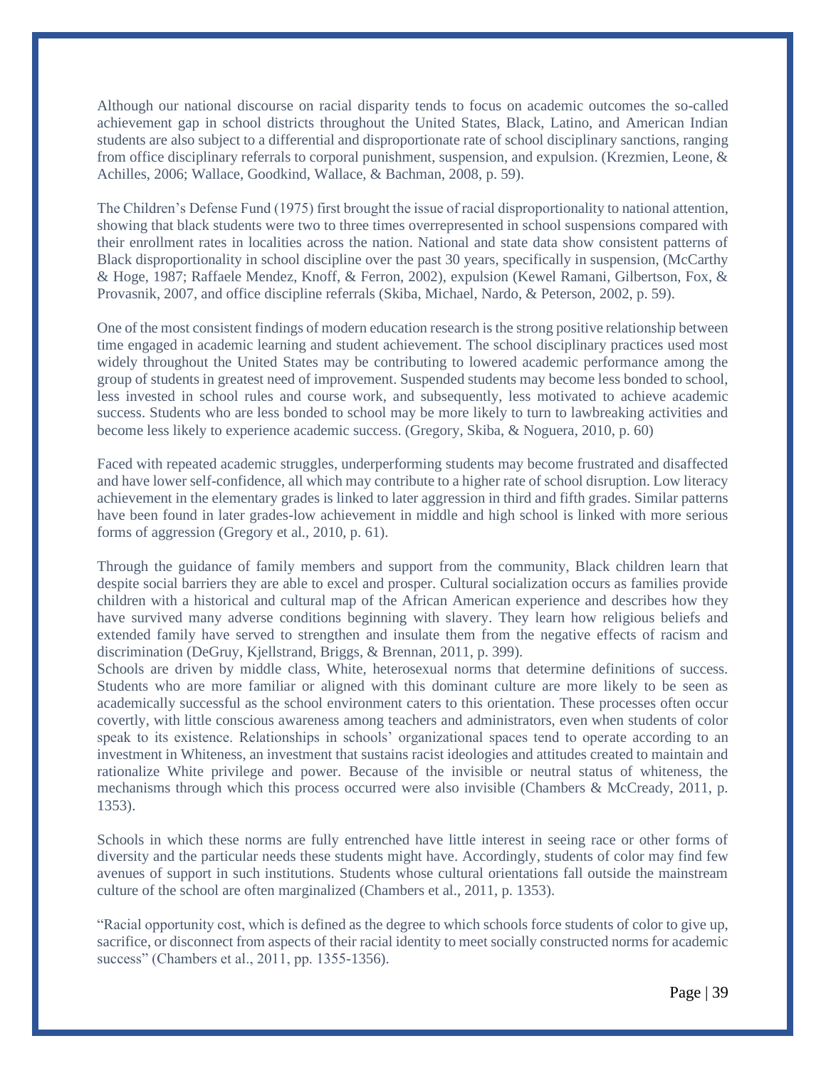Although our national discourse on racial disparity tends to focus on academic outcomes the so-called achievement gap in school districts throughout the United States, Black, Latino, and American Indian students are also subject to a differential and disproportionate rate of school disciplinary sanctions, ranging from office disciplinary referrals to corporal punishment, suspension, and expulsion. (Krezmien, Leone, & Achilles, 2006; Wallace, Goodkind, Wallace, & Bachman, 2008, p. 59).

The Children's Defense Fund (1975) first brought the issue of racial disproportionality to national attention, showing that black students were two to three times overrepresented in school suspensions compared with their enrollment rates in localities across the nation. National and state data show consistent patterns of Black disproportionality in school discipline over the past 30 years, specifically in suspension, (McCarthy & Hoge, 1987; Raffaele Mendez, Knoff, & Ferron, 2002), expulsion (Kewel Ramani, Gilbertson, Fox, & Provasnik, 2007, and office discipline referrals (Skiba, Michael, Nardo, & Peterson, 2002, p. 59).

One of the most consistent findings of modern education research is the strong positive relationship between time engaged in academic learning and student achievement. The school disciplinary practices used most widely throughout the United States may be contributing to lowered academic performance among the group of students in greatest need of improvement. Suspended students may become less bonded to school, less invested in school rules and course work, and subsequently, less motivated to achieve academic success. Students who are less bonded to school may be more likely to turn to lawbreaking activities and become less likely to experience academic success. (Gregory, Skiba, & Noguera, 2010, p. 60)

Faced with repeated academic struggles, underperforming students may become frustrated and disaffected and have lower self-confidence, all which may contribute to a higher rate of school disruption. Low literacy achievement in the elementary grades is linked to later aggression in third and fifth grades. Similar patterns have been found in later grades-low achievement in middle and high school is linked with more serious forms of aggression (Gregory et al., 2010, p. 61).

Through the guidance of family members and support from the community, Black children learn that despite social barriers they are able to excel and prosper. Cultural socialization occurs as families provide children with a historical and cultural map of the African American experience and describes how they have survived many adverse conditions beginning with slavery. They learn how religious beliefs and extended family have served to strengthen and insulate them from the negative effects of racism and discrimination (DeGruy, Kjellstrand, Briggs, & Brennan, 2011, p. 399).

Schools are driven by middle class, White, heterosexual norms that determine definitions of success. Students who are more familiar or aligned with this dominant culture are more likely to be seen as academically successful as the school environment caters to this orientation. These processes often occur covertly, with little conscious awareness among teachers and administrators, even when students of color speak to its existence. Relationships in schools' organizational spaces tend to operate according to an investment in Whiteness, an investment that sustains racist ideologies and attitudes created to maintain and rationalize White privilege and power. Because of the invisible or neutral status of whiteness, the mechanisms through which this process occurred were also invisible (Chambers & McCready, 2011, p. 1353).

Schools in which these norms are fully entrenched have little interest in seeing race or other forms of diversity and the particular needs these students might have. Accordingly, students of color may find few avenues of support in such institutions. Students whose cultural orientations fall outside the mainstream culture of the school are often marginalized (Chambers et al., 2011, p. 1353).

"Racial opportunity cost, which is defined as the degree to which schools force students of color to give up, sacrifice, or disconnect from aspects of their racial identity to meet socially constructed norms for academic success" (Chambers et al., 2011, pp. 1355-1356).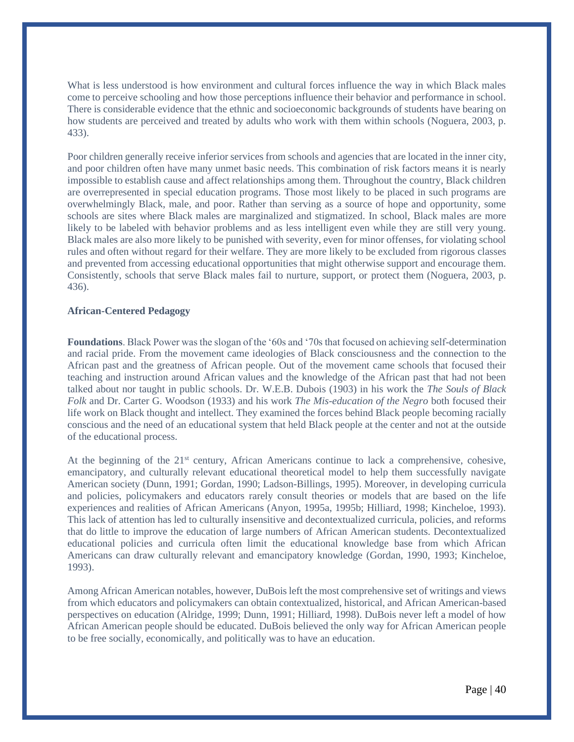What is less understood is how environment and cultural forces influence the way in which Black males come to perceive schooling and how those perceptions influence their behavior and performance in school. There is considerable evidence that the ethnic and socioeconomic backgrounds of students have bearing on how students are perceived and treated by adults who work with them within schools (Noguera, 2003, p. 433).

Poor children generally receive inferior services from schools and agencies that are located in the inner city, and poor children often have many unmet basic needs. This combination of risk factors means it is nearly impossible to establish cause and affect relationships among them. Throughout the country, Black children are overrepresented in special education programs. Those most likely to be placed in such programs are overwhelmingly Black, male, and poor. Rather than serving as a source of hope and opportunity, some schools are sites where Black males are marginalized and stigmatized. In school, Black males are more likely to be labeled with behavior problems and as less intelligent even while they are still very young. Black males are also more likely to be punished with severity, even for minor offenses, for violating school rules and often without regard for their welfare. They are more likely to be excluded from rigorous classes and prevented from accessing educational opportunities that might otherwise support and encourage them. Consistently, schools that serve Black males fail to nurture, support, or protect them (Noguera, 2003, p. 436).

**African-Centered Pedagogy**

**Foundations**. Black Power was the slogan of the '60s and '70s that focused on achieving self-determination and racial pride. From the movement came ideologies of Black consciousness and the connection to the African past and the greatness of African people. Out of the movement came schools that focused their teaching and instruction around African values and the knowledge of the African past that had not been talked about nor taught in public schools. Dr. W.E.B. Dubois (1903) in his work the *The Souls of Black Folk* and Dr. Carter G. Woodson (1933) and his work *The Mis-education of the Negro* both focused their life work on Black thought and intellect. They examined the forces behind Black people becoming racially conscious and the need of an educational system that held Black people at the center and not at the outside of the educational process.

At the beginning of the 21st century, African Americans continue to lack a comprehensive, cohesive, emancipatory, and culturally relevant educational theoretical model to help them successfully navigate American society (Dunn, 1991; Gordan, 1990; Ladson-Billings, 1995). Moreover, in developing curricula and policies, policymakers and educators rarely consult theories or models that are based on the life experiences and realities of African Americans (Anyon, 1995a, 1995b; Hilliard, 1998; Kincheloe, 1993). This lack of attention has led to culturally insensitive and decontextualized curricula, policies, and reforms that do little to improve the education of large numbers of African American students. Decontextualized educational policies and curricula often limit the educational knowledge base from which African Americans can draw culturally relevant and emancipatory knowledge (Gordan, 1990, 1993; Kincheloe, 1993).

Among African American notables, however, DuBois left the most comprehensive set of writings and views from which educators and policymakers can obtain contextualized, historical, and African American-based perspectives on education (Alridge, 1999; Dunn, 1991; Hilliard, 1998). DuBois never left a model of how African American people should be educated. DuBois believed the only way for African American people to be free socially, economically, and politically was to have an education.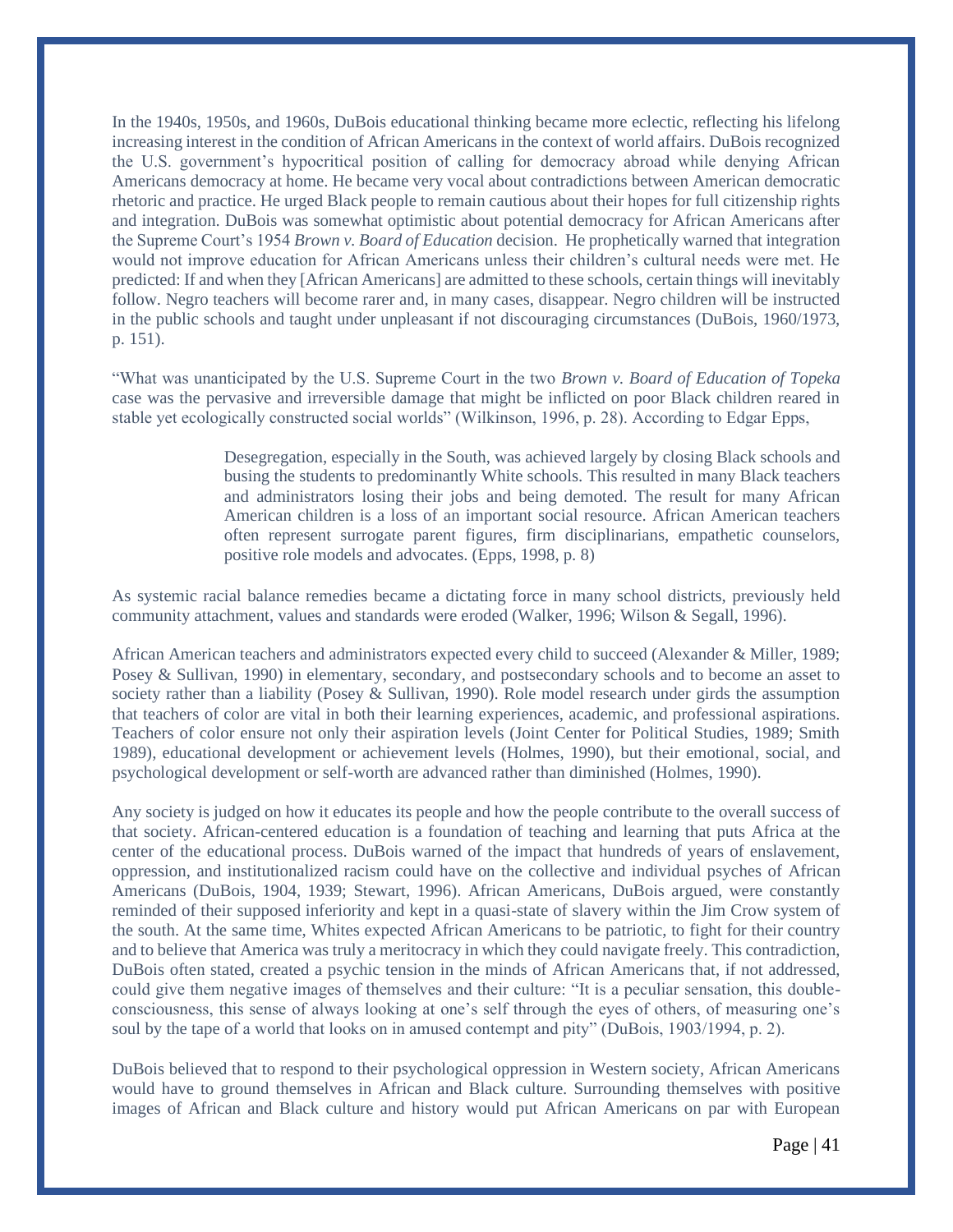In the 1940s, 1950s, and 1960s, DuBois educational thinking became more eclectic, reflecting his lifelong increasing interest in the condition of African Americans in the context of world affairs. DuBois recognized the U.S. government's hypocritical position of calling for democracy abroad while denying African Americans democracy at home. He became very vocal about contradictions between American democratic rhetoric and practice. He urged Black people to remain cautious about their hopes for full citizenship rights and integration. DuBois was somewhat optimistic about potential democracy for African Americans after the Supreme Court's 1954 *Brown v. Board of Education* decision. He prophetically warned that integration would not improve education for African Americans unless their children's cultural needs were met. He predicted: If and when they [African Americans] are admitted to these schools, certain things will inevitably follow. Negro teachers will become rarer and, in many cases, disappear. Negro children will be instructed in the public schools and taught under unpleasant if not discouraging circumstances (DuBois, 1960/1973, p. 151).

"What was unanticipated by the U.S. Supreme Court in the two *Brown v. Board of Education of Topeka* case was the pervasive and irreversible damage that might be inflicted on poor Black children reared in stable yet ecologically constructed social worlds" (Wilkinson, 1996, p. 28). According to Edgar Epps,

> Desegregation, especially in the South, was achieved largely by closing Black schools and busing the students to predominantly White schools. This resulted in many Black teachers and administrators losing their jobs and being demoted. The result for many African American children is a loss of an important social resource. African American teachers often represent surrogate parent figures, firm disciplinarians, empathetic counselors, positive role models and advocates. (Epps, 1998, p. 8)

As systemic racial balance remedies became a dictating force in many school districts, previously held community attachment, values and standards were eroded (Walker, 1996; Wilson & Segall, 1996).

African American teachers and administrators expected every child to succeed (Alexander & Miller, 1989; Posey & Sullivan, 1990) in elementary, secondary, and postsecondary schools and to become an asset to society rather than a liability (Posey & Sullivan, 1990). Role model research under girds the assumption that teachers of color are vital in both their learning experiences, academic, and professional aspirations. Teachers of color ensure not only their aspiration levels (Joint Center for Political Studies, 1989; Smith 1989), educational development or achievement levels (Holmes, 1990), but their emotional, social, and psychological development or self-worth are advanced rather than diminished (Holmes, 1990).

Any society is judged on how it educates its people and how the people contribute to the overall success of that society. African-centered education is a foundation of teaching and learning that puts Africa at the center of the educational process. DuBois warned of the impact that hundreds of years of enslavement, oppression, and institutionalized racism could have on the collective and individual psyches of African Americans (DuBois, 1904, 1939; Stewart, 1996). African Americans, DuBois argued, were constantly reminded of their supposed inferiority and kept in a quasi-state of slavery within the Jim Crow system of the south. At the same time, Whites expected African Americans to be patriotic, to fight for their country and to believe that America was truly a meritocracy in which they could navigate freely. This contradiction, DuBois often stated, created a psychic tension in the minds of African Americans that, if not addressed, could give them negative images of themselves and their culture: "It is a peculiar sensation, this double-consciousness, this sense of always looking at one's self through the eyes of others, of measuring one's soul by the tape of a world that looks on in amused contempt and pity" (DuBois, 1903/1994, p. 2).

DuBois believed that to respond to their psychological oppression in Western society, African Americans would have to ground themselves in African and Black culture. Surrounding themselves with positive images of African and Black culture and history would put African Americans on par with European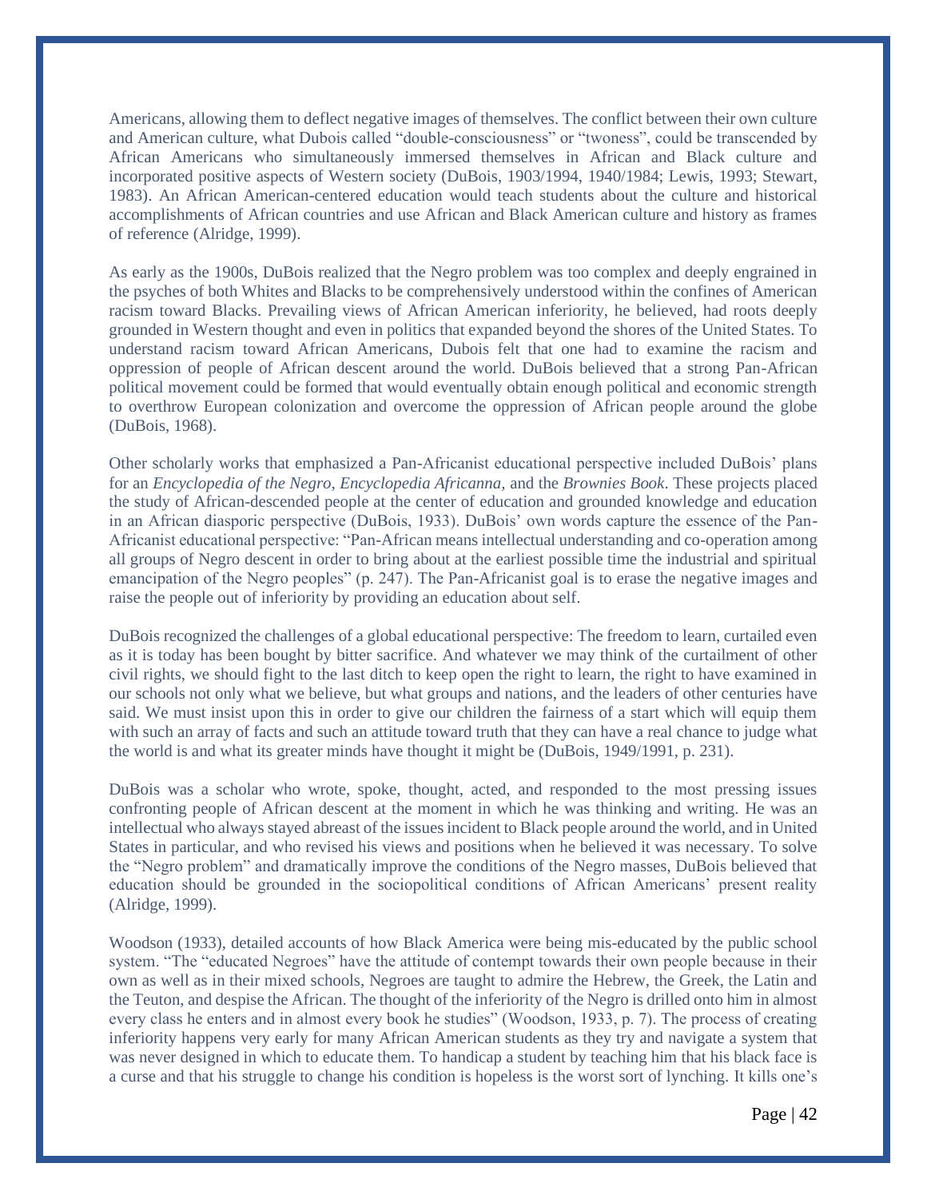Americans, allowing them to deflect negative images of themselves. The conflict between their own culture and American culture, what Dubois called "double-consciousness" or "twoness", could be transcended by African Americans who simultaneously immersed themselves in African and Black culture and incorporated positive aspects of Western society (DuBois, 1903/1994, 1940/1984; Lewis, 1993; Stewart, 1983). An African American-centered education would teach students about the culture and historical accomplishments of African countries and use African and Black American culture and history as frames of reference (Alridge, 1999).

As early as the 1900s, DuBois realized that the Negro problem was too complex and deeply engrained in the psyches of both Whites and Blacks to be comprehensively understood within the confines of American racism toward Blacks. Prevailing views of African American inferiority, he believed, had roots deeply grounded in Western thought and even in politics that expanded beyond the shores of the United States. To understand racism toward African Americans, Dubois felt that one had to examine the racism and oppression of people of African descent around the world. DuBois believed that a strong Pan-African political movement could be formed that would eventually obtain enough political and economic strength to overthrow European colonization and overcome the oppression of African people around the globe (DuBois, 1968).

Other scholarly works that emphasized a Pan-Africanist educational perspective included DuBois' plans for an *Encyclopedia of the Negro*, *Encyclopedia Africanna,* and the *Brownies Book*. These projects placed the study of African-descended people at the center of education and grounded knowledge and education in an African diasporic perspective (DuBois, 1933). DuBois' own words capture the essence of the Pan-Africanist educational perspective: "Pan-African means intellectual understanding and co-operation among all groups of Negro descent in order to bring about at the earliest possible time the industrial and spiritual emancipation of the Negro peoples" (p. 247). The Pan-Africanist goal is to erase the negative images and raise the people out of inferiority by providing an education about self.

DuBois recognized the challenges of a global educational perspective: The freedom to learn, curtailed even as it is today has been bought by bitter sacrifice. And whatever we may think of the curtailment of other civil rights, we should fight to the last ditch to keep open the right to learn, the right to have examined in our schools not only what we believe, but what groups and nations, and the leaders of other centuries have said. We must insist upon this in order to give our children the fairness of a start which will equip them with such an array of facts and such an attitude toward truth that they can have a real chance to judge what the world is and what its greater minds have thought it might be (DuBois, 1949/1991, p. 231).

DuBois was a scholar who wrote, spoke, thought, acted, and responded to the most pressing issues confronting people of African descent at the moment in which he was thinking and writing. He was an intellectual who always stayed abreast of the issues incident to Black people around the world, and in United States in particular, and who revised his views and positions when he believed it was necessary. To solve the "Negro problem" and dramatically improve the conditions of the Negro masses, DuBois believed that education should be grounded in the sociopolitical conditions of African Americans' present reality (Alridge, 1999).

Woodson (1933), detailed accounts of how Black America were being mis-educated by the public school system. "The "educated Negroes" have the attitude of contempt towards their own people because in their own as well as in their mixed schools, Negroes are taught to admire the Hebrew, the Greek, the Latin and the Teuton, and despise the African. The thought of the inferiority of the Negro is drilled onto him in almost every class he enters and in almost every book he studies" (Woodson, 1933, p. 7). The process of creating inferiority happens very early for many African American students as they try and navigate a system that was never designed in which to educate them. To handicap a student by teaching him that his black face is a curse and that his struggle to change his condition is hopeless is the worst sort of lynching. It kills one's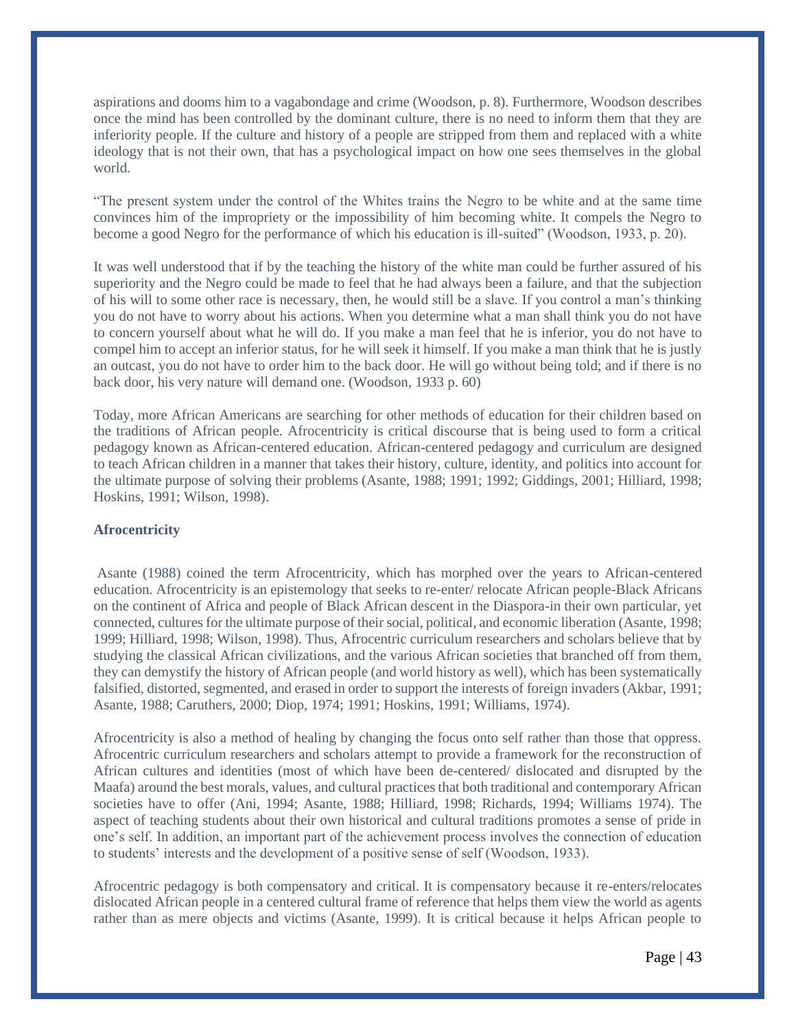aspirations and dooms him to a vagabondage and crime (Woodson, p. 8). Furthermore, Woodson describes once the mind has been controlled by the dominant culture, there is no need to inform them that they are inferiority people. If the culture and history of a people are stripped from them and replaced with a white ideology that is not their own, that has a psychological impact on how one sees themselves in the global world.

"The present system under the control of the Whites trains the Negro to be white and at the same time convinces him of the impropriety or the impossibility of him becoming white. It compels the Negro to become a good Negro for the performance of which his education is ill-suited" (Woodson, 1933, p. 20).

It was well understood that if by the teaching the history of the white man could be further assured of his superiority and the Negro could be made to feel that he had always been a failure, and that the subjection of his will to some other race is necessary, then, he would still be a slave. If you control a man's thinking you do not have to worry about his actions. When you determine what a man shall think you do not have to concern yourself about what he will do. If you make a man feel that he is inferior, you do not have to compel him to accept an inferior status, for he will seek it himself. If you make a man think that he is justly an outcast, you do not have to order him to the back door. He will go without being told; and if there is no back door, his very nature will demand one. (Woodson, 1933 p. 60)

Today, more African Americans are searching for other methods of education for their children based on the traditions of African people. Afrocentricity is critical discourse that is being used to form a critical pedagogy known as African-centered education. African-centered pedagogy and curriculum are designed to teach African children in a manner that takes their history, culture, identity, and politics into account for the ultimate purpose of solving their problems (Asante, 1988; 1991; 1992; Giddings, 2001; Hilliard, 1998; Hoskins, 1991; Wilson, 1998).

**Afrocentricity**

Asante (1988) coined the term Afrocentricity, which has morphed over the years to African-centered education. Afrocentricity is an epistemology that seeks to re-enter/ relocate African people-Black Africans on the continent of Africa and people of Black African descent in the Diaspora-in their own particular, yet connected, cultures for the ultimate purpose of their social, political, and economic liberation (Asante, 1998; 1999; Hilliard, 1998; Wilson, 1998). Thus, Afrocentric curriculum researchers and scholars believe that by studying the classical African civilizations, and the various African societies that branched off from them, they can demystify the history of African people (and world history as well), which has been systematically falsified, distorted, segmented, and erased in order to support the interests of foreign invaders (Akbar, 1991; Asante, 1988; Caruthers, 2000; Diop, 1974; 1991; Hoskins, 1991; Williams, 1974).

Afrocentricity is also a method of healing by changing the focus onto self rather than those that oppress. Afrocentric curriculum researchers and scholars attempt to provide a framework for the reconstruction of African cultures and identities (most of which have been de-centered/ dislocated and disrupted by the Maafa) around the best morals, values, and cultural practices that both traditional and contemporary African societies have to offer (Ani, 1994; Asante, 1988; Hilliard, 1998; Richards, 1994; Williams 1974). The aspect of teaching students about their own historical and cultural traditions promotes a sense of pride in one's self. In addition, an important part of the achievement process involves the connection of education to students' interests and the development of a positive sense of self (Woodson, 1933).

Afrocentric pedagogy is both compensatory and critical. It is compensatory because it re-enters/relocates dislocated African people in a centered cultural frame of reference that helps them view the world as agents rather than as mere objects and victims (Asante, 1999). It is critical because it helps African people to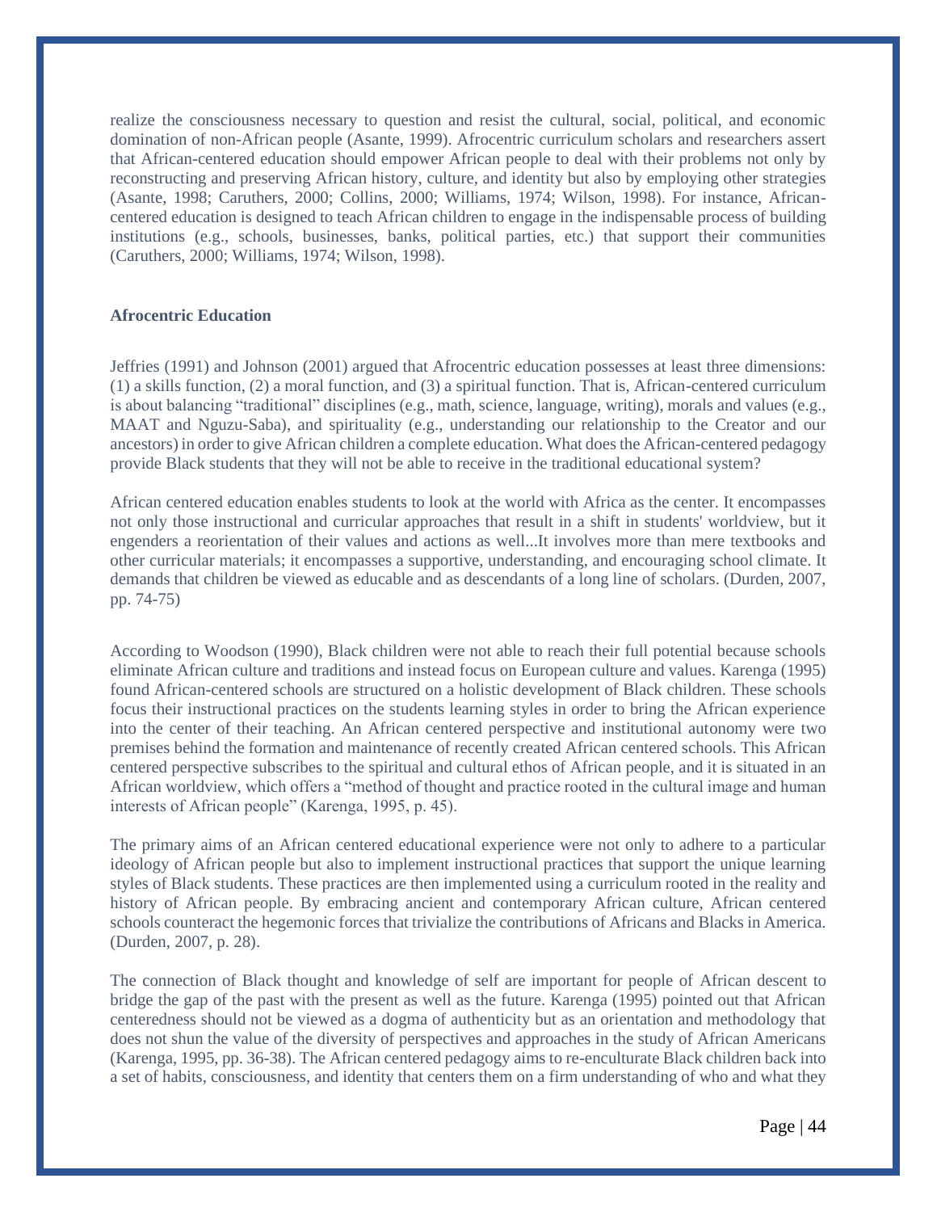realize the consciousness necessary to question and resist the cultural, social, political, and economic domination of non-African people (Asante, 1999). Afrocentric curriculum scholars and researchers assert that African-centered education should empower African people to deal with their problems not only by reconstructing and preserving African history, culture, and identity but also by employing other strategies (Asante, 1998; Caruthers, 2000; Collins, 2000; Williams, 1974; Wilson, 1998). For instance, African-centered education is designed to teach African children to engage in the indispensable process of building institutions (e.g., schools, businesses, banks, political parties, etc.) that support their communities (Caruthers, 2000; Williams, 1974; Wilson, 1998).

**Afrocentric Education**

Jeffries (1991) and Johnson (2001) argued that Afrocentric education possesses at least three dimensions: (1) a skills function, (2) a moral function, and (3) a spiritual function. That is, African-centered curriculum is about balancing "traditional" disciplines (e.g., math, science, language, writing), morals and values (e.g., MAAT and Nguzu-Saba), and spirituality (e.g., understanding our relationship to the Creator and our ancestors) in order to give African children a complete education. What does the African-centered pedagogy provide Black students that they will not be able to receive in the traditional educational system?

African centered education enables students to look at the world with Africa as the center. It encompasses not only those instructional and curricular approaches that result in a shift in students' worldview, but it engenders a reorientation of their values and actions as well...It involves more than mere textbooks and other curricular materials; it encompasses a supportive, understanding, and encouraging school climate. It demands that children be viewed as educable and as descendants of a long line of scholars. (Durden, 2007, pp. 74-75)

According to Woodson (1990), Black children were not able to reach their full potential because schools eliminate African culture and traditions and instead focus on European culture and values. Karenga (1995) found African-centered schools are structured on a holistic development of Black children. These schools focus their instructional practices on the students learning styles in order to bring the African experience into the center of their teaching. An African centered perspective and institutional autonomy were two premises behind the formation and maintenance of recently created African centered schools. This African centered perspective subscribes to the spiritual and cultural ethos of African people, and it is situated in an African worldview, which offers a "method of thought and practice rooted in the cultural image and human interests of African people" (Karenga, 1995, p. 45).

The primary aims of an African centered educational experience were not only to adhere to a particular ideology of African people but also to implement instructional practices that support the unique learning styles of Black students. These practices are then implemented using a curriculum rooted in the reality and history of African people. By embracing ancient and contemporary African culture, African centered schools counteract the hegemonic forces that trivialize the contributions of Africans and Blacks in America. (Durden, 2007, p. 28).

The connection of Black thought and knowledge of self are important for people of African descent to bridge the gap of the past with the present as well as the future. Karenga (1995) pointed out that African centeredness should not be viewed as a dogma of authenticity but as an orientation and methodology that does not shun the value of the diversity of perspectives and approaches in the study of African Americans (Karenga, 1995, pp. 36-38). The African centered pedagogy aims to re-enculturate Black children back into a set of habits, consciousness, and identity that centers them on a firm understanding of who and what they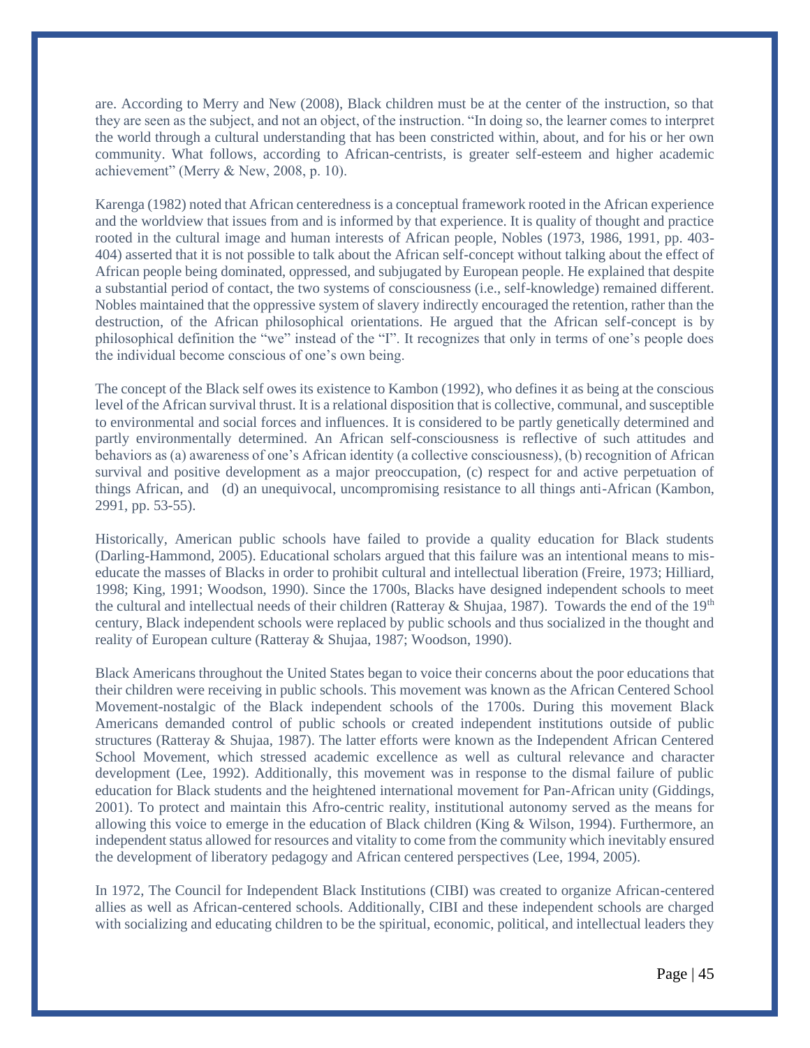are. According to Merry and New (2008), Black children must be at the center of the instruction, so that they are seen as the subject, and not an object, of the instruction. "In doing so, the learner comes to interpret the world through a cultural understanding that has been constricted within, about, and for his or her own community. What follows, according to African-centrists, is greater self-esteem and higher academic achievement" (Merry & New, 2008, p. 10).

Karenga (1982) noted that African centeredness is a conceptual framework rooted in the African experience and the worldview that issues from and is informed by that experience. It is quality of thought and practice rooted in the cultural image and human interests of African people, Nobles (1973, 1986, 1991, pp. 403-404) asserted that it is not possible to talk about the African self-concept without talking about the effect of African people being dominated, oppressed, and subjugated by European people. He explained that despite a substantial period of contact, the two systems of consciousness (i.e., self-knowledge) remained different. Nobles maintained that the oppressive system of slavery indirectly encouraged the retention, rather than the destruction, of the African philosophical orientations. He argued that the African self-concept is by philosophical definition the "we" instead of the "I". It recognizes that only in terms of one's people does the individual become conscious of one's own being.

The concept of the Black self owes its existence to Kambon (1992), who defines it as being at the conscious level of the African survival thrust. It is a relational disposition that is collective, communal, and susceptible to environmental and social forces and influences. It is considered to be partly genetically determined and partly environmentally determined. An African self-consciousness is reflective of such attitudes and behaviors as (a) awareness of one's African identity (a collective consciousness), (b) recognition of African survival and positive development as a major preoccupation, (c) respect for and active perpetuation of things African, and (d) an unequivocal, uncompromising resistance to all things anti-African (Kambon, 1991, pp. 53-55).

Historically, American public schools have failed to provide a quality education for Black students (Darling-Hammond, 2005). Educational scholars argued that this failure was an intentional means to mis-educate the masses of Blacks in order to prohibit cultural and intellectual liberation (Freire, 1973; Hilliard, 1998; King, 1991; Woodson, 1990). Since the 1700s, Blacks have designed independent schools to meet the cultural and intellectual needs of their children (Ratteray & Shujaa, 1987). Towards the end of the 19th century, Black independent schools were replaced by public schools and thus socialized in the thought and reality of European culture (Ratteray & Shujaa, 1987; Woodson, 1990).

Black Americans throughout the United States began to voice their concerns about the poor educations that their children were receiving in public schools. This movement was known as the African Centered School Movement-nostalgic of the Black independent schools of the 1700s. During this movement Black Americans demanded control of public schools or created independent institutions outside of public structures (Ratteray & Shujaa, 1987). The latter efforts were known as the Independent African Centered School Movement, which stressed academic excellence as well as cultural relevance and character development (Lee, 1992). Additionally, this movement was in response to the dismal failure of public education for Black students and the heightened international movement for Pan-African unity (Giddings, 2001). To protect and maintain this Afro-centric reality, institutional autonomy served as the means for allowing this voice to emerge in the education of Black children (King & Wilson, 1994). Furthermore, an independent status allowed for resources and vitality to come from the community which inevitably ensured the development of liberatory pedagogy and African centered perspectives (Lee, 1994, 2005).

In 1972, The Council for Independent Black Institutions (CIBI) was created to organize African-centered allies as well as African-centered schools. Additionally, CIBI and these independent schools are charged with socializing and educating children to be the spiritual, economic, political, and intellectual leaders they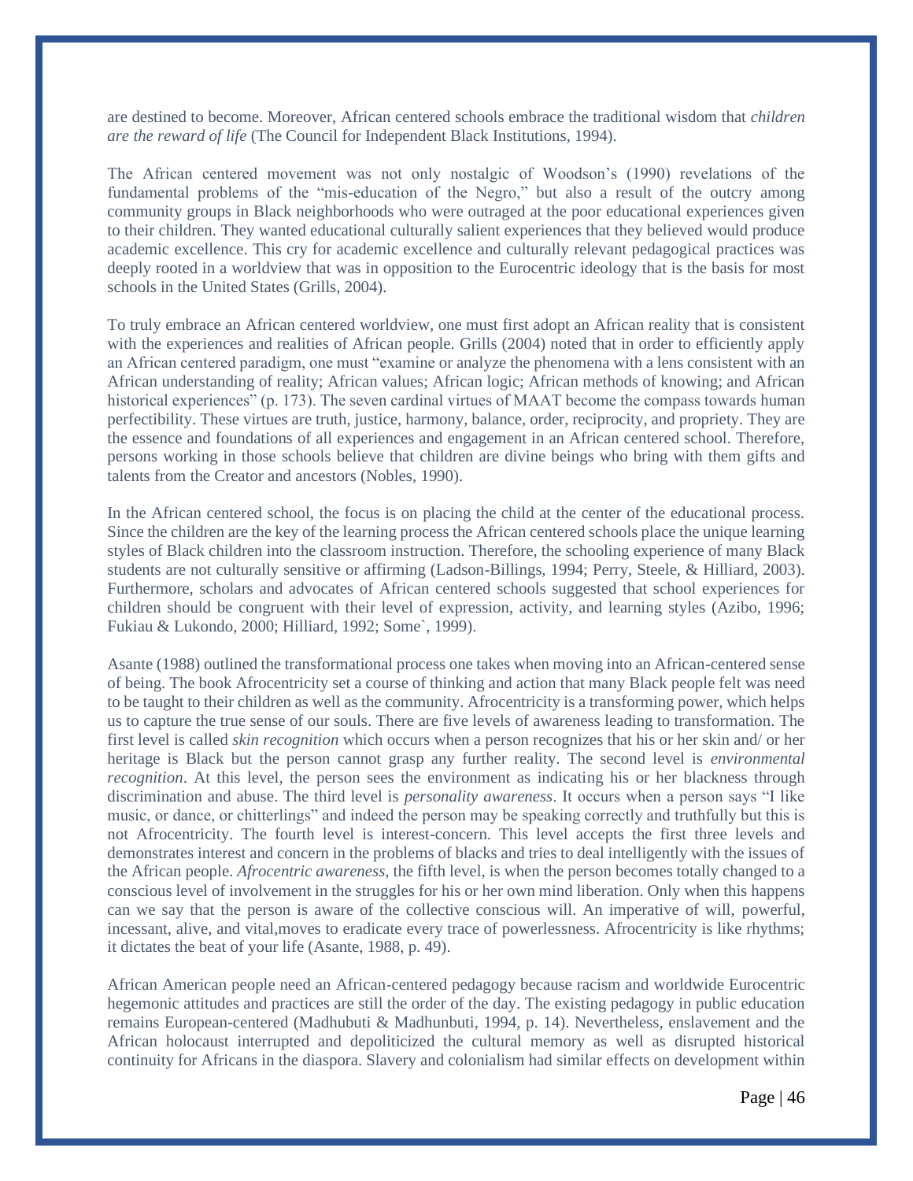are destined to become. Moreover, African centered schools embrace the traditional wisdom that *children are the reward of life* (The Council for Independent Black Institutions, 1994).

The African centered movement was not only nostalgic of Woodson's (1990) revelations of the fundamental problems of the "mis-education of the Negro," but also a result of the outcry among community groups in Black neighborhoods who were outraged at the poor educational experiences given to their children. They wanted educational culturally salient experiences that they believed would produce academic excellence. This cry for academic excellence and culturally relevant pedagogical practices was deeply rooted in a worldview that was in opposition to the Eurocentric ideology that is the basis for most schools in the United States (Grills, 2004).

To truly embrace an African centered worldview, one must first adopt an African reality that is consistent with the experiences and realities of African people. Grills (2004) noted that in order to efficiently apply an African centered paradigm, one must "examine or analyze the phenomena with a lens consistent with an African understanding of reality; African values; African logic; African methods of knowing; and African historical experiences" (p. 173). The seven cardinal virtues of MAAT become the compass towards human perfectibility. These virtues are truth, justice, harmony, balance, order, reciprocity, and propriety. They are the essence and foundations of all experiences and engagement in an African centered school. Therefore, persons working in those schools believe that children are divine beings who bring with them gifts and talents from the Creator and ancestors (Nobles, 1990).

In the African centered school, the focus is on placing the child at the center of the educational process. Since the children are the key of the learning process the African centered schools place the unique learning styles of Black children into the classroom instruction. Therefore, the schooling experience of many Black students are not culturally sensitive or affirming (Ladson-Billings, 1994; Perry, Steele, & Hilliard, 2003). Furthermore, scholars and advocates of African centered schools suggested that school experiences for children should be congruent with their level of expression, activity, and learning styles (Azibo, 1996; Fukiau & Lukondo, 2000; Hilliard, 1992; Some`, 1999).

Asante (1988) outlined the transformational process one takes when moving into an African-centered sense of being. The book Afrocentricity set a course of thinking and action that many Black people felt was need to be taught to their children as well as the community. Afrocentricity is a transforming power, which helps us to capture the true sense of our souls. There are five levels of awareness leading to transformation. The first level is called *skin recognition* which occurs when a person recognizes that his or her skin and/ or her heritage is Black but the person cannot grasp any further reality. The second level is *environmental recognition*. At this level, the person sees the environment as indicating his or her blackness through discrimination and abuse. The third level is *personality awareness*. It occurs when a person says "I like music, or dance, or chitterlings" and indeed the person may be speaking correctly and truthfully but this is not Afrocentricity. The fourth level is interest-concern. This level accepts the first three levels and demonstrates interest and concern in the problems of blacks and tries to deal intelligently with the issues of the African people. *Afrocentric awareness*, the fifth level, is when the person becomes totally changed to a conscious level of involvement in the struggles for his or her own mind liberation. Only when this happens can we say that the person is aware of the collective conscious will. An imperative of will, powerful, incessant, alive, and vital,moves to eradicate every trace of powerlessness. Afrocentricity is like rhythms; it dictates the beat of your life (Asante, 1988, p. 49).

African American people need an African-centered pedagogy because racism and worldwide Eurocentric hegemonic attitudes and practices are still the order of the day. The existing pedagogy in public education remains European-centered (Madhubuti & Madhunbuti, 1994, p. 14). Nevertheless, enslavement and the African holocaust interrupted and depoliticized the cultural memory as well as disrupted historical continuity for Africans in the diaspora. Slavery and colonialism had similar effects on development within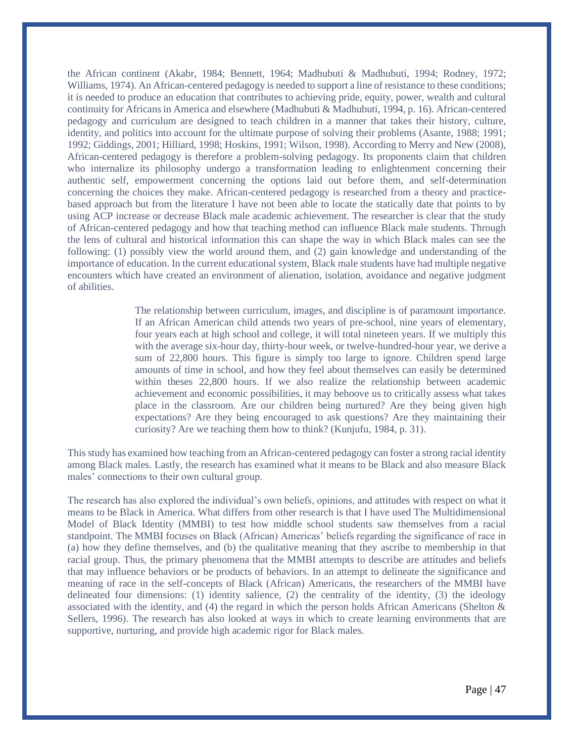the African continent (Akabr, 1984; Bennett, 1964; Madhubuti & Madhubuti, 1994; Rodney, 1972; Williams, 1974). An African-centered pedagogy is needed to support a line of resistance to these conditions; it is needed to produce an education that contributes to achieving pride, equity, power, wealth and cultural continuity for Africans in America and elsewhere (Madhubuti & Madhubuti, 1994, p. 16). African-centered pedagogy and curriculum are designed to teach children in a manner that takes their history, culture, identity, and politics into account for the ultimate purpose of solving their problems (Asante, 1988; 1991; 1992; Giddings, 2001; Hilliard, 1998; Hoskins, 1991; Wilson, 1998). According to Merry and New (2008), African-centered pedagogy is therefore a problem-solving pedagogy. Its proponents claim that children who internalize its philosophy undergo a transformation leading to enlightenment concerning their authentic self, empowerment concerning the options laid out before them, and self-determination concerning the choices they make. African-centered pedagogy is researched from a theory and practice-based approach but from the literature I have not been able to locate the statically date that points to by using ACP increase or decrease Black male academic achievement. The researcher is clear that the study of African-centered pedagogy and how that teaching method can influence Black male students. Through the lens of cultural and historical information this can shape the way in which Black males can see the following: (1) possibly view the world around them, and (2) gain knowledge and understanding of the importance of education. In the current educational system, Black male students have had multiple negative encounters which have created an environment of alienation, isolation, avoidance and negative judgment of abilities.

> The relationship between curriculum, images, and discipline is of paramount importance. If an African American child attends two years of pre-school, nine years of elementary, four years each at high school and college, it will total nineteen years. If we multiply this with the average six-hour day, thirty-hour week, or twelve-hundred-hour year, we derive a sum of 22,800 hours. This figure is simply too large to ignore. Children spend large amounts of time in school, and how they feel about themselves can easily be determined within theses 22,800 hours. If we also realize the relationship between academic achievement and economic possibilities, it may behoove us to critically assess what takes place in the classroom. Are our children being nurtured? Are they being given high expectations? Are they being encouraged to ask questions? Are they maintaining their curiosity? Are we teaching them how to think? (Kunjufu, 1984, p. 31).

This study has examined how teaching from an African-centered pedagogy can foster a strong racial identity among Black males. Lastly, the research has examined what it means to be Black and also measure Black males' connections to their own cultural group.

The research has also explored the individual's own beliefs, opinions, and attitudes with respect on what it means to be Black in America. What differs from other research is that I have used The Multidimensional Model of Black Identity (MMBI) to test how middle school students saw themselves from a racial standpoint. The MMBI focuses on Black (African) Americas' beliefs regarding the significance of race in (a) how they define themselves, and (b) the qualitative meaning that they ascribe to membership in that racial group. Thus, the primary phenomena that the MMBI attempts to describe are attitudes and beliefs that may influence behaviors or be products of behaviors. In an attempt to delineate the significance and meaning of race in the self-concepts of Black (African) Americans, the researchers of the MMBI have delineated four dimensions: (1) identity salience, (2) the centrality of the identity, (3) the ideology associated with the identity, and (4) the regard in which the person holds African Americans (Shelton & Sellers, 1996). The research has also looked at ways in which to create learning environments that are supportive, nurturing, and provide high academic rigor for Black males.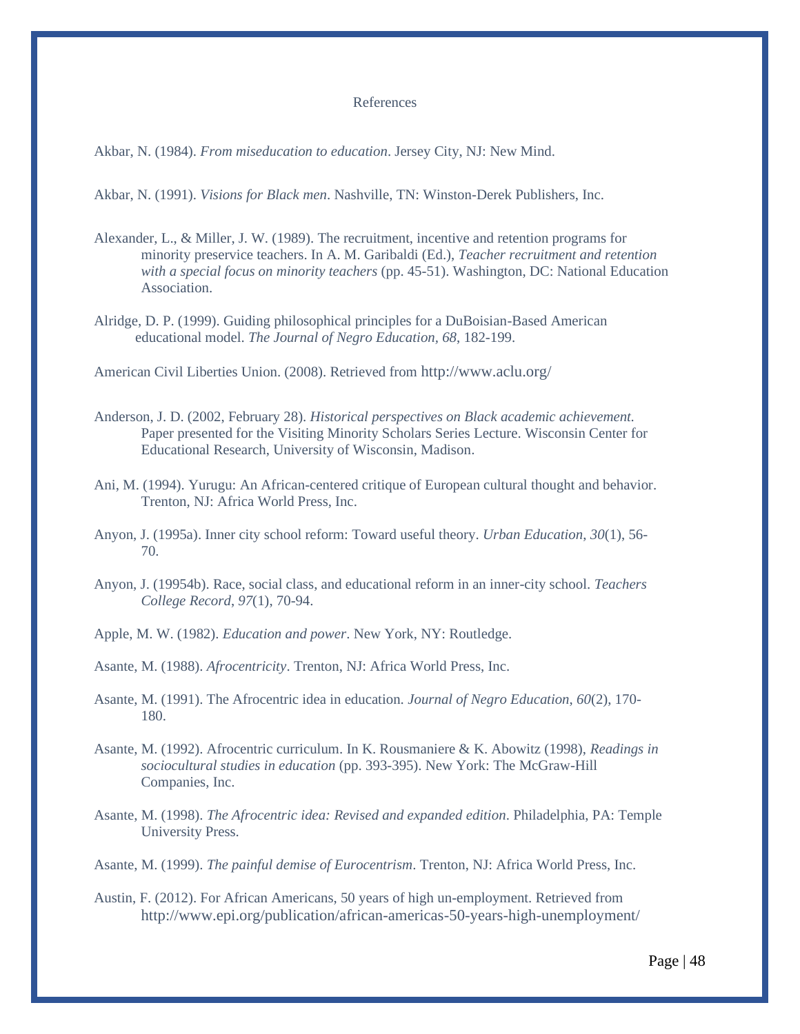# References

Akbar, N. (1984). *From miseducation to education*. Jersey City, NJ: New Mind.

Akbar, N. (1991). *Visions for Black men*. Nashville, TN: Winston-Derek Publishers, Inc.

Alexander, L., & Miller, J. W. (1989). The recruitment, incentive and retention programs for minority preservice teachers. In A. M. Garibaldi (Ed.), *Teacher recruitment and retention with a special focus on minority teachers* (pp. 45-51). Washington, DC: National Education Association.

Alridge, D. P. (1999). Guiding philosophical principles for a DuBoisian-Based American educational model. *The Journal of Negro Education, 68*, 182-199.

American Civil Liberties Union. (2008). Retrieved from http://www.aclu.org/

Anderson, J. D. (2002, February 28). *Historical perspectives on Black academic achievement.* Paper presented for the Visiting Minority Scholars Series Lecture. Wisconsin Center for Educational Research, University of Wisconsin, Madison.

Ani, M. (1994). Yurugu: An African-centered critique of European cultural thought and behavior. Trenton, NJ: Africa World Press, Inc.

Anyon, J. (1995a). Inner city school reform: Toward useful theory. *Urban Education, 30*(1), 56-70.

Anyon, J. (19954b). Race, social class, and educational reform in an inner-city school. *Teachers College Record, 97*(1), 70-94.

Apple, M. W. (1982). *Education and power*. New York, NY: Routledge.

Asante, M. (1988). *Afrocentricity*. Trenton, NJ: Africa World Press, Inc.

Asante, M. (1991). The Afrocentric idea in education. *Journal of Negro Education, 60*(2), 170-180.

Asante, M. (1992). Afrocentric curriculum. In K. Rousmaniere & K. Abowitz (1998), *Readings in sociocultural studies in education* (pp. 393-395). New York: The McGraw-Hill Companies, Inc.

Asante, M. (1998). *The Afrocentric idea: Revised and expanded edition*. Philadelphia, PA: Temple University Press.

Asante, M. (1999). *The painful demise of Eurocentrism*. Trenton, NJ: Africa World Press, Inc.

Austin, F. (2012). For African Americans, 50 years of high un-employment. Retrieved from http://www.epi.org/publication/african-americas-50-years-high-unemployment/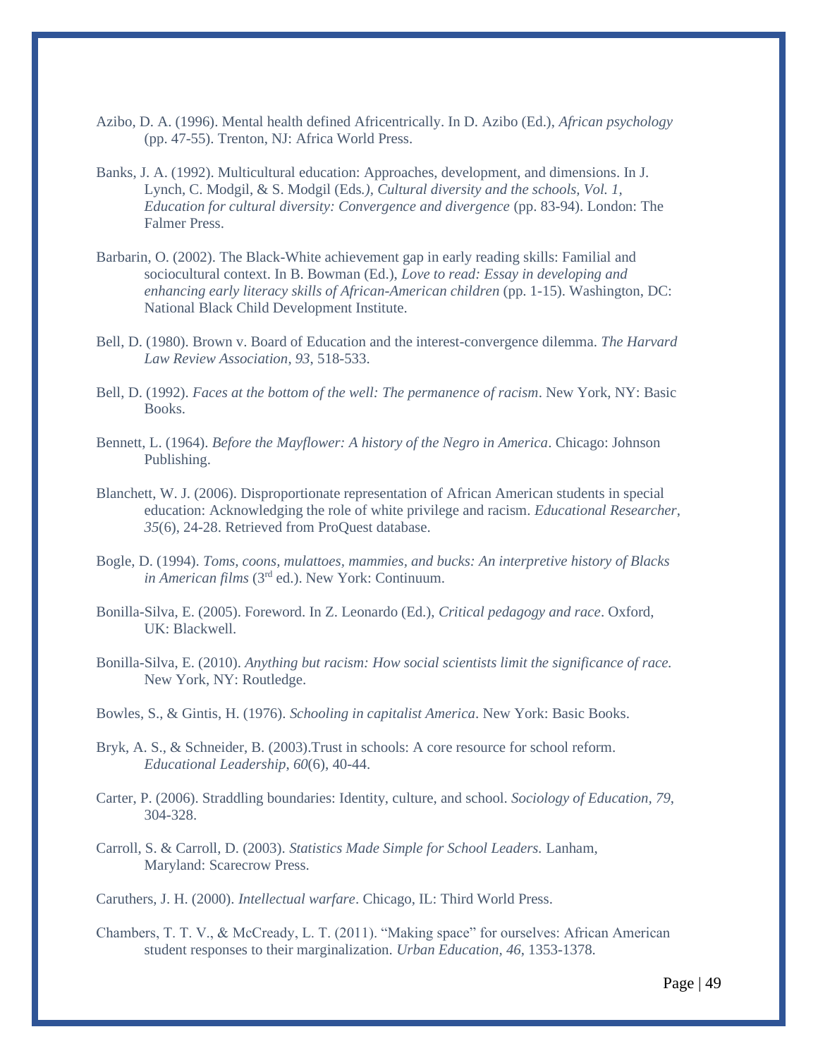Azibo, D. A. (1996). Mental health defined Africentrically. In D. Azibo (Ed.), *African psychology* (pp. 47-55). Trenton, NJ: Africa World Press.

Banks, J. A. (1992). Multicultural education: Approaches, development, and dimensions. In J. Lynch, C. Modgil, & S. Modgil (Eds.), *Cultural diversity and the schools, Vol. 1, Education for cultural diversity: Convergence and divergence* (pp. 83-94). London: The Falmer Press.

Barbarin, O. (2002). The Black-White achievement gap in early reading skills: Familial and sociocultural context. In B. Bowman (Ed.), *Love to read: Essay in developing and enhancing early literacy skills of African-American children* (pp. 1-15). Washington, DC: National Black Child Development Institute.

Bell, D. (1980). Brown v. Board of Education and the interest-convergence dilemma. *The Harvard Law Review Association*, *93*, 518-533.

Bell, D. (1992). *Faces at the bottom of the well: The permanence of racism*. New York, NY: Basic Books.

Bennett, L. (1964). *Before the Mayflower: A history of the Negro in America*. Chicago: Johnson Publishing.

Blanchett, W. J. (2006). Disproportionate representation of African American students in special education: Acknowledging the role of white privilege and racism. *Educational Researcher*, *35*(6), 24-28. Retrieved from ProQuest database.

Bogle, D. (1994). *Toms, coons, mulattoes, mammies, and bucks: An interpretive history of Blacks in American films* (3rd ed.). New York: Continuum.

Bonilla-Silva, E. (2005). Foreword. In Z. Leonardo (Ed.), *Critical pedagogy and race*. Oxford, UK: Blackwell.

Bonilla-Silva, E. (2010). *Anything but racism: How social scientists limit the significance of race.* New York, NY: Routledge.

Bowles, S., & Gintis, H. (1976). *Schooling in capitalist America*. New York: Basic Books.

Bryk, A. S., & Schneider, B. (2003).Trust in schools: A core resource for school reform. *Educational Leadership*, *60*(6), 40-44.

Carter, P. (2006). Straddling boundaries: Identity, culture, and school. *Sociology of Education*, *79*, 304-328.

Carroll, S. & Carroll, D. (2003). *Statistics Made Simple for School Leaders.* Lanham, Maryland: Scarecrow Press.

Caruthers, J. H. (2000). *Intellectual warfare*. Chicago, IL: Third World Press.

Chambers, T. T. V., & McCready, L. T. (2011). "Making space" for ourselves: African American student responses to their marginalization. *Urban Education, 46*, 1353-1378.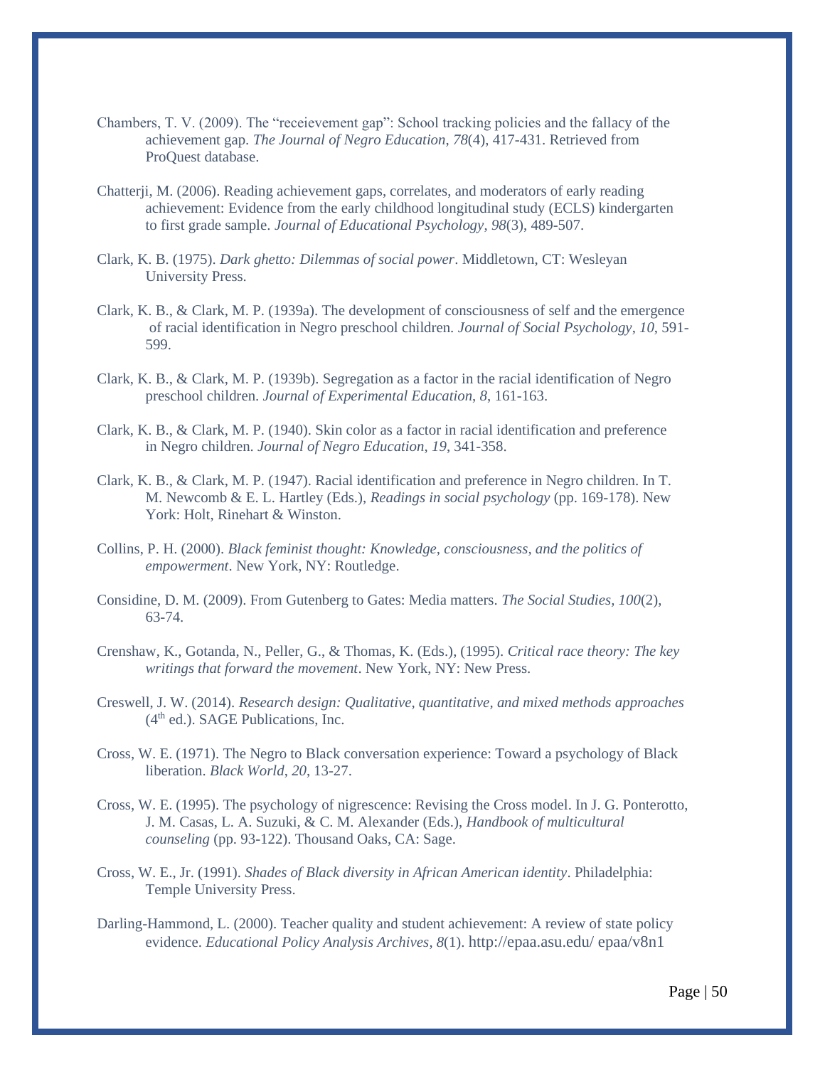Chambers, T. V. (2009). The “receievement gap”: School tracking policies and the fallacy of the achievement gap. *The Journal of Negro Education*, *78*(4), 417-431. Retrieved from ProQuest database.

Chatterji, M. (2006). Reading achievement gaps, correlates, and moderators of early reading achievement: Evidence from the early childhood longitudinal study (ECLS) kindergarten to first grade sample. *Journal of Educational Psychology*, *98*(3), 489-507.

Clark, K. B. (1975). *Dark ghetto: Dilemmas of social power*. Middletown, CT: Wesleyan University Press.

Clark, K. B., & Clark, M. P. (1939a). The development of consciousness of self and the emergence of racial identification in Negro preschool children. *Journal of Social Psychology*, *10*, 591-599.

Clark, K. B., & Clark, M. P. (1939b). Segregation as a factor in the racial identification of Negro preschool children. *Journal of Experimental Education*, *8*, 161-163.

Clark, K. B., & Clark, M. P. (1940). Skin color as a factor in racial identification and preference in Negro children. *Journal of Negro Education*, *19*, 341-358.

Clark, K. B., & Clark, M. P. (1947). Racial identification and preference in Negro children. In T. M. Newcomb & E. L. Hartley (Eds.), *Readings in social psychology* (pp. 169-178). New York: Holt, Rinehart & Winston.

Collins, P. H. (2000). *Black feminist thought: Knowledge, consciousness, and the politics of empowerment*. New York, NY: Routledge.

Considine, D. M. (2009). From Gutenberg to Gates: Media matters. *The Social Studies*, *100*(2), 63-74.

Crenshaw, K., Gotanda, N., Peller, G., & Thomas, K. (Eds.), (1995). *Critical race theory: The key writings that forward the movement*. New York, NY: New Press.

Creswell, J. W. (2014). *Research design: Qualitative, quantitative, and mixed methods approaches* (4th ed.). SAGE Publications, Inc.

Cross, W. E. (1971). The Negro to Black conversation experience: Toward a psychology of Black liberation. *Black World*, *20*, 13-27.

Cross, W. E. (1995). The psychology of nigrescence: Revising the Cross model. In J. G. Ponterotto, J. M. Casas, L. A. Suzuki, & C. M. Alexander (Eds.), *Handbook of multicultural counseling* (pp. 93-122). Thousand Oaks, CA: Sage.

Cross, W. E., Jr. (1991). *Shades of Black diversity in African American identity*. Philadelphia: Temple University Press.

Darling-Hammond, L. (2000). Teacher quality and student achievement: A review of state policy evidence. *Educational Policy Analysis Archives*, *8*(1). http://epaa.asu.edu/ epaa/v8n1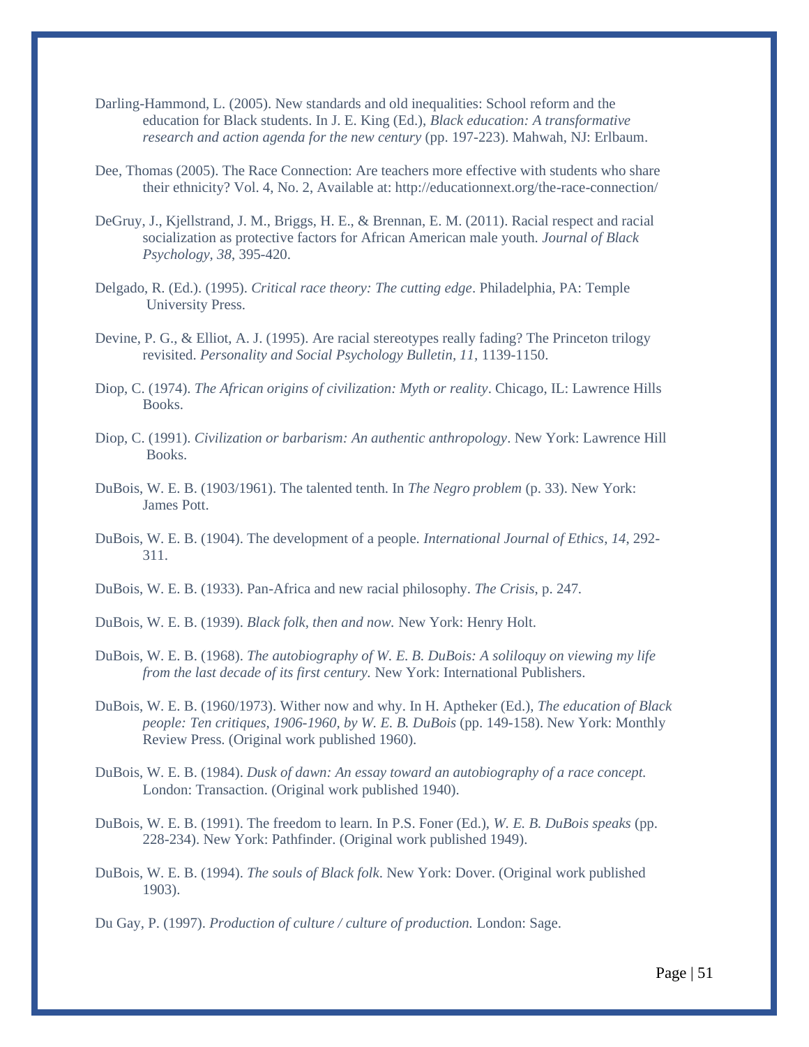Darling-Hammond, L. (2005). New standards and old inequalities: School reform and the education for Black students. In J. E. King (Ed.), *Black education: A transformative research and action agenda for the new century* (pp. 197-223). Mahwah, NJ: Erlbaum.

Dee, Thomas (2005). The Race Connection: Are teachers more effective with students who share their ethnicity? Vol. 4, No. 2, Available at: http://educationnext.org/the-race-connection/

DeGruy, J., Kjellstrand, J. M., Briggs, H. E., & Brennan, E. M. (2011). Racial respect and racial socialization as protective factors for African American male youth. *Journal of Black Psychology, 38*, 395-420.

Delgado, R. (Ed.). (1995). *Critical race theory: The cutting edge*. Philadelphia, PA: Temple University Press.

Devine, P. G., & Elliot, A. J. (1995). Are racial stereotypes really fading? The Princeton trilogy revisited. *Personality and Social Psychology Bulletin, 11*, 1139-1150.

Diop, C. (1974). *The African origins of civilization: Myth or reality*. Chicago, IL: Lawrence Hills Books.

Diop, C. (1991). *Civilization or barbarism: An authentic anthropology*. New York: Lawrence Hill Books.

DuBois, W. E. B. (1903/1961). The talented tenth. In *The Negro problem* (p. 33). New York: James Pott.

DuBois, W. E. B. (1904). The development of a people. *International Journal of Ethics*, *14*, 292-311.

DuBois, W. E. B. (1933). Pan-Africa and new racial philosophy. *The Crisis*, p. 247.

DuBois, W. E. B. (1939). *Black folk, then and now.* New York: Henry Holt.

DuBois, W. E. B. (1968). *The autobiography of W. E. B. DuBois: A soliloquy on viewing my life from the last decade of its first century.* New York: International Publishers.

DuBois, W. E. B. (1960/1973). Wither now and why. In H. Aptheker (Ed.), *The education of Black people: Ten critiques, 1906-1960, by W. E. B. DuBois* (pp. 149-158). New York: Monthly Review Press. (Original work published 1960).

DuBois, W. E. B. (1984). *Dusk of dawn: An essay toward an autobiography of a race concept.* London: Transaction. (Original work published 1940).

DuBois, W. E. B. (1991). The freedom to learn. In P.S. Foner (Ed.), *W. E. B. DuBois speaks* (pp. 228-234). New York: Pathfinder. (Original work published 1949).

DuBois, W. E. B. (1994). *The souls of Black folk*. New York: Dover. (Original work published 1903).

Du Gay, P. (1997). *Production of culture / culture of production.* London: Sage.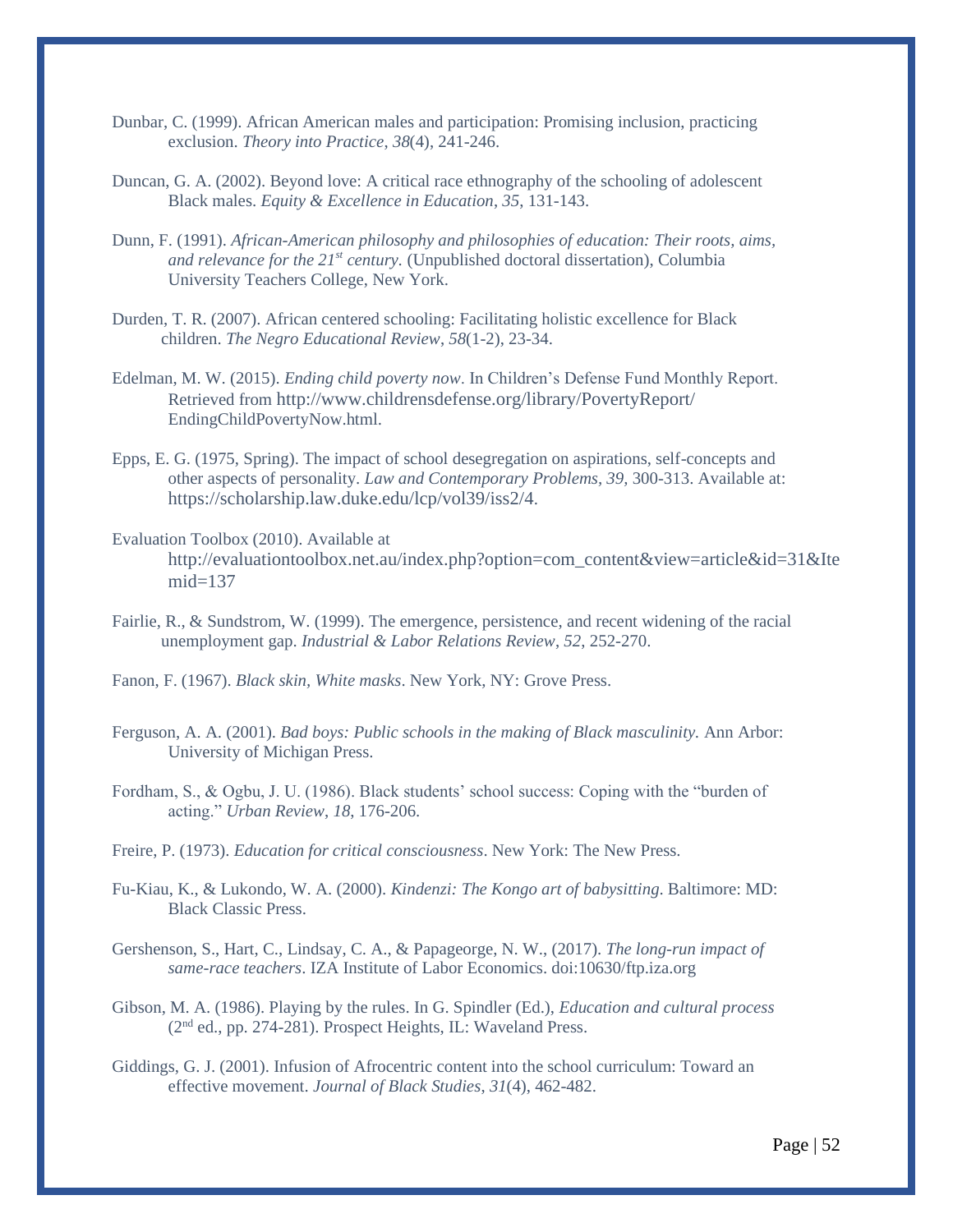Dunbar, C. (1999). African American males and participation: Promising inclusion, practicing exclusion. *Theory into Practice*, *38*(4), 241-246.

Duncan, G. A. (2002). Beyond love: A critical race ethnography of the schooling of adolescent Black males. *Equity & Excellence in Education*, *35*, 131-143.

Dunn, F. (1991). *African-American philosophy and philosophies of education: Their roots, aims, and relevance for the 21st century*. (Unpublished doctoral dissertation), Columbia University Teachers College, New York.

Durden, T. R. (2007). African centered schooling: Facilitating holistic excellence for Black children. *The Negro Educational Review*, *58*(1-2), 23-34.

Edelman, M. W. (2015). *Ending child poverty now*. In Children's Defense Fund Monthly Report. Retrieved from http://www.childrensdefense.org/library/PovertyReport/EndingChildPovertyNow.html.

Epps, E. G. (1975, Spring). The impact of school desegregation on aspirations, self-concepts and other aspects of personality. *Law and Contemporary Problems*, *39*, 300-313. Available at: https://scholarship.law.duke.edu/lcp/vol39/iss2/4.

Evaluation Toolbox (2010). Available at http://evaluationtoolbox.net.au/index.php?option=com_content&view=article&id=31&Itemid=137

Fairlie, R., & Sundstrom, W. (1999). The emergence, persistence, and recent widening of the racial unemployment gap. *Industrial & Labor Relations Review*, *52*, 252-270.

Fanon, F. (1967). *Black skin, White masks*. New York, NY: Grove Press.

Ferguson, A. A. (2001). *Bad boys: Public schools in the making of Black masculinity.* Ann Arbor: University of Michigan Press.

Fordham, S., & Ogbu, J. U. (1986). Black students' school success: Coping with the "burden of acting." *Urban Review*, *18*, 176-206.

Freire, P. (1973). *Education for critical consciousness*. New York: The New Press.

Fu-Kiau, K., & Lukondo, W. A. (2000). *Kindenzi: The Kongo art of babysitting*. Baltimore: MD: Black Classic Press.

Gershenson, S., Hart, C., Lindsay, C. A., & Papageorge, N. W., (2017). *The long-run impact of same-race teachers*. IZA Institute of Labor Economics. doi:10630/ftp.iza.org

Gibson, M. A. (1986). Playing by the rules. In G. Spindler (Ed.), *Education and cultural process* (2nd ed., pp. 274-281). Prospect Heights, IL: Waveland Press.

Giddings, G. J. (2001). Infusion of Afrocentric content into the school curriculum: Toward an effective movement. *Journal of Black Studies*, *31*(4), 462-482.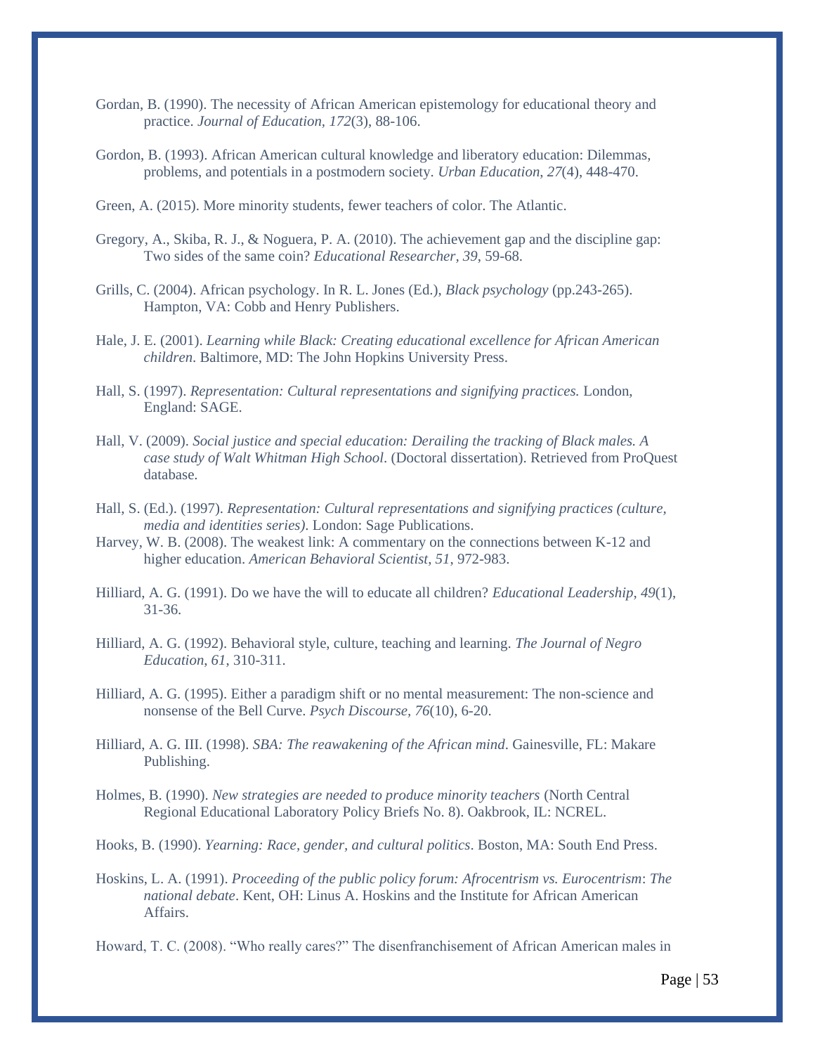Gordan, B. (1990). The necessity of African American epistemology for educational theory and practice. *Journal of Education, 172*(3), 88-106.

Gordon, B. (1993). African American cultural knowledge and liberatory education: Dilemmas, problems, and potentials in a postmodern society. *Urban Education, 27*(4), 448-470.

Green, A. (2015). More minority students, fewer teachers of color. The Atlantic.

Gregory, A., Skiba, R. J., & Noguera, P. A. (2010). The achievement gap and the discipline gap: Two sides of the same coin? *Educational Researcher, 39*, 59-68.

Grills, C. (2004). African psychology. In R. L. Jones (Ed.), *Black psychology* (pp.243-265). Hampton, VA: Cobb and Henry Publishers.

Hale, J. E. (2001). *Learning while Black: Creating educational excellence for African American children*. Baltimore, MD: The John Hopkins University Press.

Hall, S. (1997). *Representation: Cultural representations and signifying practices.* London, England: SAGE.

Hall, V. (2009). *Social justice and special education: Derailing the tracking of Black males. A case study of Walt Whitman High School*. (Doctoral dissertation). Retrieved from ProQuest database.

Hall, S. (Ed.). (1997). *Representation: Cultural representations and signifying practices (culture, media and identities series)*. London: Sage Publications.

Harvey, W. B. (2008). The weakest link: A commentary on the connections between K-12 and higher education. *American Behavioral Scientist, 51*, 972-983.

Hilliard, A. G. (1991). Do we have the will to educate all children? *Educational Leadership, 49*(1), 31-36.

Hilliard, A. G. (1992). Behavioral style, culture, teaching and learning. *The Journal of Negro Education, 61*, 310-311.

Hilliard, A. G. (1995). Either a paradigm shift or no mental measurement: The non-science and nonsense of the Bell Curve. *Psych Discourse, 76*(10), 6-20.

Hilliard, A. G. III. (1998). *SBA: The reawakening of the African mind*. Gainesville, FL: Makare Publishing.

Holmes, B. (1990). *New strategies are needed to produce minority teachers* (North Central Regional Educational Laboratory Policy Briefs No. 8). Oakbrook, IL: NCREL.

Hooks, B. (1990). *Yearning: Race, gender, and cultural politics*. Boston, MA: South End Press.

Hoskins, L. A. (1991). *Proceeding of the public policy forum: Afrocentrism vs. Eurocentrism*: *The national debate*. Kent, OH: Linus A. Hoskins and the Institute for African American Affairs.

Howard, T. C. (2008). "Who really cares?" The disenfranchisement of African American males in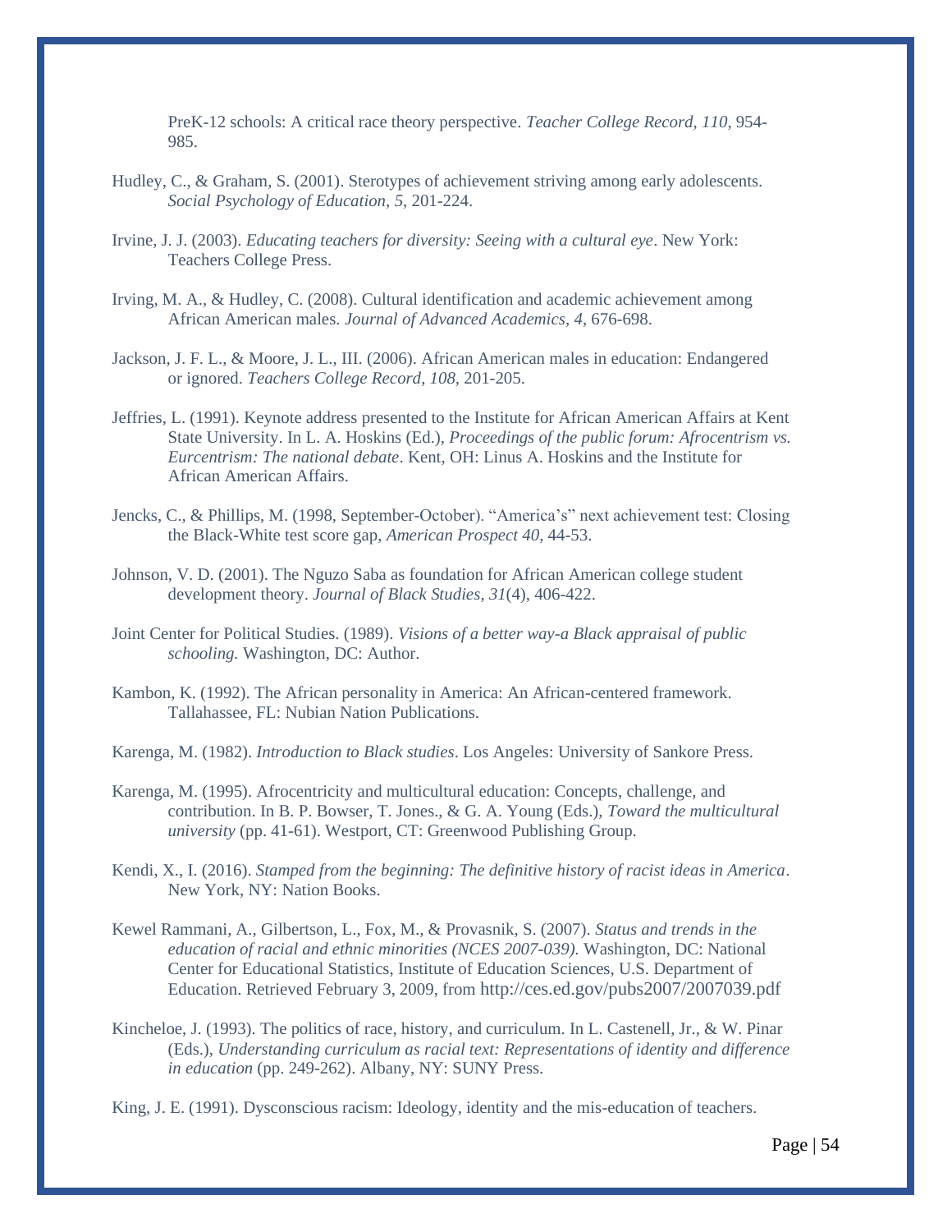PreK-12 schools: A critical race theory perspective. *Teacher College Record, 110*, 954-985.

Hudley, C., & Graham, S. (2001). Sterotypes of achievement striving among early adolescents. *Social Psychology of Education, 5*, 201-224.

Irvine, J. J. (2003). *Educating teachers for diversity: Seeing with a cultural eye*. New York: Teachers College Press.

Irving, M. A., & Hudley, C. (2008). Cultural identification and academic achievement among African American males. *Journal of Advanced Academics, 4*, 676-698.

Jackson, J. F. L., & Moore, J. L., III. (2006). African American males in education: Endangered or ignored. *Teachers College Record, 108,* 201-205.

Jeffries, L. (1991). Keynote address presented to the Institute for African American Affairs at Kent State University. In L. A. Hoskins (Ed.), *Proceedings of the public forum: Afrocentrism vs. Eurcentrism: The national debate*. Kent, OH: Linus A. Hoskins and the Institute for African American Affairs.

Jencks, C., & Phillips, M. (1998, September-October). "America's" next achievement test: Closing the Black-White test score gap, *American Prospect 40*, 44-53.

Johnson, V. D. (2001). The Nguzo Saba as foundation for African American college student development theory. *Journal of Black Studies, 31*(4), 406-422.

Joint Center for Political Studies. (1989). *Visions of a better way-a Black appraisal of public schooling.* Washington, DC: Author.

Kambon, K. (1992). The African personality in America: An African-centered framework. Tallahassee, FL: Nubian Nation Publications.

Karenga, M. (1982). *Introduction to Black studies*. Los Angeles: University of Sankore Press.

Karenga, M. (1995). Afrocentricity and multicultural education: Concepts, challenge, and contribution. In B. P. Bowser, T. Jones., & G. A. Young (Eds.), *Toward the multicultural university* (pp. 41-61). Westport, CT: Greenwood Publishing Group.

Kendi, X., I. (2016). *Stamped from the beginning: The definitive history of racist ideas in America*. New York, NY: Nation Books.

Kewel Rammani, A., Gilbertson, L., Fox, M., & Provasnik, S. (2007). *Status and trends in the education of racial and ethnic minorities (NCES 2007-039).* Washington, DC: National Center for Educational Statistics, Institute of Education Sciences, U.S. Department of Education. Retrieved February 3, 2009, from http://ces.ed.gov/pubs2007/2007039.pdf

Kincheloe, J. (1993). The politics of race, history, and curriculum. In L. Castenell, Jr., & W. Pinar (Eds.), *Understanding curriculum as racial text: Representations of identity and difference in education* (pp. 249-262). Albany, NY: SUNY Press.

King, J. E. (1991). Dysconscious racism: Ideology, identity and the mis-education of teachers.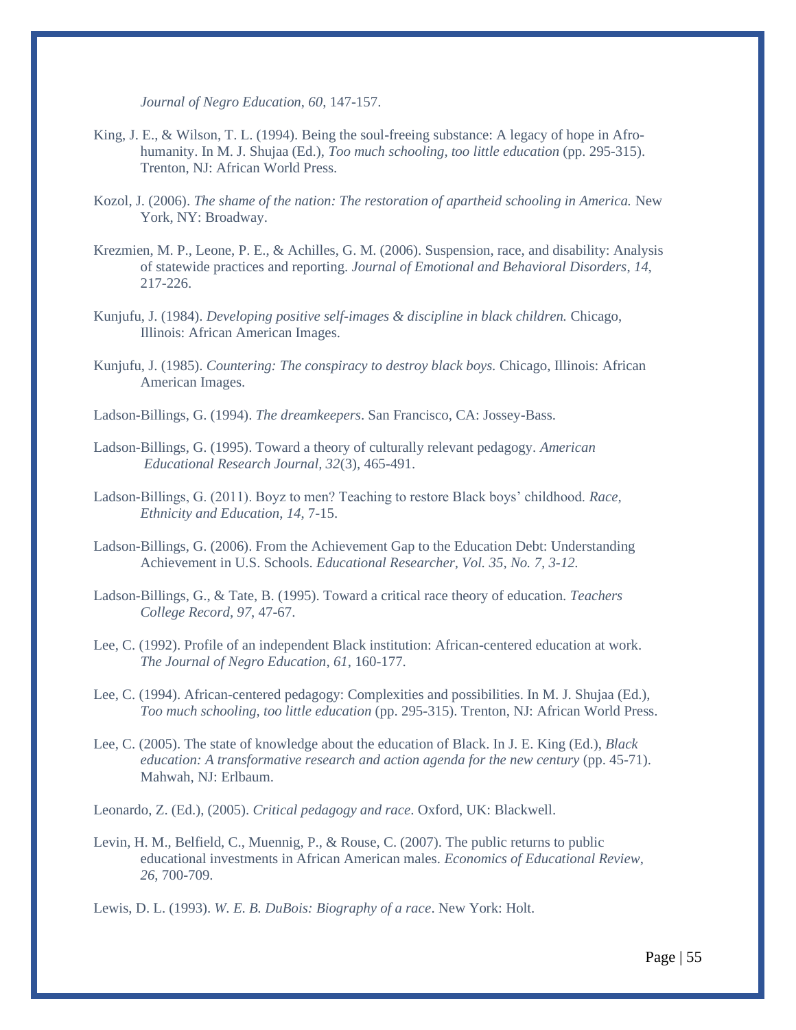*Journal of Negro Education*, *60*, 147-157.

King, J. E., & Wilson, T. L. (1994). Being the soul-freeing substance: A legacy of hope in Afro-humanity. In M. J. Shujaa (Ed.), *Too much schooling, too little education* (pp. 295-315). Trenton, NJ: African World Press.

Kozol, J. (2006). *The shame of the nation: The restoration of apartheid schooling in America.* New York, NY: Broadway.

Krezmien, M. P., Leone, P. E., & Achilles, G. M. (2006). Suspension, race, and disability: Analysis of statewide practices and reporting. *Journal of Emotional and Behavioral Disorders*, *14*, 217-226.

Kunjufu, J. (1984). *Developing positive self-images & discipline in black children.* Chicago, Illinois: African American Images.

Kunjufu, J. (1985). *Countering: The conspiracy to destroy black boys.* Chicago, Illinois: African American Images.

Ladson-Billings, G. (1994). *The dreamkeepers*. San Francisco, CA: Jossey-Bass.

Ladson-Billings, G. (1995). Toward a theory of culturally relevant pedagogy. *American Educational Research Journal, 32*(3), 465-491.

Ladson-Billings, G. (2011). Boyz to men? Teaching to restore Black boys' childhood. *Race, Ethnicity and Education*, *14*, 7-15.

Ladson-Billings, G. (2006). From the Achievement Gap to the Education Debt: Understanding Achievement in U.S. Schools. *Educational Researcher, Vol. 35, No. 7, 3-12.*

Ladson-Billings, G., & Tate, B. (1995). Toward a critical race theory of education. *Teachers College Record*, *97*, 47-67.

Lee, C. (1992). Profile of an independent Black institution: African-centered education at work. *The Journal of Negro Education*, *61*, 160-177.

Lee, C. (1994). African-centered pedagogy: Complexities and possibilities. In M. J. Shujaa (Ed.), *Too much schooling, too little education* (pp. 295-315). Trenton, NJ: African World Press.

Lee, C. (2005). The state of knowledge about the education of Black. In J. E. King (Ed.), *Black education: A transformative research and action agenda for the new century* (pp. 45-71). Mahwah, NJ: Erlbaum.

Leonardo, Z. (Ed.), (2005). *Critical pedagogy and race*. Oxford, UK: Blackwell.

Levin, H. M., Belfield, C., Muennig, P., & Rouse, C. (2007). The public returns to public educational investments in African American males. *Economics of Educational Review*, *26*, 700-709.

Lewis, D. L. (1993). *W. E. B. DuBois: Biography of a race*. New York: Holt.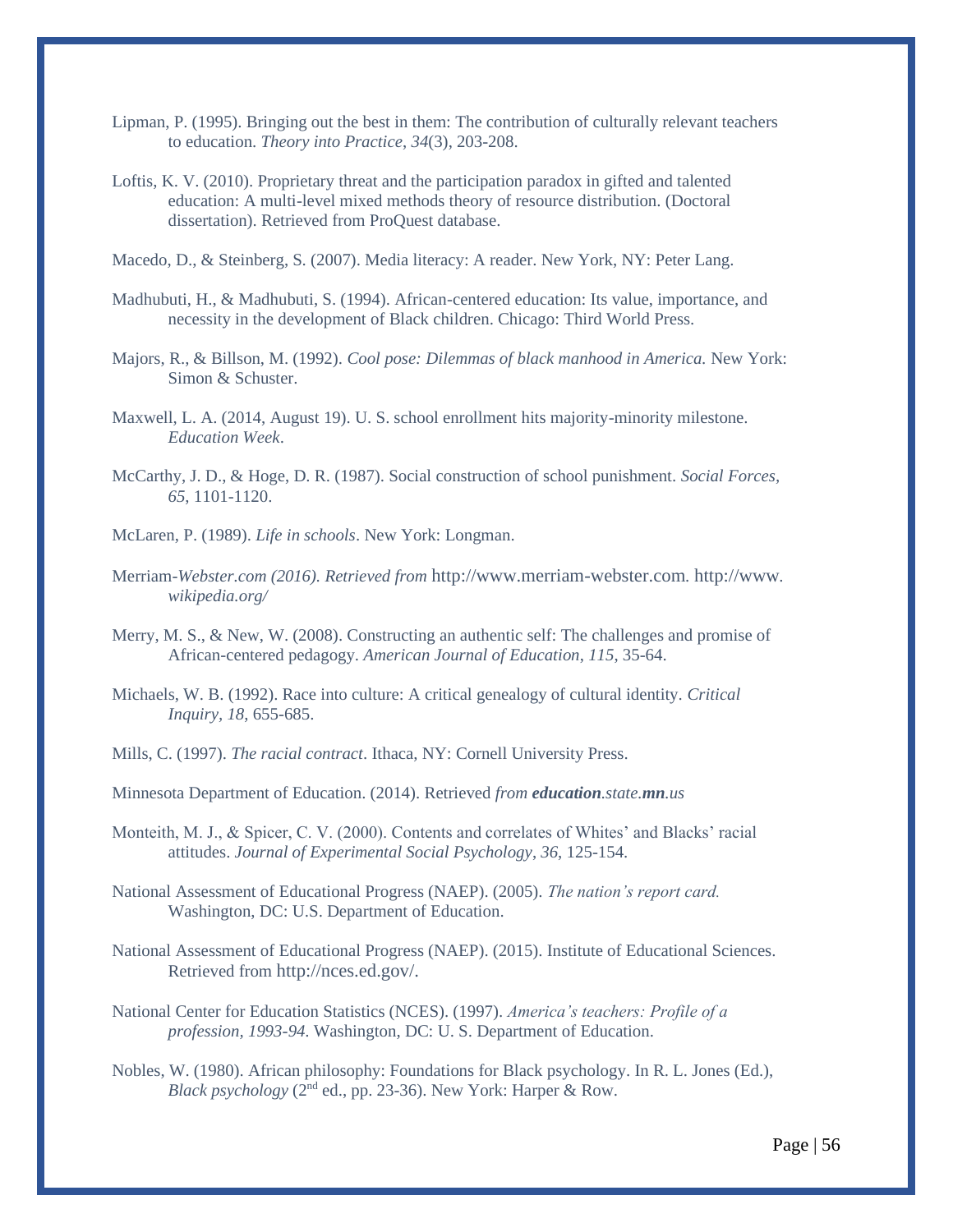Lipman, P. (1995). Bringing out the best in them: The contribution of culturally relevant teachers to education. *Theory into Practice*, *34*(3), 203-208.

Loftis, K. V. (2010). Proprietary threat and the participation paradox in gifted and talented education: A multi-level mixed methods theory of resource distribution. (Doctoral dissertation). Retrieved from ProQuest database.

Macedo, D., & Steinberg, S. (2007). Media literacy: A reader. New York, NY: Peter Lang.

Madhubuti, H., & Madhubuti, S. (1994). African-centered education: Its value, importance, and necessity in the development of Black children. Chicago: Third World Press.

Majors, R., & Billson, M. (1992). *Cool pose: Dilemmas of black manhood in America.* New York: Simon & Schuster.

Maxwell, L. A. (2014, August 19). U. S. school enrollment hits majority-minority milestone. *Education Week*.

McCarthy, J. D., & Hoge, D. R. (1987). Social construction of school punishment. *Social Forces*, *65*, 1101-1120.

McLaren, P. (1989). *Life in schools*. New York: Longman.

Merriam-*Webster.com (2016). Retrieved from* http://www.merriam-webster.com. http://www. *wikipedia.org/*

Merry, M. S., & New, W. (2008). Constructing an authentic self: The challenges and promise of African-centered pedagogy. *American Journal of Education*, *115*, 35-64.

Michaels, W. B. (1992). Race into culture: A critical genealogy of cultural identity. *Critical Inquiry*, *18*, 655-685.

Mills, C. (1997). *The racial contract*. Ithaca, NY: Cornell University Press.

Minnesota Department of Education. (2014). Retrieved *from **education**.state.**mn**.us*

Monteith, M. J., & Spicer, C. V. (2000). Contents and correlates of Whites' and Blacks' racial attitudes. *Journal of Experimental Social Psychology*, *36*, 125-154.

National Assessment of Educational Progress (NAEP). (2005). *The nation's report card.* Washington, DC: U.S. Department of Education.

National Assessment of Educational Progress (NAEP). (2015). Institute of Educational Sciences. Retrieved from http://nces.ed.gov/.

National Center for Education Statistics (NCES). (1997). *America's teachers: Profile of a profession, 1993-94*. Washington, DC: U. S. Department of Education.

Nobles, W. (1980). African philosophy: Foundations for Black psychology. In R. L. Jones (Ed.), *Black psychology* (2nd ed., pp. 23-36). New York: Harper & Row.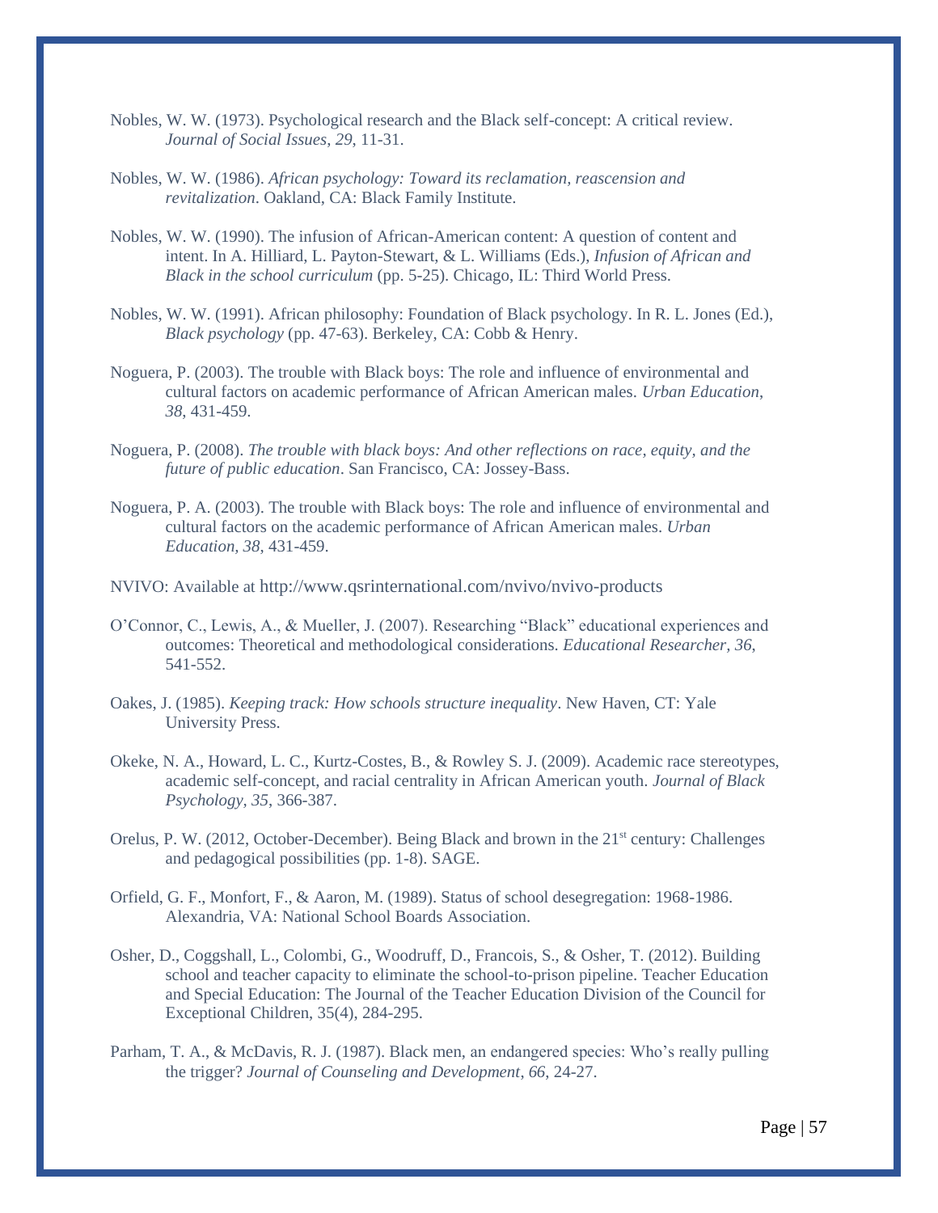Nobles, W. W. (1973). Psychological research and the Black self-concept: A critical review. *Journal of Social Issues, 29*, 11-31.

Nobles, W. W. (1986). *African psychology: Toward its reclamation, reascension and revitalization*. Oakland, CA: Black Family Institute.

Nobles, W. W. (1990). The infusion of African-American content: A question of content and intent. In A. Hilliard, L. Payton-Stewart, & L. Williams (Eds.), *Infusion of African and Black in the school curriculum* (pp. 5-25). Chicago, IL: Third World Press.

Nobles, W. W. (1991). African philosophy: Foundation of Black psychology. In R. L. Jones (Ed.), *Black psychology* (pp. 47-63). Berkeley, CA: Cobb & Henry.

Noguera, P. (2003). The trouble with Black boys: The role and influence of environmental and cultural factors on academic performance of African American males. *Urban Education, 38*, 431-459.

Noguera, P. (2008). *The trouble with black boys: And other reflections on race, equity, and the future of public education*. San Francisco, CA: Jossey-Bass.

Noguera, P. A. (2003). The trouble with Black boys: The role and influence of environmental and cultural factors on the academic performance of African American males. *Urban Education, 38*, 431-459.

NVIVO: Available at http://www.qsrinternational.com/nvivo/nvivo-products

O'Connor, C., Lewis, A., & Mueller, J. (2007). Researching "Black" educational experiences and outcomes: Theoretical and methodological considerations. *Educational Researcher, 36*, 541-552.

Oakes, J. (1985). *Keeping track: How schools structure inequality*. New Haven, CT: Yale University Press.

Okeke, N. A., Howard, L. C., Kurtz-Costes, B., & Rowley S. J. (2009). Academic race stereotypes, academic self-concept, and racial centrality in African American youth. *Journal of Black Psychology, 35*, 366-387.

Orelus, P. W. (2012, October-December). Being Black and brown in the 21st century: Challenges and pedagogical possibilities (pp. 1-8). SAGE.

Orfield, G. F., Monfort, F., & Aaron, M. (1989). Status of school desegregation: 1968-1986. Alexandria, VA: National School Boards Association.

Osher, D., Coggshall, L., Colombi, G., Woodruff, D., Francois, S., & Osher, T. (2012). Building school and teacher capacity to eliminate the school-to-prison pipeline. Teacher Education and Special Education: The Journal of the Teacher Education Division of the Council for Exceptional Children, 35(4), 284-295.

Parham, T. A., & McDavis, R. J. (1987). Black men, an endangered species: Who's really pulling the trigger? *Journal of Counseling and Development, 66*, 24-27.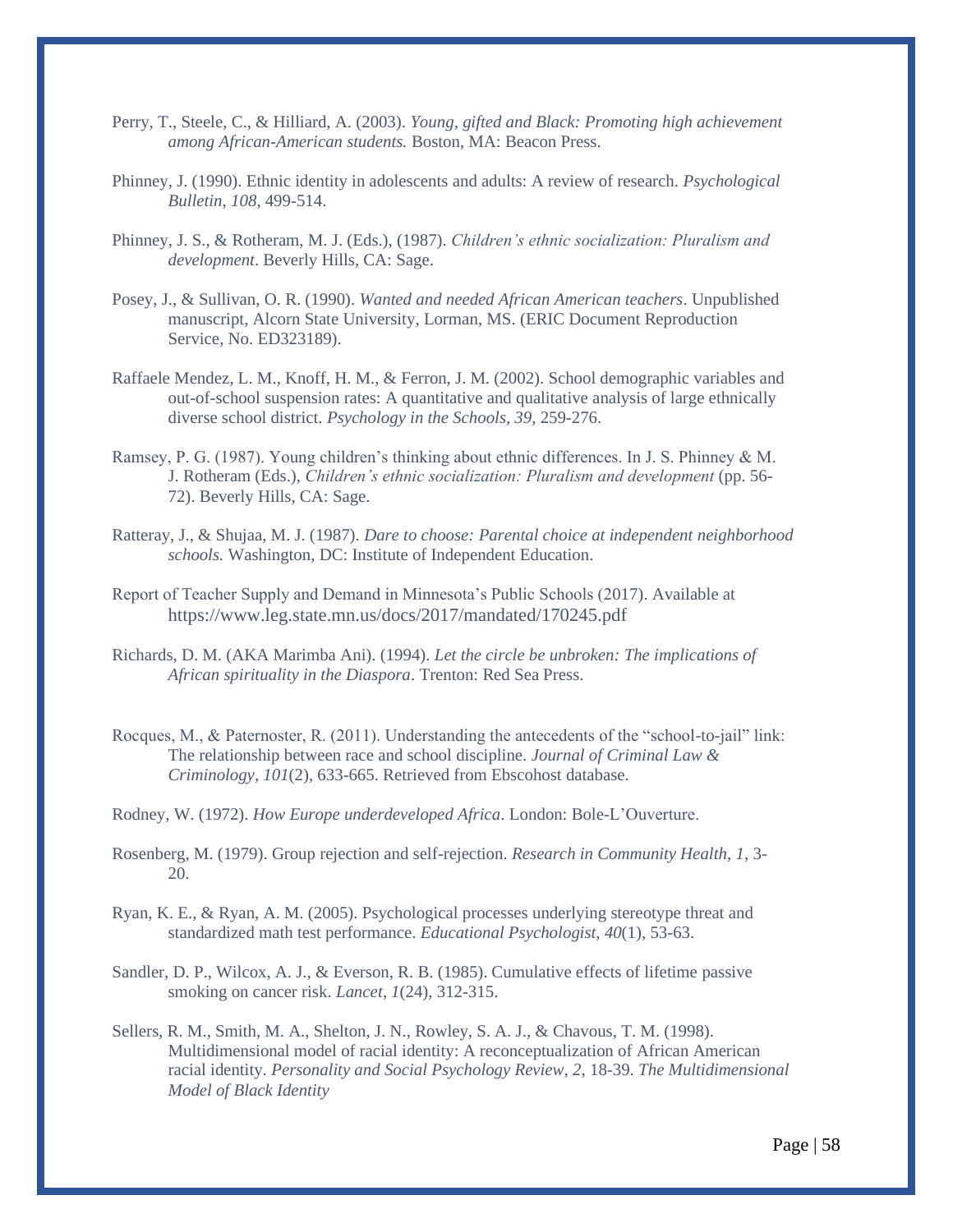Perry, T., Steele, C., & Hilliard, A. (2003). *Young, gifted and Black: Promoting high achievement among African-American students.* Boston, MA: Beacon Press.

Phinney, J. (1990). Ethnic identity in adolescents and adults: A review of research. *Psychological Bulletin, 108,* 499-514.

Phinney, J. S., & Rotheram, M. J. (Eds.), (1987). *Children's ethnic socialization: Pluralism and development*. Beverly Hills, CA: Sage.

Posey, J., & Sullivan, O. R. (1990). *Wanted and needed African American teachers*. Unpublished manuscript, Alcorn State University, Lorman, MS. (ERIC Document Reproduction Service, No. ED323189).

Raffaele Mendez, L. M., Knoff, H. M., & Ferron, J. M. (2002). School demographic variables and out-of-school suspension rates: A quantitative and qualitative analysis of large ethnically diverse school district. *Psychology in the Schools, 39*, 259-276.

Ramsey, P. G. (1987). Young children's thinking about ethnic differences. In J. S. Phinney & M. J. Rotheram (Eds.), *Children's ethnic socialization: Pluralism and development* (pp. 56-72). Beverly Hills, CA: Sage.

Ratteray, J., & Shujaa, M. J. (1987). *Dare to choose: Parental choice at independent neighborhood schools.* Washington, DC: Institute of Independent Education.

Report of Teacher Supply and Demand in Minnesota's Public Schools (2017). Available at https://www.leg.state.mn.us/docs/2017/mandated/170245.pdf

Richards, D. M. (AKA Marimba Ani). (1994). *Let the circle be unbroken: The implications of African spirituality in the Diaspora*. Trenton: Red Sea Press.

Rocques, M., & Paternoster, R. (2011). Understanding the antecedents of the "school-to-jail" link: The relationship between race and school discipline. *Journal of Criminal Law & Criminology*, *101*(2), 633-665. Retrieved from Ebscohost database.

Rodney, W. (1972). *How Europe underdeveloped Africa*. London: Bole-L'Ouverture.

Rosenberg, M. (1979). Group rejection and self-rejection. *Research in Community Health*, *1*, 3-20.

Ryan, K. E., & Ryan, A. M. (2005). Psychological processes underlying stereotype threat and standardized math test performance. *Educational Psychologist, 40*(1), 53-63.

Sandler, D. P., Wilcox, A. J., & Everson, R. B. (1985). Cumulative effects of lifetime passive smoking on cancer risk. *Lancet*, *1*(24), 312-315.

Sellers, R. M., Smith, M. A., Shelton, J. N., Rowley, S. A. J., & Chavous, T. M. (1998). Multidimensional model of racial identity: A reconceptualization of African American racial identity. *Personality and Social Psychology Review, 2*, 18-39. *The Multidimensional Model of Black Identity*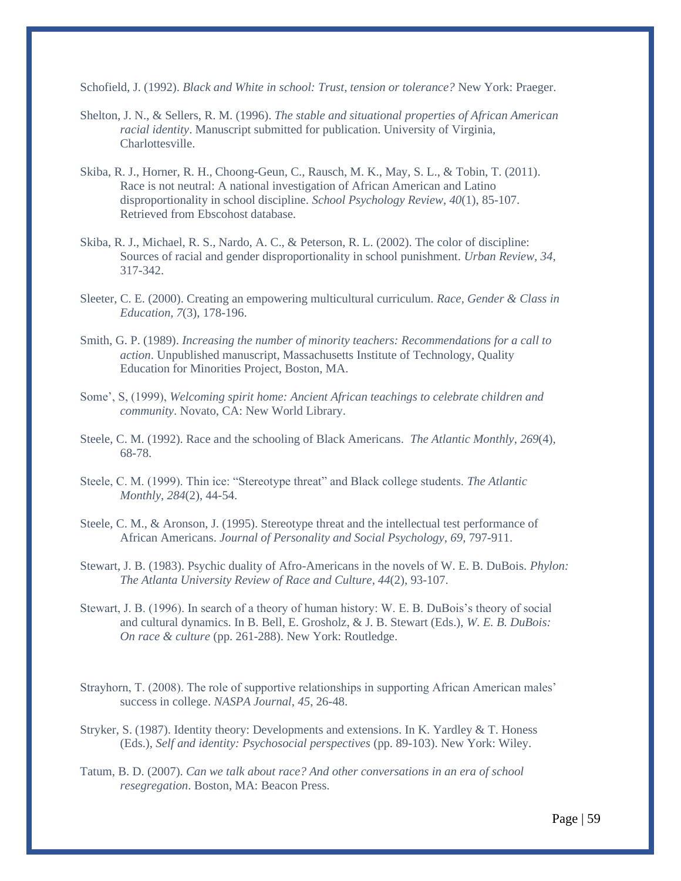Schofield, J. (1992). *Black and White in school: Trust, tension or tolerance?* New York: Praeger.

Shelton, J. N., & Sellers, R. M. (1996). *The stable and situational properties of African American racial identity*. Manuscript submitted for publication. University of Virginia, Charlottesville.

Skiba, R. J., Horner, R. H., Choong-Geun, C., Rausch, M. K., May, S. L., & Tobin, T. (2011). Race is not neutral: A national investigation of African American and Latino disproportionality in school discipline. *School Psychology Review*, *40*(1), 85-107. Retrieved from Ebscohost database.

Skiba, R. J., Michael, R. S., Nardo, A. C., & Peterson, R. L. (2002). The color of discipline: Sources of racial and gender disproportionality in school punishment. *Urban Review*, *34*, 317-342.

Sleeter, C. E. (2000). Creating an empowering multicultural curriculum. *Race, Gender & Class in Education, 7*(3), 178-196.

Smith, G. P. (1989). *Increasing the number of minority teachers: Recommendations for a call to action*. Unpublished manuscript, Massachusetts Institute of Technology, Quality Education for Minorities Project, Boston, MA.

Some', S, (1999), *Welcoming spirit home: Ancient African teachings to celebrate children and community*. Novato, CA: New World Library.

Steele, C. M. (1992). Race and the schooling of Black Americans. *The Atlantic Monthly*, *269*(4), 68-78.

Steele, C. M. (1999). Thin ice: "Stereotype threat" and Black college students. *The Atlantic Monthly*, *284*(2), 44-54.

Steele, C. M., & Aronson, J. (1995). Stereotype threat and the intellectual test performance of African Americans. *Journal of Personality and Social Psychology*, *69*, 797-911.

Stewart, J. B. (1983). Psychic duality of Afro-Americans in the novels of W. E. B. DuBois. *Phylon: The Atlanta University Review of Race and Culture*, *44*(2), 93-107.

Stewart, J. B. (1996). In search of a theory of human history: W. E. B. DuBois's theory of social and cultural dynamics. In B. Bell, E. Grosholz, & J. B. Stewart (Eds.), *W. E. B. DuBois: On race & culture* (pp. 261-288). New York: Routledge.

Strayhorn, T. (2008). The role of supportive relationships in supporting African American males' success in college. *NASPA Journal*, *45*, 26-48.

Stryker, S. (1987). Identity theory: Developments and extensions. In K. Yardley & T. Honess (Eds.), *Self and identity: Psychosocial perspectives* (pp. 89-103). New York: Wiley.

Tatum, B. D. (2007). *Can we talk about race? And other conversations in an era of school resegregation*. Boston, MA: Beacon Press.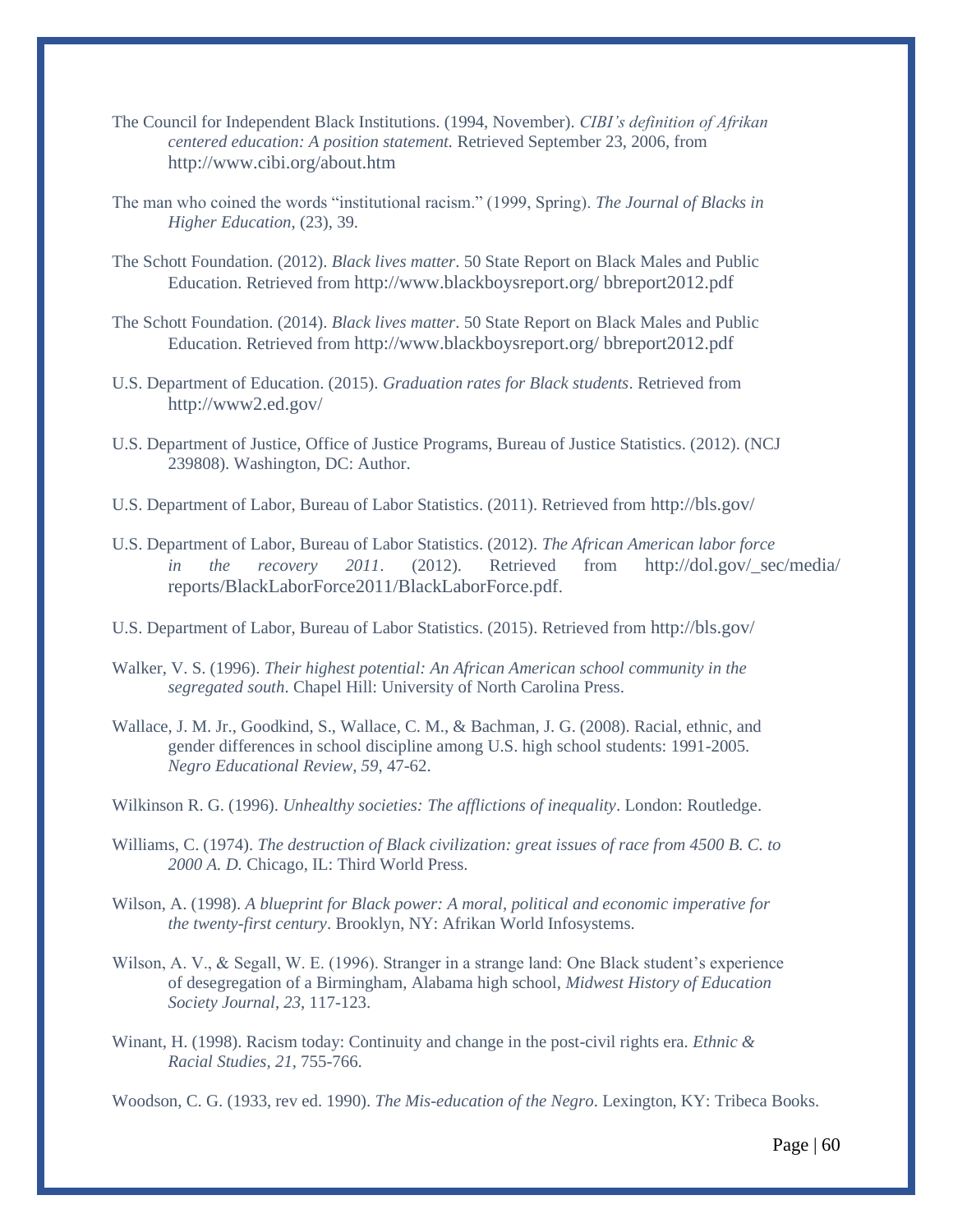The Council for Independent Black Institutions. (1994, November). *CIBI's definition of Afrikan centered education: A position statement.* Retrieved September 23, 2006, from http://www.cibi.org/about.htm

The man who coined the words "institutional racism." (1999, Spring). *The Journal of Blacks in Higher Education*, (23), 39.

The Schott Foundation. (2012). *Black lives matter*. 50 State Report on Black Males and Public Education. Retrieved from http://www.blackboysreport.org/ bbreport2012.pdf

The Schott Foundation. (2014). *Black lives matter*. 50 State Report on Black Males and Public Education. Retrieved from http://www.blackboysreport.org/ bbreport2012.pdf

U.S. Department of Education. (2015). *Graduation rates for Black students*. Retrieved from http://www2.ed.gov/

U.S. Department of Justice, Office of Justice Programs, Bureau of Justice Statistics. (2012). (NCJ 239808). Washington, DC: Author.

U.S. Department of Labor, Bureau of Labor Statistics. (2011). Retrieved from http://bls.gov/

U.S. Department of Labor, Bureau of Labor Statistics. (2012). *The African American labor force in the recovery 2011*. (2012). Retrieved from http://dol.gov/_sec/media/ reports/BlackLaborForce2011/BlackLaborForce.pdf.

U.S. Department of Labor, Bureau of Labor Statistics. (2015). Retrieved from http://bls.gov/

Walker, V. S. (1996). *Their highest potential: An African American school community in the segregated south*. Chapel Hill: University of North Carolina Press.

Wallace, J. M. Jr., Goodkind, S., Wallace, C. M., & Bachman, J. G. (2008). Racial, ethnic, and gender differences in school discipline among U.S. high school students: 1991-2005. *Negro Educational Review*, *59*, 47-62.

Wilkinson R. G. (1996). *Unhealthy societies: The afflictions of inequality*. London: Routledge.

Williams, C. (1974). *The destruction of Black civilization: great issues of race from 4500 B. C. to 2000 A. D.* Chicago, IL: Third World Press.

Wilson, A. (1998). *A blueprint for Black power: A moral, political and economic imperative for the twenty-first century*. Brooklyn, NY: Afrikan World Infosystems.

Wilson, A. V., & Segall, W. E. (1996). Stranger in a strange land: One Black student's experience of desegregation of a Birmingham, Alabama high school, *Midwest History of Education Society Journal*, *23*, 117-123.

Winant, H. (1998). Racism today: Continuity and change in the post-civil rights era. *Ethnic & Racial Studies*, *21*, 755-766.

Woodson, C. G. (1933, rev ed. 1990). *The Mis-education of the Negro*. Lexington, KY: Tribeca Books.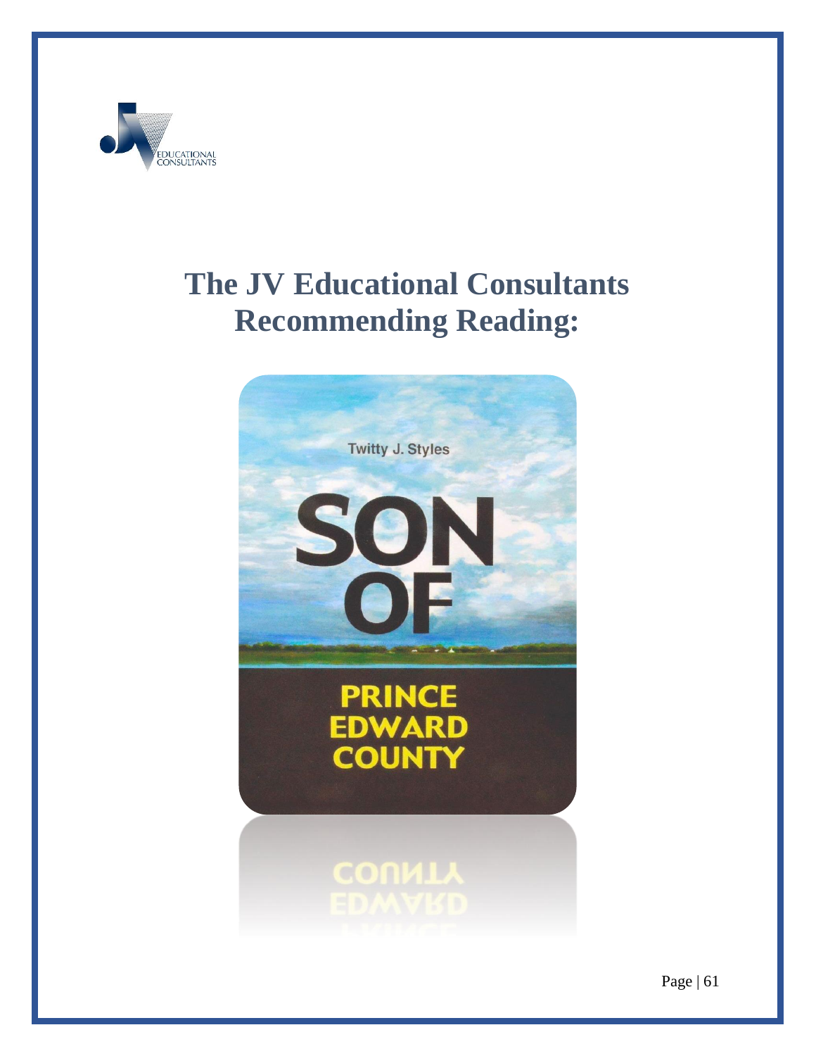# The JV Educational Consultants Recommending Reading:

Twitty J. Styles

SON OF PRINCE EDWARD COUNTY